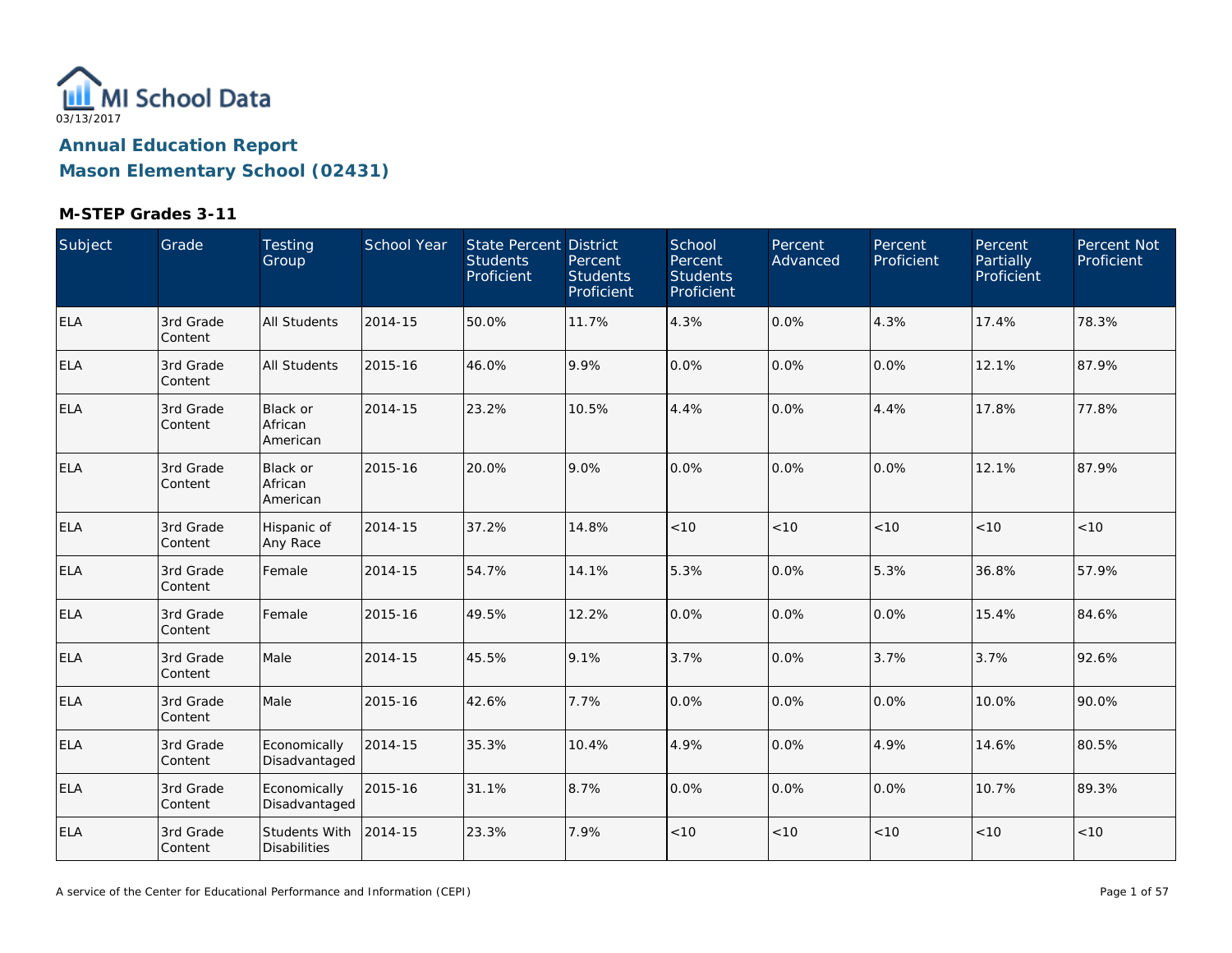MI School Data

03/13/2017

## Annual Education Report

## Mason Elementary School (02431)

### M-STEP Grades 3-11

| Subject | Grade | Testing Group | School Year | State Percent Students Proficient | District Percent Students Proficient | School Percent Students Proficient | Percent Advanced | Percent Proficient | Percent Partially Proficient | Percent Not Proficient |
|---|---|---|---|---|---|---|---|---|---|---|
| ELA | 3rd Grade Content | All Students | 2014-15 | 50.0% | 11.7% | 4.3% | 0.0% | 4.3% | 17.4% | 78.3% |
| ELA | 3rd Grade Content | All Students | 2015-16 | 46.0% | 9.9% | 0.0% | 0.0% | 0.0% | 12.1% | 87.9% |
| ELA | 3rd Grade Content | Black or African American | 2014-15 | 23.2% | 10.5% | 4.4% | 0.0% | 4.4% | 17.8% | 77.8% |
| ELA | 3rd Grade Content | Black or African American | 2015-16 | 20.0% | 9.0% | 0.0% | 0.0% | 0.0% | 12.1% | 87.9% |
| ELA | 3rd Grade Content | Hispanic of Any Race | 2014-15 | 37.2% | 14.8% | <10 | <10 | <10 | <10 | <10 |
| ELA | 3rd Grade Content | Female | 2014-15 | 54.7% | 14.1% | 5.3% | 0.0% | 5.3% | 36.8% | 57.9% |
| ELA | 3rd Grade Content | Female | 2015-16 | 49.5% | 12.2% | 0.0% | 0.0% | 0.0% | 15.4% | 84.6% |
| ELA | 3rd Grade Content | Male | 2014-15 | 45.5% | 9.1% | 3.7% | 0.0% | 3.7% | 3.7% | 92.6% |
| ELA | 3rd Grade Content | Male | 2015-16 | 42.6% | 7.7% | 0.0% | 0.0% | 0.0% | 10.0% | 90.0% |
| ELA | 3rd Grade Content | Economically Disadvantaged | 2014-15 | 35.3% | 10.4% | 4.9% | 0.0% | 4.9% | 14.6% | 80.5% |
| ELA | 3rd Grade Content | Economically Disadvantaged | 2015-16 | 31.1% | 8.7% | 0.0% | 0.0% | 0.0% | 10.7% | 89.3% |
| ELA | 3rd Grade Content | Students With Disabilities | 2014-15 | 23.3% | 7.9% | <10 | <10 | <10 | <10 | <10 |

A service of the Center for Educational Performance and Information (CEPI)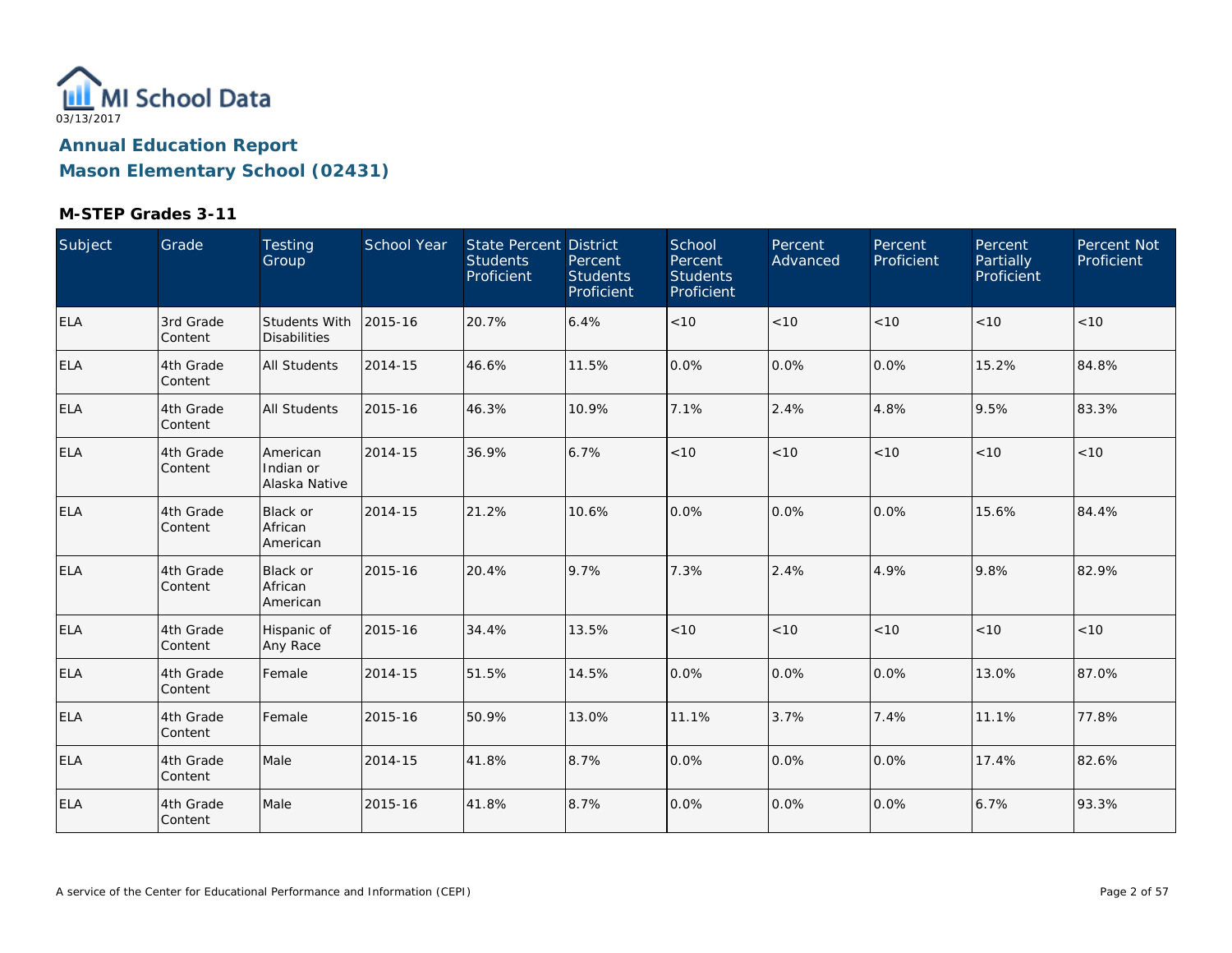MI School Data

03/13/2017

## Annual Education Report

## Mason Elementary School (02431)

### M-STEP Grades 3-11

| Subject | Grade | Testing Group | School Year | State Percent Students Proficient | District Percent Students Proficient | School Percent Students Proficient | Percent Advanced | Percent Proficient | Percent Partially Proficient | Percent Not Proficient |
|---|---|---|---|---|---|---|---|---|---|---|
| ELA | 3rd Grade Content | Students With Disabilities | 2015-16 | 20.7% | 6.4% | <10 | <10 | <10 | <10 | <10 |
| ELA | 4th Grade Content | All Students | 2014-15 | 46.6% | 11.5% | 0.0% | 0.0% | 0.0% | 15.2% | 84.8% |
| ELA | 4th Grade Content | All Students | 2015-16 | 46.3% | 10.9% | 7.1% | 2.4% | 4.8% | 9.5% | 83.3% |
| ELA | 4th Grade Content | American Indian or Alaska Native | 2014-15 | 36.9% | 6.7% | <10 | <10 | <10 | <10 | <10 |
| ELA | 4th Grade Content | Black or African American | 2014-15 | 21.2% | 10.6% | 0.0% | 0.0% | 0.0% | 15.6% | 84.4% |
| ELA | 4th Grade Content | Black or African American | 2015-16 | 20.4% | 9.7% | 7.3% | 2.4% | 4.9% | 9.8% | 82.9% |
| ELA | 4th Grade Content | Hispanic of Any Race | 2015-16 | 34.4% | 13.5% | <10 | <10 | <10 | <10 | <10 |
| ELA | 4th Grade Content | Female | 2014-15 | 51.5% | 14.5% | 0.0% | 0.0% | 0.0% | 13.0% | 87.0% |
| ELA | 4th Grade Content | Female | 2015-16 | 50.9% | 13.0% | 11.1% | 3.7% | 7.4% | 11.1% | 77.8% |
| ELA | 4th Grade Content | Male | 2014-15 | 41.8% | 8.7% | 0.0% | 0.0% | 0.0% | 17.4% | 82.6% |
| ELA | 4th Grade Content | Male | 2015-16 | 41.8% | 8.7% | 0.0% | 0.0% | 0.0% | 6.7% | 93.3% |

A service of the Center for Educational Performance and Information (CEPI)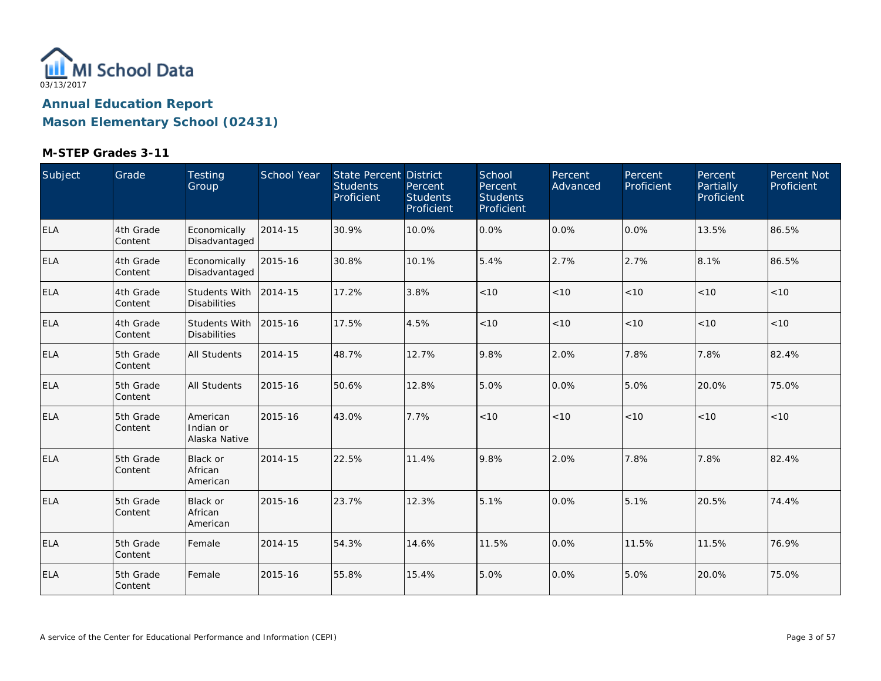MI School Data

03/13/2017

## Annual Education Report
## Mason Elementary School (02431)

### M-STEP Grades 3-11

| Subject | Grade | Testing Group | School Year | State Percent Students Proficient | District Percent Students Proficient | School Percent Students Proficient | Percent Advanced | Percent Proficient | Percent Partially Proficient | Percent Not Proficient |
|---|---|---|---|---|---|---|---|---|---|---|
| ELA | 4th Grade Content | Economically Disadvantaged | 2014-15 | 30.9% | 10.0% | 0.0% | 0.0% | 0.0% | 13.5% | 86.5% |
| ELA | 4th Grade Content | Economically Disadvantaged | 2015-16 | 30.8% | 10.1% | 5.4% | 2.7% | 2.7% | 8.1% | 86.5% |
| ELA | 4th Grade Content | Students With Disabilities | 2014-15 | 17.2% | 3.8% | <10 | <10 | <10 | <10 | <10 |
| ELA | 4th Grade Content | Students With Disabilities | 2015-16 | 17.5% | 4.5% | <10 | <10 | <10 | <10 | <10 |
| ELA | 5th Grade Content | All Students | 2014-15 | 48.7% | 12.7% | 9.8% | 2.0% | 7.8% | 7.8% | 82.4% |
| ELA | 5th Grade Content | All Students | 2015-16 | 50.6% | 12.8% | 5.0% | 0.0% | 5.0% | 20.0% | 75.0% |
| ELA | 5th Grade Content | American Indian or Alaska Native | 2015-16 | 43.0% | 7.7% | <10 | <10 | <10 | <10 | <10 |
| ELA | 5th Grade Content | Black or African American | 2014-15 | 22.5% | 11.4% | 9.8% | 2.0% | 7.8% | 7.8% | 82.4% |
| ELA | 5th Grade Content | Black or African American | 2015-16 | 23.7% | 12.3% | 5.1% | 0.0% | 5.1% | 20.5% | 74.4% |
| ELA | 5th Grade Content | Female | 2014-15 | 54.3% | 14.6% | 11.5% | 0.0% | 11.5% | 11.5% | 76.9% |
| ELA | 5th Grade Content | Female | 2015-16 | 55.8% | 15.4% | 5.0% | 0.0% | 5.0% | 20.0% | 75.0% |

A service of the Center for Educational Performance and Information (CEPI)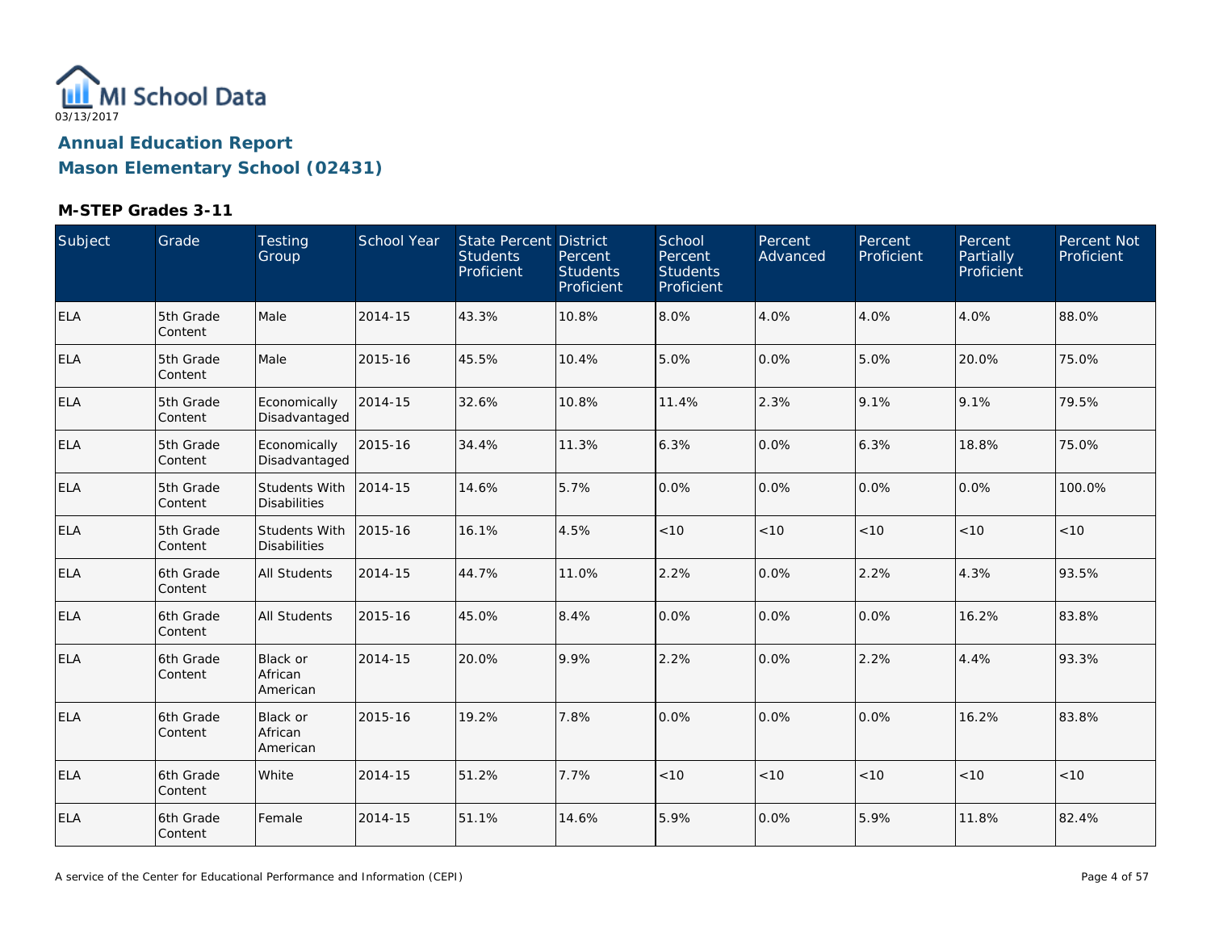MI School Data

03/13/2017

## Annual Education Report

## Mason Elementary School (02431)

### M-STEP Grades 3-11

| Subject | Grade | Testing Group | School Year | State Percent Students Proficient | District Percent Students Proficient | School Percent Students Proficient | Percent Advanced | Percent Proficient | Percent Partially Proficient | Percent Not Proficient |
|---|---|---|---|---|---|---|---|---|---|---|
| ELA | 5th Grade Content | Male | 2014-15 | 43.3% | 10.8% | 8.0% | 4.0% | 4.0% | 4.0% | 88.0% |
| ELA | 5th Grade Content | Male | 2015-16 | 45.5% | 10.4% | 5.0% | 0.0% | 5.0% | 20.0% | 75.0% |
| ELA | 5th Grade Content | Economically Disadvantaged | 2014-15 | 32.6% | 10.8% | 11.4% | 2.3% | 9.1% | 9.1% | 79.5% |
| ELA | 5th Grade Content | Economically Disadvantaged | 2015-16 | 34.4% | 11.3% | 6.3% | 0.0% | 6.3% | 18.8% | 75.0% |
| ELA | 5th Grade Content | Students With Disabilities | 2014-15 | 14.6% | 5.7% | 0.0% | 0.0% | 0.0% | 0.0% | 100.0% |
| ELA | 5th Grade Content | Students With Disabilities | 2015-16 | 16.1% | 4.5% | <10 | <10 | <10 | <10 | <10 |
| ELA | 6th Grade Content | All Students | 2014-15 | 44.7% | 11.0% | 2.2% | 0.0% | 2.2% | 4.3% | 93.5% |
| ELA | 6th Grade Content | All Students | 2015-16 | 45.0% | 8.4% | 0.0% | 0.0% | 0.0% | 16.2% | 83.8% |
| ELA | 6th Grade Content | Black or African American | 2014-15 | 20.0% | 9.9% | 2.2% | 0.0% | 2.2% | 4.4% | 93.3% |
| ELA | 6th Grade Content | Black or African American | 2015-16 | 19.2% | 7.8% | 0.0% | 0.0% | 0.0% | 16.2% | 83.8% |
| ELA | 6th Grade Content | White | 2014-15 | 51.2% | 7.7% | <10 | <10 | <10 | <10 | <10 |
| ELA | 6th Grade Content | Female | 2014-15 | 51.1% | 14.6% | 5.9% | 0.0% | 5.9% | 11.8% | 82.4% |

A service of the Center for Educational Performance and Information (CEPI)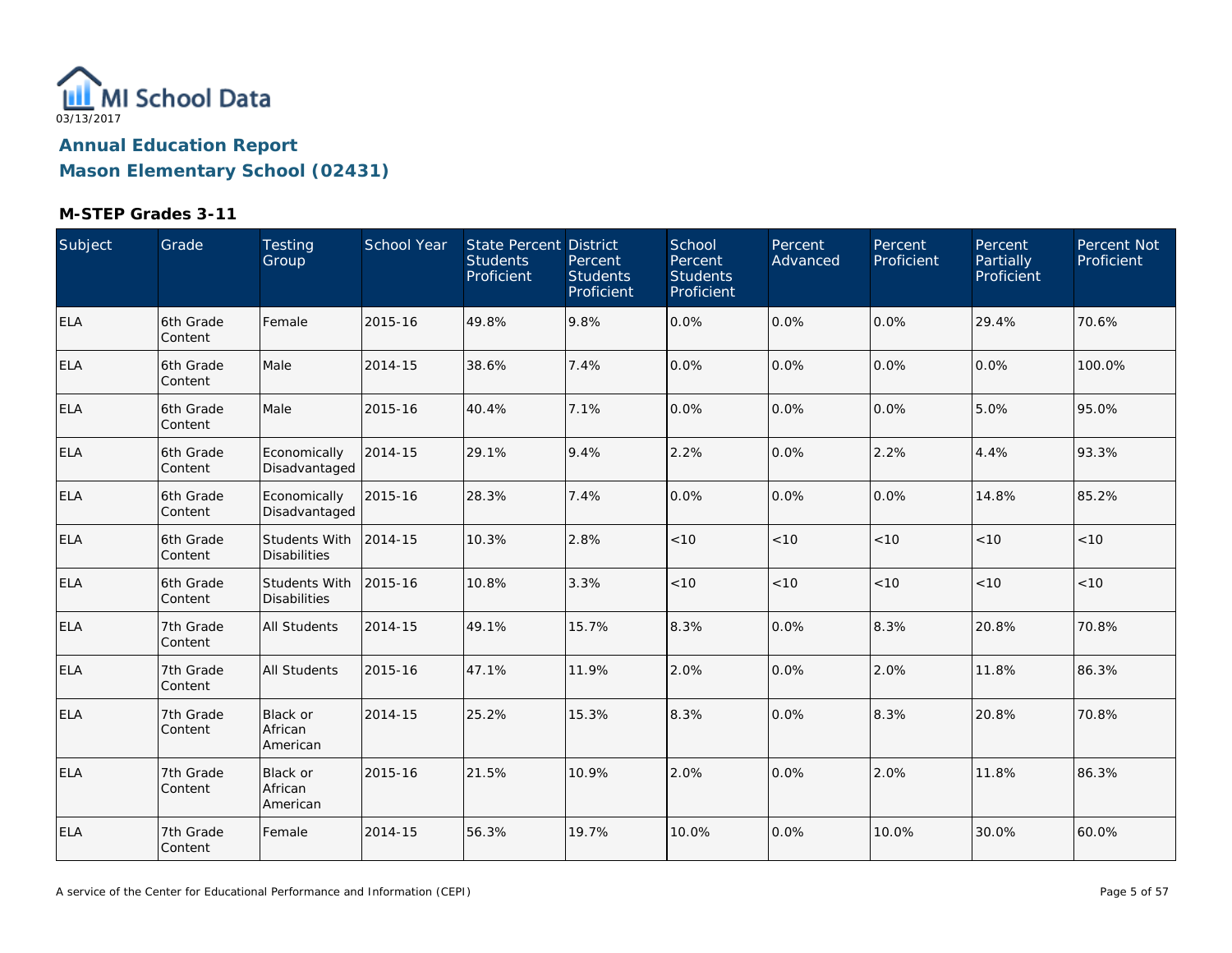MI School Data

03/13/2017

## Annual Education Report

## Mason Elementary School (02431)

### M-STEP Grades 3-11

| Subject | Grade | Testing Group | School Year | State Percent Students Proficient | District Percent Students Proficient | School Percent Students Proficient | Percent Advanced | Percent Proficient | Percent Partially Proficient | Percent Not Proficient |
|---|---|---|---|---|---|---|---|---|---|---|
| ELA | 6th Grade Content | Female | 2015-16 | 49.8% | 9.8% | 0.0% | 0.0% | 0.0% | 29.4% | 70.6% |
| ELA | 6th Grade Content | Male | 2014-15 | 38.6% | 7.4% | 0.0% | 0.0% | 0.0% | 0.0% | 100.0% |
| ELA | 6th Grade Content | Male | 2015-16 | 40.4% | 7.1% | 0.0% | 0.0% | 0.0% | 5.0% | 95.0% |
| ELA | 6th Grade Content | Economically Disadvantaged | 2014-15 | 29.1% | 9.4% | 2.2% | 0.0% | 2.2% | 4.4% | 93.3% |
| ELA | 6th Grade Content | Economically Disadvantaged | 2015-16 | 28.3% | 7.4% | 0.0% | 0.0% | 0.0% | 14.8% | 85.2% |
| ELA | 6th Grade Content | Students With Disabilities | 2014-15 | 10.3% | 2.8% | <10 | <10 | <10 | <10 | <10 |
| ELA | 6th Grade Content | Students With Disabilities | 2015-16 | 10.8% | 3.3% | <10 | <10 | <10 | <10 | <10 |
| ELA | 7th Grade Content | All Students | 2014-15 | 49.1% | 15.7% | 8.3% | 0.0% | 8.3% | 20.8% | 70.8% |
| ELA | 7th Grade Content | All Students | 2015-16 | 47.1% | 11.9% | 2.0% | 0.0% | 2.0% | 11.8% | 86.3% |
| ELA | 7th Grade Content | Black or African American | 2014-15 | 25.2% | 15.3% | 8.3% | 0.0% | 8.3% | 20.8% | 70.8% |
| ELA | 7th Grade Content | Black or African American | 2015-16 | 21.5% | 10.9% | 2.0% | 0.0% | 2.0% | 11.8% | 86.3% |
| ELA | 7th Grade Content | Female | 2014-15 | 56.3% | 19.7% | 10.0% | 0.0% | 10.0% | 30.0% | 60.0% |

A service of the Center for Educational Performance and Information (CEPI)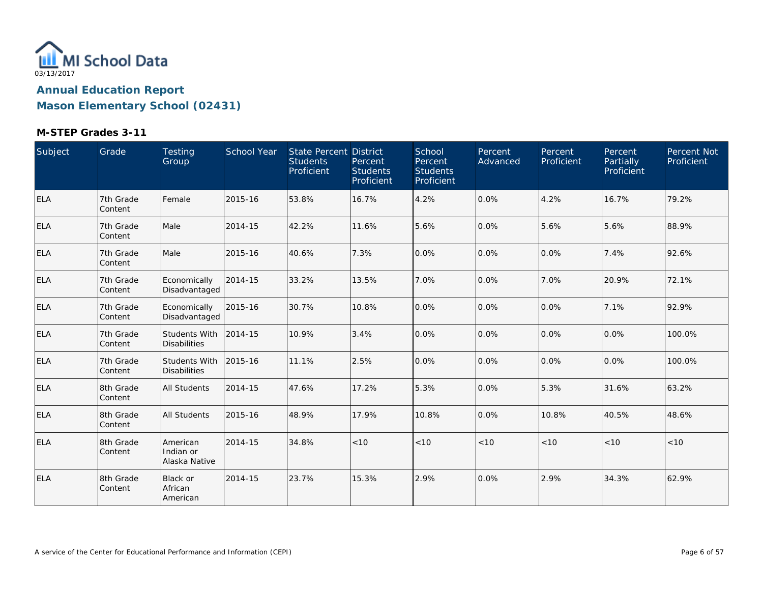MI School Data

03/13/2017

## Annual Education Report

## Mason Elementary School (02431)

### M-STEP Grades 3-11

| Subject | Grade | Testing Group | School Year | State Percent Students Proficient | District Percent Students Proficient | School Percent Students Proficient | Percent Advanced | Percent Proficient | Percent Partially Proficient | Percent Not Proficient |
|---|---|---|---|---|---|---|---|---|---|---|
| ELA | 7th Grade Content | Female | 2015-16 | 53.8% | 16.7% | 4.2% | 0.0% | 4.2% | 16.7% | 79.2% |
| ELA | 7th Grade Content | Male | 2014-15 | 42.2% | 11.6% | 5.6% | 0.0% | 5.6% | 5.6% | 88.9% |
| ELA | 7th Grade Content | Male | 2015-16 | 40.6% | 7.3% | 0.0% | 0.0% | 0.0% | 7.4% | 92.6% |
| ELA | 7th Grade Content | Economically Disadvantaged | 2014-15 | 33.2% | 13.5% | 7.0% | 0.0% | 7.0% | 20.9% | 72.1% |
| ELA | 7th Grade Content | Economically Disadvantaged | 2015-16 | 30.7% | 10.8% | 0.0% | 0.0% | 0.0% | 7.1% | 92.9% |
| ELA | 7th Grade Content | Students With Disabilities | 2014-15 | 10.9% | 3.4% | 0.0% | 0.0% | 0.0% | 0.0% | 100.0% |
| ELA | 7th Grade Content | Students With Disabilities | 2015-16 | 11.1% | 2.5% | 0.0% | 0.0% | 0.0% | 0.0% | 100.0% |
| ELA | 8th Grade Content | All Students | 2014-15 | 47.6% | 17.2% | 5.3% | 0.0% | 5.3% | 31.6% | 63.2% |
| ELA | 8th Grade Content | All Students | 2015-16 | 48.9% | 17.9% | 10.8% | 0.0% | 10.8% | 40.5% | 48.6% |
| ELA | 8th Grade Content | American Indian or Alaska Native | 2014-15 | 34.8% | <10 | <10 | <10 | <10 | <10 | <10 |
| ELA | 8th Grade Content | Black or African American | 2014-15 | 23.7% | 15.3% | 2.9% | 0.0% | 2.9% | 34.3% | 62.9% |

A service of the Center for Educational Performance and Information (CEPI)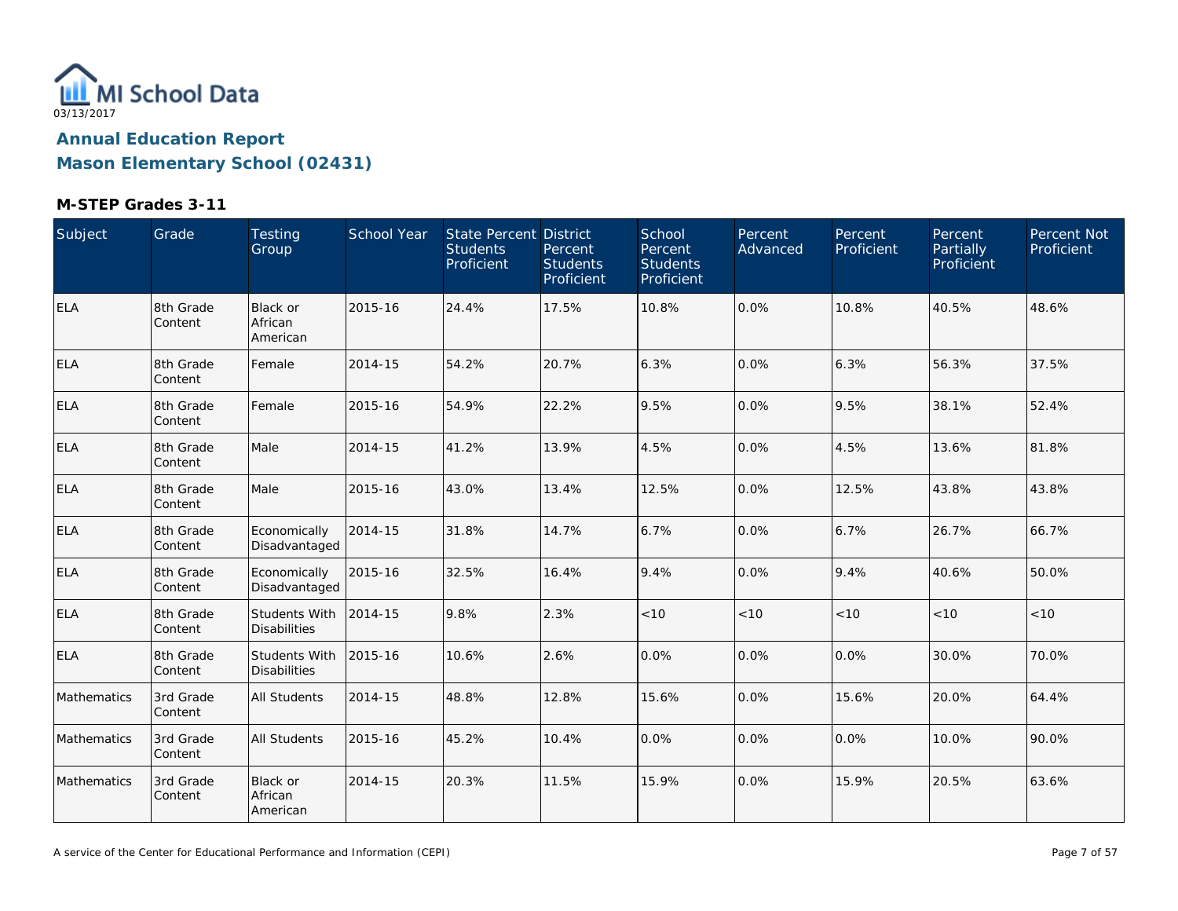MI School Data

03/13/2017

## Annual Education Report

## Mason Elementary School (02431)

### M-STEP Grades 3-11

| Subject | Grade | Testing Group | School Year | State Percent Students Proficient | District Percent Students Proficient | School Percent Students Proficient | Percent Advanced | Percent Proficient | Percent Partially Proficient | Percent Not Proficient |
|---|---|---|---|---|---|---|---|---|---|---|
| ELA | 8th Grade Content | Black or African American | 2015-16 | 24.4% | 17.5% | 10.8% | 0.0% | 10.8% | 40.5% | 48.6% |
| ELA | 8th Grade Content | Female | 2014-15 | 54.2% | 20.7% | 6.3% | 0.0% | 6.3% | 56.3% | 37.5% |
| ELA | 8th Grade Content | Female | 2015-16 | 54.9% | 22.2% | 9.5% | 0.0% | 9.5% | 38.1% | 52.4% |
| ELA | 8th Grade Content | Male | 2014-15 | 41.2% | 13.9% | 4.5% | 0.0% | 4.5% | 13.6% | 81.8% |
| ELA | 8th Grade Content | Male | 2015-16 | 43.0% | 13.4% | 12.5% | 0.0% | 12.5% | 43.8% | 43.8% |
| ELA | 8th Grade Content | Economically Disadvantaged | 2014-15 | 31.8% | 14.7% | 6.7% | 0.0% | 6.7% | 26.7% | 66.7% |
| ELA | 8th Grade Content | Economically Disadvantaged | 2015-16 | 32.5% | 16.4% | 9.4% | 0.0% | 9.4% | 40.6% | 50.0% |
| ELA | 8th Grade Content | Students With Disabilities | 2014-15 | 9.8% | 2.3% | <10 | <10 | <10 | <10 | <10 |
| ELA | 8th Grade Content | Students With Disabilities | 2015-16 | 10.6% | 2.6% | 0.0% | 0.0% | 0.0% | 30.0% | 70.0% |
| Mathematics | 3rd Grade Content | All Students | 2014-15 | 48.8% | 12.8% | 15.6% | 0.0% | 15.6% | 20.0% | 64.4% |
| Mathematics | 3rd Grade Content | All Students | 2015-16 | 45.2% | 10.4% | 0.0% | 0.0% | 0.0% | 10.0% | 90.0% |
| Mathematics | 3rd Grade Content | Black or African American | 2014-15 | 20.3% | 11.5% | 15.9% | 0.0% | 15.9% | 20.5% | 63.6% |

A service of the Center for Educational Performance and Information (CEPI)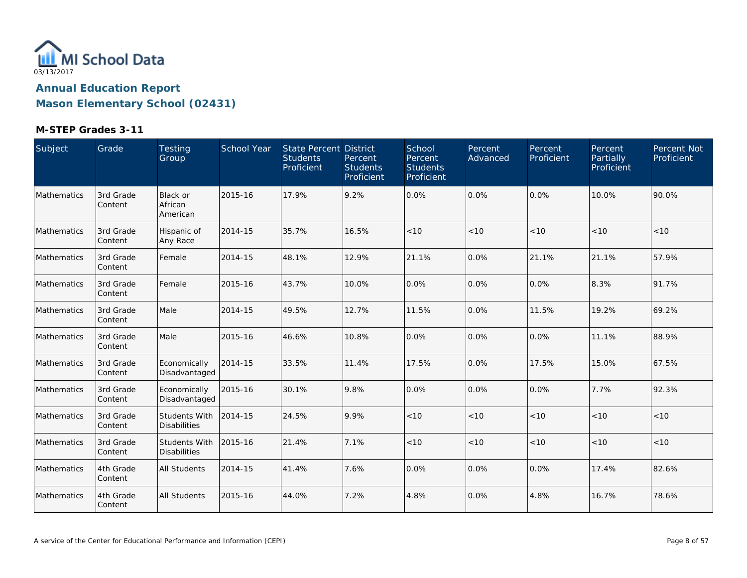MI School Data
03/13/2017

# Annual Education Report

## Mason Elementary School (02431)

### M-STEP Grades 3-11

| Subject | Grade | Testing Group | School Year | State Percent Students Proficient | District Percent Students Proficient | School Percent Students Proficient | Percent Advanced | Percent Proficient | Percent Partially Proficient | Percent Not Proficient |
|---|---|---|---|---|---|---|---|---|---|---|
| Mathematics | 3rd Grade Content | Black or African American | 2015-16 | 17.9% | 9.2% | 0.0% | 0.0% | 0.0% | 10.0% | 90.0% |
| Mathematics | 3rd Grade Content | Hispanic of Any Race | 2014-15 | 35.7% | 16.5% | <10 | <10 | <10 | <10 | <10 |
| Mathematics | 3rd Grade Content | Female | 2014-15 | 48.1% | 12.9% | 21.1% | 0.0% | 21.1% | 21.1% | 57.9% |
| Mathematics | 3rd Grade Content | Female | 2015-16 | 43.7% | 10.0% | 0.0% | 0.0% | 0.0% | 8.3% | 91.7% |
| Mathematics | 3rd Grade Content | Male | 2014-15 | 49.5% | 12.7% | 11.5% | 0.0% | 11.5% | 19.2% | 69.2% |
| Mathematics | 3rd Grade Content | Male | 2015-16 | 46.6% | 10.8% | 0.0% | 0.0% | 0.0% | 11.1% | 88.9% |
| Mathematics | 3rd Grade Content | Economically Disadvantaged | 2014-15 | 33.5% | 11.4% | 17.5% | 0.0% | 17.5% | 15.0% | 67.5% |
| Mathematics | 3rd Grade Content | Economically Disadvantaged | 2015-16 | 30.1% | 9.8% | 0.0% | 0.0% | 0.0% | 7.7% | 92.3% |
| Mathematics | 3rd Grade Content | Students With Disabilities | 2014-15 | 24.5% | 9.9% | <10 | <10 | <10 | <10 | <10 |
| Mathematics | 3rd Grade Content | Students With Disabilities | 2015-16 | 21.4% | 7.1% | <10 | <10 | <10 | <10 | <10 |
| Mathematics | 4th Grade Content | All Students | 2014-15 | 41.4% | 7.6% | 0.0% | 0.0% | 0.0% | 17.4% | 82.6% |
| Mathematics | 4th Grade Content | All Students | 2015-16 | 44.0% | 7.2% | 4.8% | 0.0% | 4.8% | 16.7% | 78.6% |

A service of the Center for Educational Performance and Information (CEPI)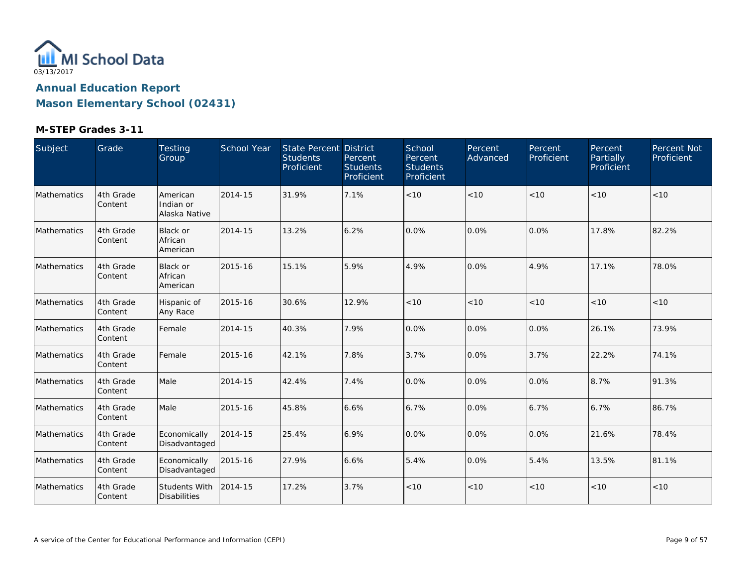MI School Data

03/13/2017

## Annual Education Report

## Mason Elementary School (02431)

### M-STEP Grades 3-11

| Subject | Grade | Testing Group | School Year | State Percent Students Proficient | District Percent Students Proficient | School Percent Students Proficient | Percent Advanced | Percent Proficient | Percent Partially Proficient | Percent Not Proficient |
|---|---|---|---|---|---|---|---|---|---|---|
| Mathematics | 4th Grade Content | American Indian or Alaska Native | 2014-15 | 31.9% | 7.1% | <10 | <10 | <10 | <10 | <10 |
| Mathematics | 4th Grade Content | Black or African American | 2014-15 | 13.2% | 6.2% | 0.0% | 0.0% | 0.0% | 17.8% | 82.2% |
| Mathematics | 4th Grade Content | Black or African American | 2015-16 | 15.1% | 5.9% | 4.9% | 0.0% | 4.9% | 17.1% | 78.0% |
| Mathematics | 4th Grade Content | Hispanic of Any Race | 2015-16 | 30.6% | 12.9% | <10 | <10 | <10 | <10 | <10 |
| Mathematics | 4th Grade Content | Female | 2014-15 | 40.3% | 7.9% | 0.0% | 0.0% | 0.0% | 26.1% | 73.9% |
| Mathematics | 4th Grade Content | Female | 2015-16 | 42.1% | 7.8% | 3.7% | 0.0% | 3.7% | 22.2% | 74.1% |
| Mathematics | 4th Grade Content | Male | 2014-15 | 42.4% | 7.4% | 0.0% | 0.0% | 0.0% | 8.7% | 91.3% |
| Mathematics | 4th Grade Content | Male | 2015-16 | 45.8% | 6.6% | 6.7% | 0.0% | 6.7% | 6.7% | 86.7% |
| Mathematics | 4th Grade Content | Economically Disadvantaged | 2014-15 | 25.4% | 6.9% | 0.0% | 0.0% | 0.0% | 21.6% | 78.4% |
| Mathematics | 4th Grade Content | Economically Disadvantaged | 2015-16 | 27.9% | 6.6% | 5.4% | 0.0% | 5.4% | 13.5% | 81.1% |
| Mathematics | 4th Grade Content | Students With Disabilities | 2014-15 | 17.2% | 3.7% | <10 | <10 | <10 | <10 | <10 |

A service of the Center for Educational Performance and Information (CEPI)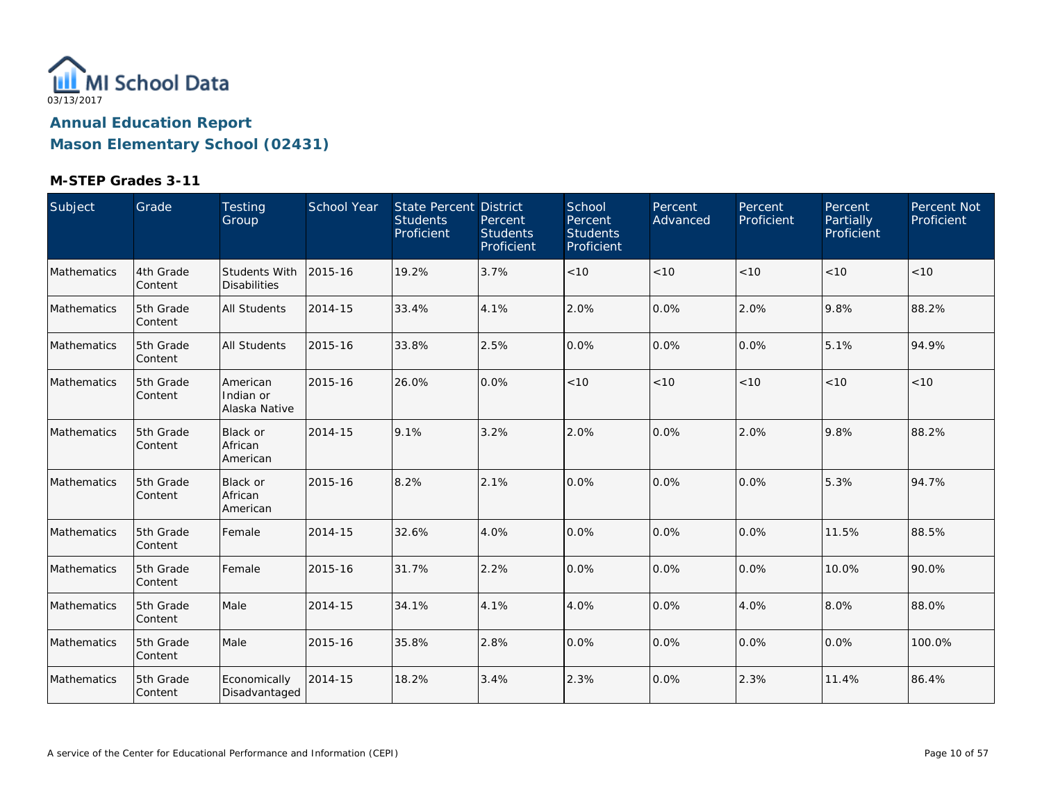MI School Data
03/13/2017

## Annual Education Report
## Mason Elementary School (02431)

### M-STEP Grades 3-11

| Subject | Grade | Testing Group | School Year | State Percent Students Proficient | District Percent Students Proficient | School Percent Students Proficient | Percent Advanced | Percent Proficient | Percent Partially Proficient | Percent Not Proficient |
|---|---|---|---|---|---|---|---|---|---|---|
| Mathematics | 4th Grade Content | Students With Disabilities | 2015-16 | 19.2% | 3.7% | <10 | <10 | <10 | <10 | <10 |
| Mathematics | 5th Grade Content | All Students | 2014-15 | 33.4% | 4.1% | 2.0% | 0.0% | 2.0% | 9.8% | 88.2% |
| Mathematics | 5th Grade Content | All Students | 2015-16 | 33.8% | 2.5% | 0.0% | 0.0% | 0.0% | 5.1% | 94.9% |
| Mathematics | 5th Grade Content | American Indian or Alaska Native | 2015-16 | 26.0% | 0.0% | <10 | <10 | <10 | <10 | <10 |
| Mathematics | 5th Grade Content | Black or African American | 2014-15 | 9.1% | 3.2% | 2.0% | 0.0% | 2.0% | 9.8% | 88.2% |
| Mathematics | 5th Grade Content | Black or African American | 2015-16 | 8.2% | 2.1% | 0.0% | 0.0% | 0.0% | 5.3% | 94.7% |
| Mathematics | 5th Grade Content | Female | 2014-15 | 32.6% | 4.0% | 0.0% | 0.0% | 0.0% | 11.5% | 88.5% |
| Mathematics | 5th Grade Content | Female | 2015-16 | 31.7% | 2.2% | 0.0% | 0.0% | 0.0% | 10.0% | 90.0% |
| Mathematics | 5th Grade Content | Male | 2014-15 | 34.1% | 4.1% | 4.0% | 0.0% | 4.0% | 8.0% | 88.0% |
| Mathematics | 5th Grade Content | Male | 2015-16 | 35.8% | 2.8% | 0.0% | 0.0% | 0.0% | 0.0% | 100.0% |
| Mathematics | 5th Grade Content | Economically Disadvantaged | 2014-15 | 18.2% | 3.4% | 2.3% | 0.0% | 2.3% | 11.4% | 86.4% |

A service of the Center for Educational Performance and Information (CEPI)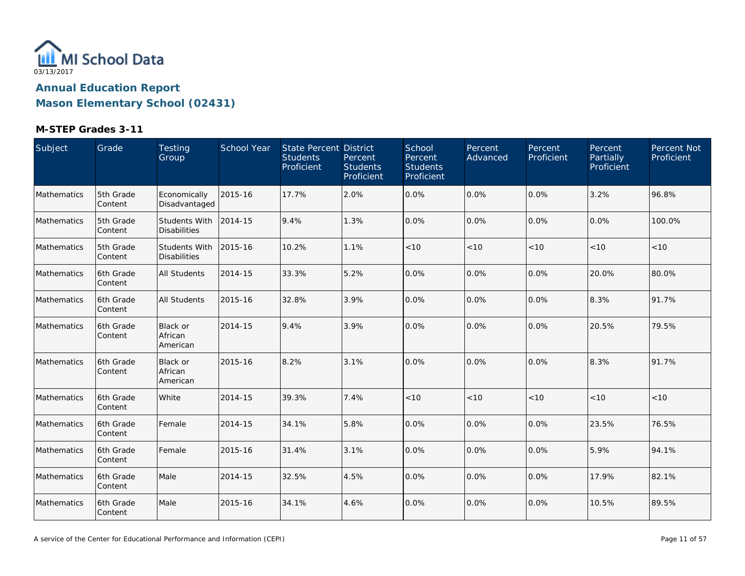MI School Data
03/13/2017

# Annual Education Report

## Mason Elementary School (02431)

### M-STEP Grades 3-11

| Subject | Grade | Testing Group | School Year | State Percent Students Proficient | District Percent Students Proficient | School Percent Students Proficient | Percent Advanced | Percent Proficient | Percent Partially Proficient | Percent Not Proficient |
|---|---|---|---|---|---|---|---|---|---|---|
| Mathematics | 5th Grade Content | Economically Disadvantaged | 2015-16 | 17.7% | 2.0% | 0.0% | 0.0% | 0.0% | 3.2% | 96.8% |
| Mathematics | 5th Grade Content | Students With Disabilities | 2014-15 | 9.4% | 1.3% | 0.0% | 0.0% | 0.0% | 0.0% | 100.0% |
| Mathematics | 5th Grade Content | Students With Disabilities | 2015-16 | 10.2% | 1.1% | <10 | <10 | <10 | <10 | <10 |
| Mathematics | 6th Grade Content | All Students | 2014-15 | 33.3% | 5.2% | 0.0% | 0.0% | 0.0% | 20.0% | 80.0% |
| Mathematics | 6th Grade Content | All Students | 2015-16 | 32.8% | 3.9% | 0.0% | 0.0% | 0.0% | 8.3% | 91.7% |
| Mathematics | 6th Grade Content | Black or African American | 2014-15 | 9.4% | 3.9% | 0.0% | 0.0% | 0.0% | 20.5% | 79.5% |
| Mathematics | 6th Grade Content | Black or African American | 2015-16 | 8.2% | 3.1% | 0.0% | 0.0% | 0.0% | 8.3% | 91.7% |
| Mathematics | 6th Grade Content | White | 2014-15 | 39.3% | 7.4% | <10 | <10 | <10 | <10 | <10 |
| Mathematics | 6th Grade Content | Female | 2014-15 | 34.1% | 5.8% | 0.0% | 0.0% | 0.0% | 23.5% | 76.5% |
| Mathematics | 6th Grade Content | Female | 2015-16 | 31.4% | 3.1% | 0.0% | 0.0% | 0.0% | 5.9% | 94.1% |
| Mathematics | 6th Grade Content | Male | 2014-15 | 32.5% | 4.5% | 0.0% | 0.0% | 0.0% | 17.9% | 82.1% |
| Mathematics | 6th Grade Content | Male | 2015-16 | 34.1% | 4.6% | 0.0% | 0.0% | 0.0% | 10.5% | 89.5% |

A service of the Center for Educational Performance and Information (CEPI)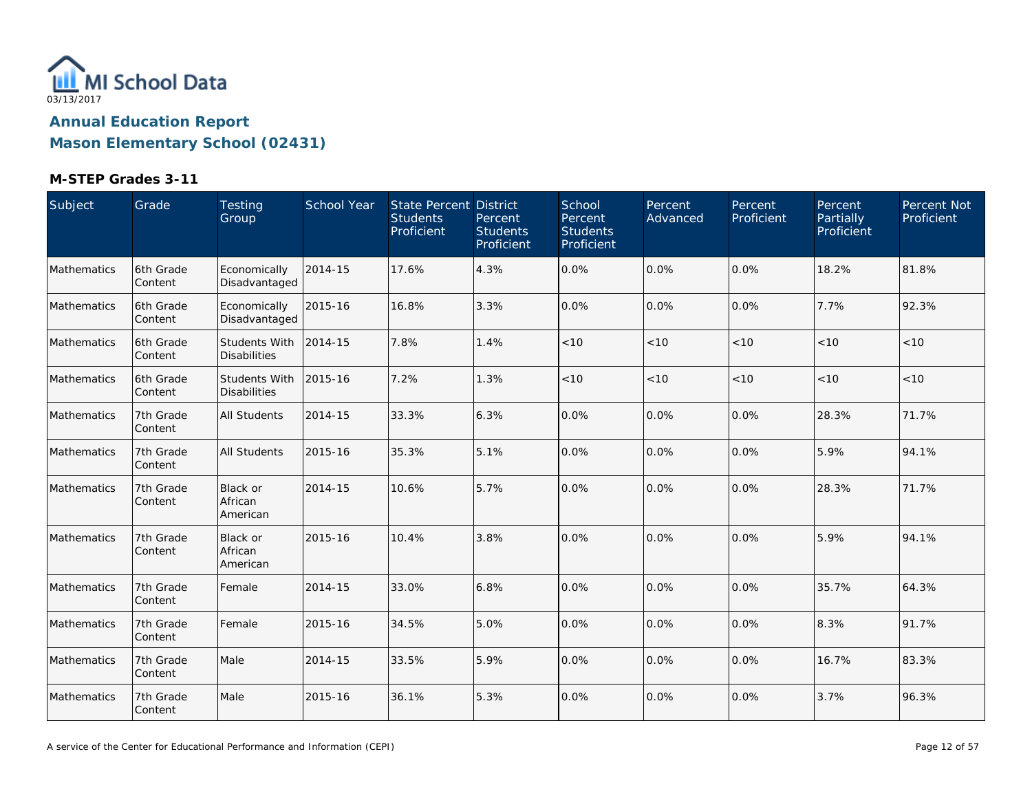MI School Data
03/13/2017

# Annual Education Report

## Mason Elementary School (02431)

### M-STEP Grades 3-11

| Subject | Grade | Testing Group | School Year | State Percent Students Proficient | District Percent Students Proficient | School Percent Students Proficient | Percent Advanced | Percent Proficient | Percent Partially Proficient | Percent Not Proficient |
|---|---|---|---|---|---|---|---|---|---|---|
| Mathematics | 6th Grade Content | Economically Disadvantaged | 2014-15 | 17.6% | 4.3% | 0.0% | 0.0% | 0.0% | 18.2% | 81.8% |
| Mathematics | 6th Grade Content | Economically Disadvantaged | 2015-16 | 16.8% | 3.3% | 0.0% | 0.0% | 0.0% | 7.7% | 92.3% |
| Mathematics | 6th Grade Content | Students With Disabilities | 2014-15 | 7.8% | 1.4% | <10 | <10 | <10 | <10 | <10 |
| Mathematics | 6th Grade Content | Students With Disabilities | 2015-16 | 7.2% | 1.3% | <10 | <10 | <10 | <10 | <10 |
| Mathematics | 7th Grade Content | All Students | 2014-15 | 33.3% | 6.3% | 0.0% | 0.0% | 0.0% | 28.3% | 71.7% |
| Mathematics | 7th Grade Content | All Students | 2015-16 | 35.3% | 5.1% | 0.0% | 0.0% | 0.0% | 5.9% | 94.1% |
| Mathematics | 7th Grade Content | Black or African American | 2014-15 | 10.6% | 5.7% | 0.0% | 0.0% | 0.0% | 28.3% | 71.7% |
| Mathematics | 7th Grade Content | Black or African American | 2015-16 | 10.4% | 3.8% | 0.0% | 0.0% | 0.0% | 5.9% | 94.1% |
| Mathematics | 7th Grade Content | Female | 2014-15 | 33.0% | 6.8% | 0.0% | 0.0% | 0.0% | 35.7% | 64.3% |
| Mathematics | 7th Grade Content | Female | 2015-16 | 34.5% | 5.0% | 0.0% | 0.0% | 0.0% | 8.3% | 91.7% |
| Mathematics | 7th Grade Content | Male | 2014-15 | 33.5% | 5.9% | 0.0% | 0.0% | 0.0% | 16.7% | 83.3% |
| Mathematics | 7th Grade Content | Male | 2015-16 | 36.1% | 5.3% | 0.0% | 0.0% | 0.0% | 3.7% | 96.3% |

A service of the Center for Educational Performance and Information (CEPI)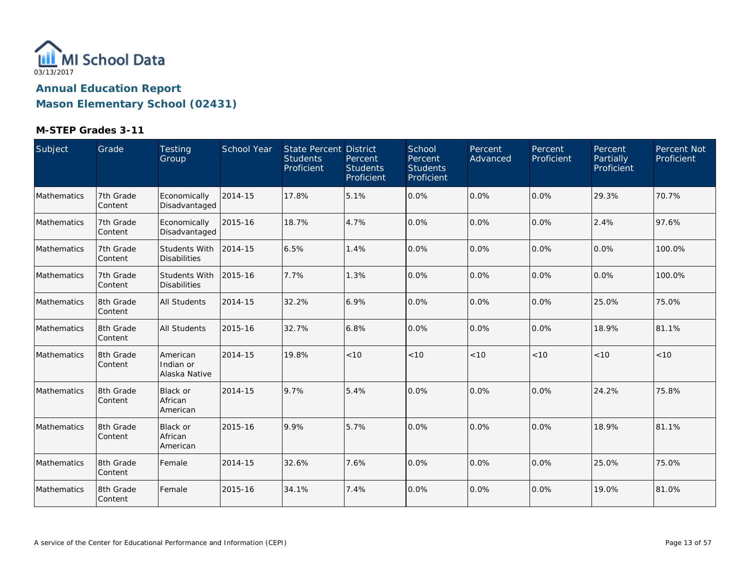MI School Data
03/13/2017

# Annual Education Report
## Mason Elementary School (02431)

### M-STEP Grades 3-11

| Subject | Grade | Testing Group | School Year | State Percent Students Proficient | District Percent Students Proficient | School Percent Students Proficient | Percent Advanced | Percent Proficient | Percent Partially Proficient | Percent Not Proficient |
|---|---|---|---|---|---|---|---|---|---|---|
| Mathematics | 7th Grade Content | Economically Disadvantaged | 2014-15 | 17.8% | 5.1% | 0.0% | 0.0% | 0.0% | 29.3% | 70.7% |
| Mathematics | 7th Grade Content | Economically Disadvantaged | 2015-16 | 18.7% | 4.7% | 0.0% | 0.0% | 0.0% | 2.4% | 97.6% |
| Mathematics | 7th Grade Content | Students With Disabilities | 2014-15 | 6.5% | 1.4% | 0.0% | 0.0% | 0.0% | 0.0% | 100.0% |
| Mathematics | 7th Grade Content | Students With Disabilities | 2015-16 | 7.7% | 1.3% | 0.0% | 0.0% | 0.0% | 0.0% | 100.0% |
| Mathematics | 8th Grade Content | All Students | 2014-15 | 32.2% | 6.9% | 0.0% | 0.0% | 0.0% | 25.0% | 75.0% |
| Mathematics | 8th Grade Content | All Students | 2015-16 | 32.7% | 6.8% | 0.0% | 0.0% | 0.0% | 18.9% | 81.1% |
| Mathematics | 8th Grade Content | American Indian or Alaska Native | 2014-15 | 19.8% | <10 | <10 | <10 | <10 | <10 | <10 |
| Mathematics | 8th Grade Content | Black or African American | 2014-15 | 9.7% | 5.4% | 0.0% | 0.0% | 0.0% | 24.2% | 75.8% |
| Mathematics | 8th Grade Content | Black or African American | 2015-16 | 9.9% | 5.7% | 0.0% | 0.0% | 0.0% | 18.9% | 81.1% |
| Mathematics | 8th Grade Content | Female | 2014-15 | 32.6% | 7.6% | 0.0% | 0.0% | 0.0% | 25.0% | 75.0% |
| Mathematics | 8th Grade Content | Female | 2015-16 | 34.1% | 7.4% | 0.0% | 0.0% | 0.0% | 19.0% | 81.0% |

A service of the Center for Educational Performance and Information (CEPI)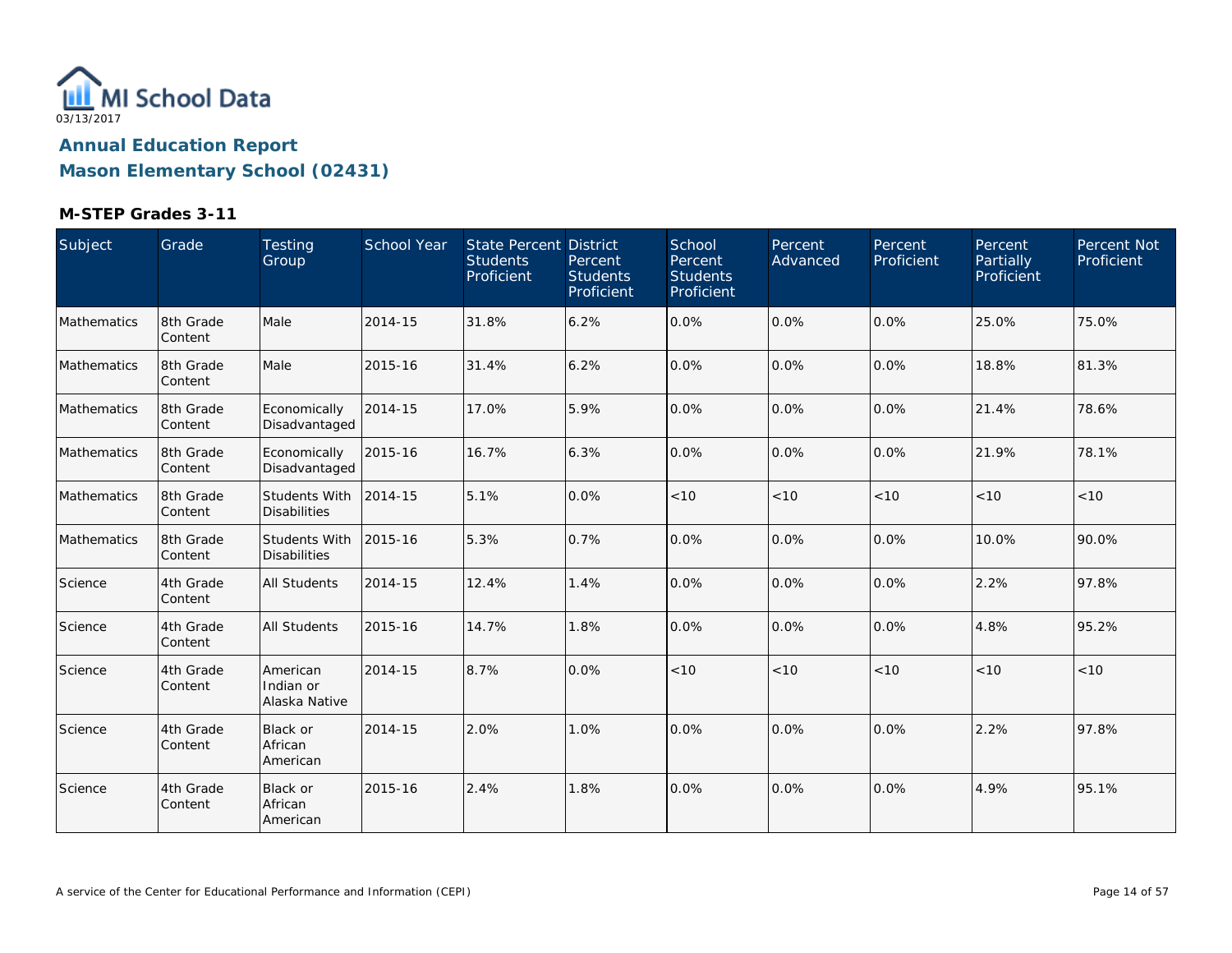MI School Data

03/13/2017

## Annual Education Report

## Mason Elementary School (02431)

### M-STEP Grades 3-11

| Subject | Grade | Testing Group | School Year | State Percent Students Proficient | District Percent Students Proficient | School Percent Students Proficient | Percent Advanced | Percent Proficient | Percent Partially Proficient | Percent Not Proficient |
|---|---|---|---|---|---|---|---|---|---|---|
| Mathematics | 8th Grade Content | Male | 2014-15 | 31.8% | 6.2% | 0.0% | 0.0% | 0.0% | 25.0% | 75.0% |
| Mathematics | 8th Grade Content | Male | 2015-16 | 31.4% | 6.2% | 0.0% | 0.0% | 0.0% | 18.8% | 81.3% |
| Mathematics | 8th Grade Content | Economically Disadvantaged | 2014-15 | 17.0% | 5.9% | 0.0% | 0.0% | 0.0% | 21.4% | 78.6% |
| Mathematics | 8th Grade Content | Economically Disadvantaged | 2015-16 | 16.7% | 6.3% | 0.0% | 0.0% | 0.0% | 21.9% | 78.1% |
| Mathematics | 8th Grade Content | Students With Disabilities | 2014-15 | 5.1% | 0.0% | <10 | <10 | <10 | <10 | <10 |
| Mathematics | 8th Grade Content | Students With Disabilities | 2015-16 | 5.3% | 0.7% | 0.0% | 0.0% | 0.0% | 10.0% | 90.0% |
| Science | 4th Grade Content | All Students | 2014-15 | 12.4% | 1.4% | 0.0% | 0.0% | 0.0% | 2.2% | 97.8% |
| Science | 4th Grade Content | All Students | 2015-16 | 14.7% | 1.8% | 0.0% | 0.0% | 0.0% | 4.8% | 95.2% |
| Science | 4th Grade Content | American Indian or Alaska Native | 2014-15 | 8.7% | 0.0% | <10 | <10 | <10 | <10 | <10 |
| Science | 4th Grade Content | Black or African American | 2014-15 | 2.0% | 1.0% | 0.0% | 0.0% | 0.0% | 2.2% | 97.8% |
| Science | 4th Grade Content | Black or African American | 2015-16 | 2.4% | 1.8% | 0.0% | 0.0% | 0.0% | 4.9% | 95.1% |

A service of the Center for Educational Performance and Information (CEPI)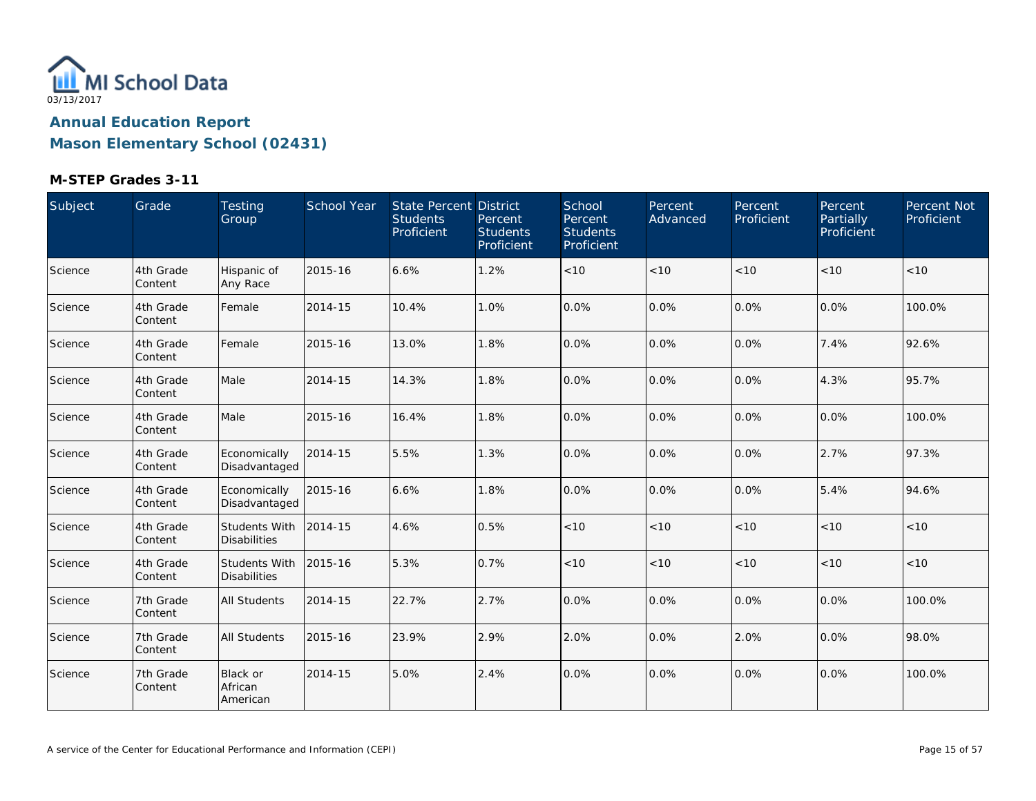MI School Data

03/13/2017

## Annual Education Report

## Mason Elementary School (02431)

### M-STEP Grades 3-11

| Subject | Grade | Testing Group | School Year | State Percent Students Proficient | District Percent Students Proficient | School Percent Students Proficient | Percent Advanced | Percent Proficient | Percent Partially Proficient | Percent Not Proficient |
|---|---|---|---|---|---|---|---|---|---|---|
| Science | 4th Grade Content | Hispanic of Any Race | 2015-16 | 6.6% | 1.2% | <10 | <10 | <10 | <10 | <10 |
| Science | 4th Grade Content | Female | 2014-15 | 10.4% | 1.0% | 0.0% | 0.0% | 0.0% | 0.0% | 100.0% |
| Science | 4th Grade Content | Female | 2015-16 | 13.0% | 1.8% | 0.0% | 0.0% | 0.0% | 7.4% | 92.6% |
| Science | 4th Grade Content | Male | 2014-15 | 14.3% | 1.8% | 0.0% | 0.0% | 0.0% | 4.3% | 95.7% |
| Science | 4th Grade Content | Male | 2015-16 | 16.4% | 1.8% | 0.0% | 0.0% | 0.0% | 0.0% | 100.0% |
| Science | 4th Grade Content | Economically Disadvantaged | 2014-15 | 5.5% | 1.3% | 0.0% | 0.0% | 0.0% | 2.7% | 97.3% |
| Science | 4th Grade Content | Economically Disadvantaged | 2015-16 | 6.6% | 1.8% | 0.0% | 0.0% | 0.0% | 5.4% | 94.6% |
| Science | 4th Grade Content | Students With Disabilities | 2014-15 | 4.6% | 0.5% | <10 | <10 | <10 | <10 | <10 |
| Science | 4th Grade Content | Students With Disabilities | 2015-16 | 5.3% | 0.7% | <10 | <10 | <10 | <10 | <10 |
| Science | 7th Grade Content | All Students | 2014-15 | 22.7% | 2.7% | 0.0% | 0.0% | 0.0% | 0.0% | 100.0% |
| Science | 7th Grade Content | All Students | 2015-16 | 23.9% | 2.9% | 2.0% | 0.0% | 2.0% | 0.0% | 98.0% |
| Science | 7th Grade Content | Black or African American | 2014-15 | 5.0% | 2.4% | 0.0% | 0.0% | 0.0% | 0.0% | 100.0% |

A service of the Center for Educational Performance and Information (CEPI)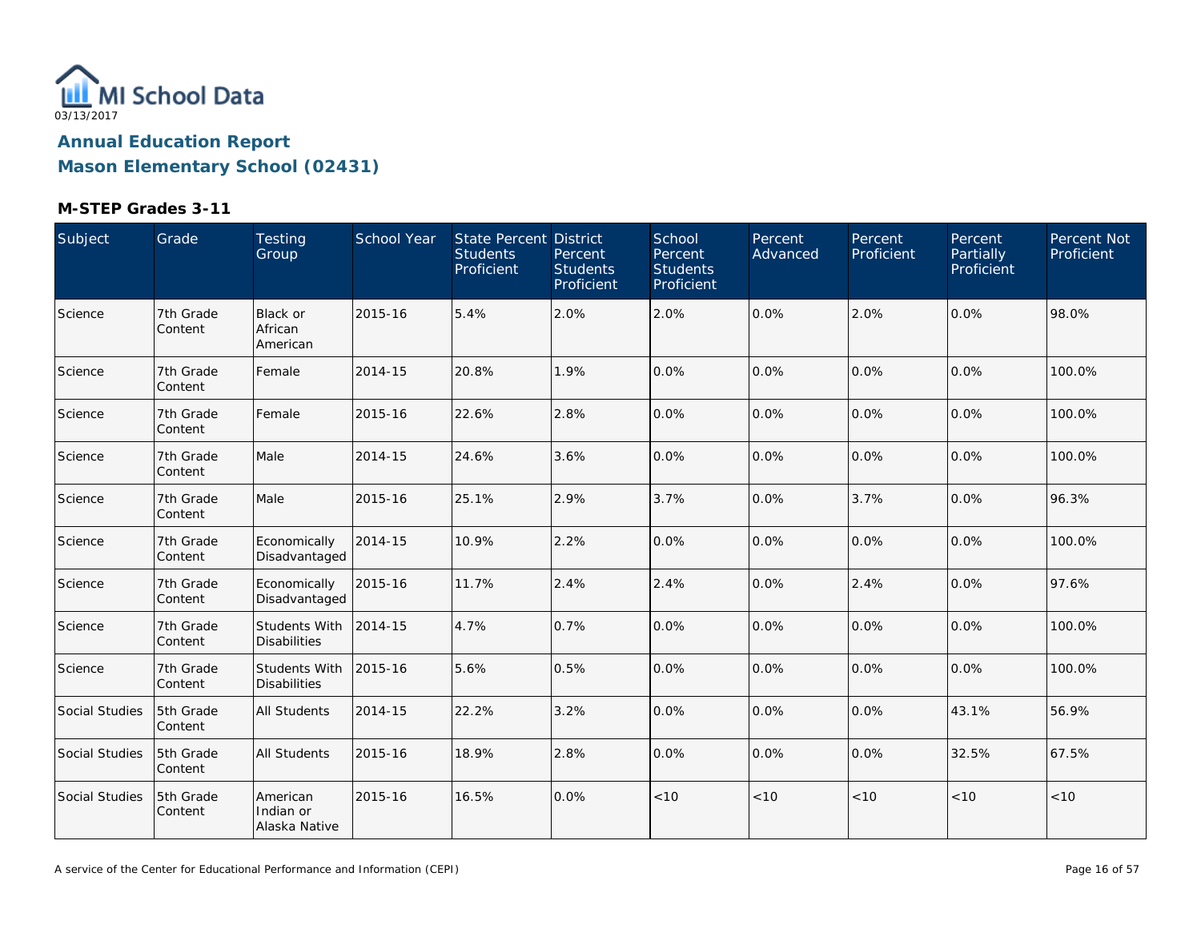# Annual Education Report

## Mason Elementary School (02431)

### M-STEP Grades 3-11

| Subject | Grade | Testing Group | School Year | State Percent Students Proficient | District Percent Students Proficient | School Percent Students Proficient | Percent Advanced | Percent Proficient | Percent Partially Proficient | Percent Not Proficient |
|---|---|---|---|---|---|---|---|---|---|---|
| Science | 7th Grade Content | Black or African American | 2015-16 | 5.4% | 2.0% | 2.0% | 0.0% | 2.0% | 0.0% | 98.0% |
| Science | 7th Grade Content | Female | 2014-15 | 20.8% | 1.9% | 0.0% | 0.0% | 0.0% | 0.0% | 100.0% |
| Science | 7th Grade Content | Female | 2015-16 | 22.6% | 2.8% | 0.0% | 0.0% | 0.0% | 0.0% | 100.0% |
| Science | 7th Grade Content | Male | 2014-15 | 24.6% | 3.6% | 0.0% | 0.0% | 0.0% | 0.0% | 100.0% |
| Science | 7th Grade Content | Male | 2015-16 | 25.1% | 2.9% | 3.7% | 0.0% | 3.7% | 0.0% | 96.3% |
| Science | 7th Grade Content | Economically Disadvantaged | 2014-15 | 10.9% | 2.2% | 0.0% | 0.0% | 0.0% | 0.0% | 100.0% |
| Science | 7th Grade Content | Economically Disadvantaged | 2015-16 | 11.7% | 2.4% | 2.4% | 0.0% | 2.4% | 0.0% | 97.6% |
| Science | 7th Grade Content | Students With Disabilities | 2014-15 | 4.7% | 0.7% | 0.0% | 0.0% | 0.0% | 0.0% | 100.0% |
| Science | 7th Grade Content | Students With Disabilities | 2015-16 | 5.6% | 0.5% | 0.0% | 0.0% | 0.0% | 0.0% | 100.0% |
| Social Studies | 5th Grade Content | All Students | 2014-15 | 22.2% | 3.2% | 0.0% | 0.0% | 0.0% | 43.1% | 56.9% |
| Social Studies | 5th Grade Content | All Students | 2015-16 | 18.9% | 2.8% | 0.0% | 0.0% | 0.0% | 32.5% | 67.5% |
| Social Studies | 5th Grade Content | American Indian or Alaska Native | 2015-16 | 16.5% | 0.0% | <10 | <10 | <10 | <10 | <10 |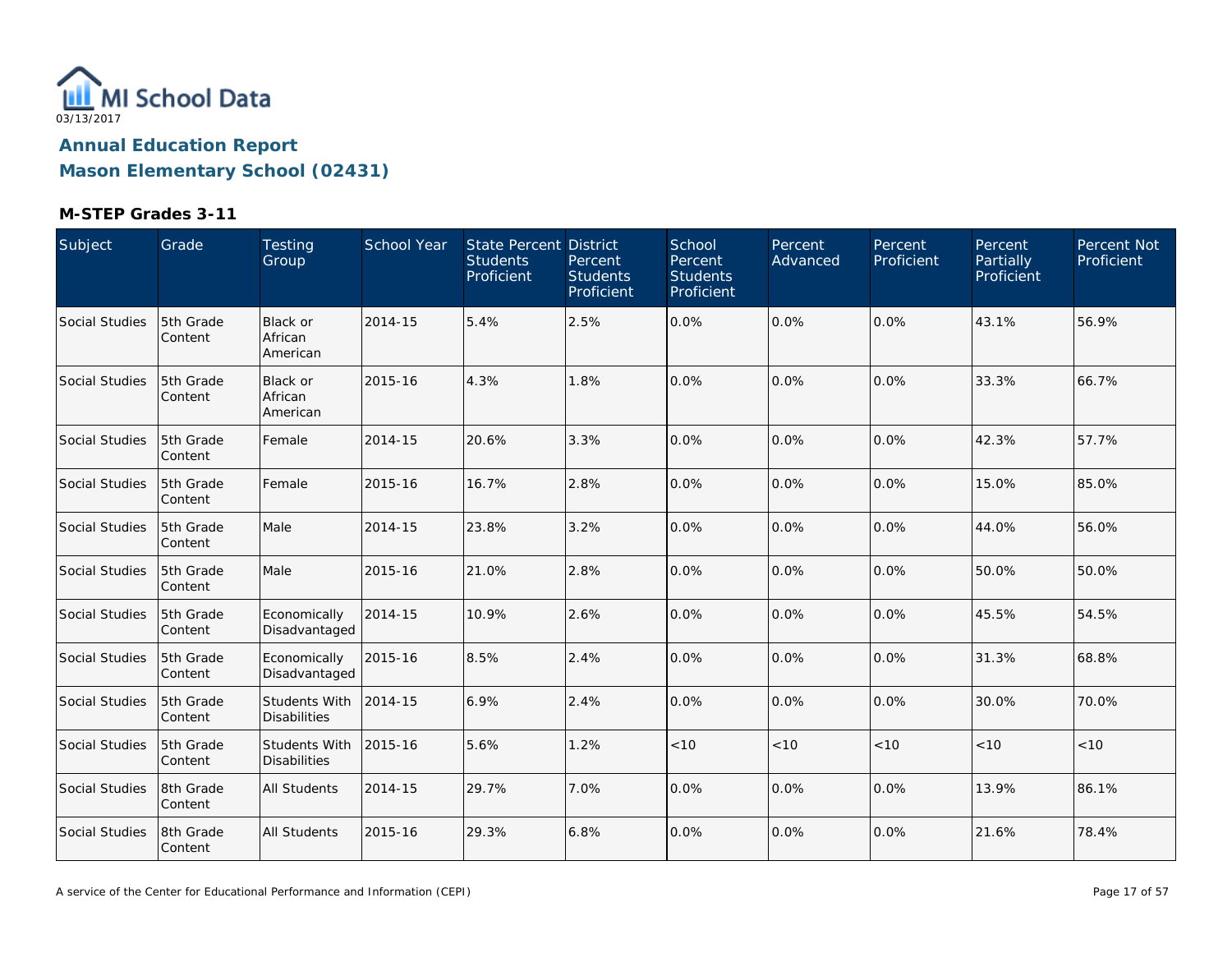# MI School Data

03/13/2017

## Annual Education Report

## Mason Elementary School (02431)

### M-STEP Grades 3-11

| Subject | Grade | Testing Group | School Year | State Percent Students Proficient | District Percent Students Proficient | School Percent Students Proficient | Percent Advanced | Percent Proficient | Percent Partially Proficient | Percent Not Proficient |
|---|---|---|---|---|---|---|---|---|---|---|
| Social Studies | 5th Grade Content | Black or African American | 2014-15 | 5.4% | 2.5% | 0.0% | 0.0% | 0.0% | 43.1% | 56.9% |
| Social Studies | 5th Grade Content | Black or African American | 2015-16 | 4.3% | 1.8% | 0.0% | 0.0% | 0.0% | 33.3% | 66.7% |
| Social Studies | 5th Grade Content | Female | 2014-15 | 20.6% | 3.3% | 0.0% | 0.0% | 0.0% | 42.3% | 57.7% |
| Social Studies | 5th Grade Content | Female | 2015-16 | 16.7% | 2.8% | 0.0% | 0.0% | 0.0% | 15.0% | 85.0% |
| Social Studies | 5th Grade Content | Male | 2014-15 | 23.8% | 3.2% | 0.0% | 0.0% | 0.0% | 44.0% | 56.0% |
| Social Studies | 5th Grade Content | Male | 2015-16 | 21.0% | 2.8% | 0.0% | 0.0% | 0.0% | 50.0% | 50.0% |
| Social Studies | 5th Grade Content | Economically Disadvantaged | 2014-15 | 10.9% | 2.6% | 0.0% | 0.0% | 0.0% | 45.5% | 54.5% |
| Social Studies | 5th Grade Content | Economically Disadvantaged | 2015-16 | 8.5% | 2.4% | 0.0% | 0.0% | 0.0% | 31.3% | 68.8% |
| Social Studies | 5th Grade Content | Students With Disabilities | 2014-15 | 6.9% | 2.4% | 0.0% | 0.0% | 0.0% | 30.0% | 70.0% |
| Social Studies | 5th Grade Content | Students With Disabilities | 2015-16 | 5.6% | 1.2% | <10 | <10 | <10 | <10 | <10 |
| Social Studies | 8th Grade Content | All Students | 2014-15 | 29.7% | 7.0% | 0.0% | 0.0% | 0.0% | 13.9% | 86.1% |
| Social Studies | 8th Grade Content | All Students | 2015-16 | 29.3% | 6.8% | 0.0% | 0.0% | 0.0% | 21.6% | 78.4% |

A service of the Center for Educational Performance and Information (CEPI)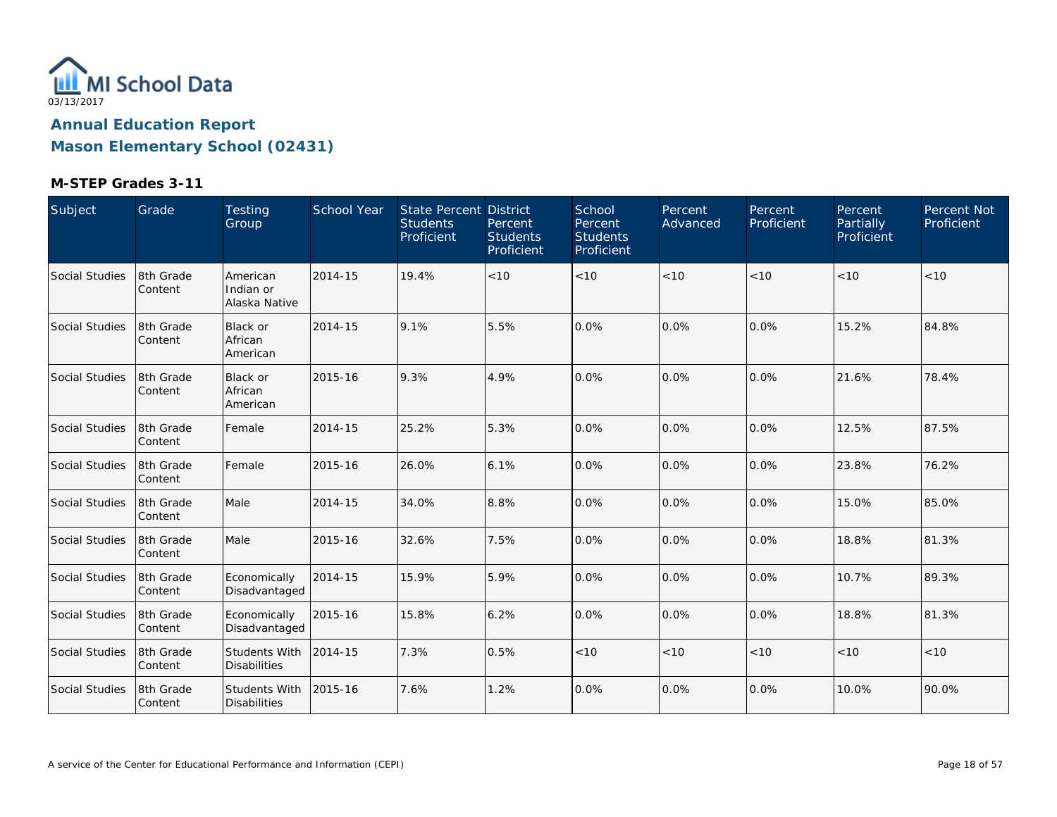MI School Data
03/13/2017

# Annual Education Report

## Mason Elementary School (02431)

### M-STEP Grades 3-11

| Subject | Grade | Testing Group | School Year | State Percent Students Proficient | District Percent Students Proficient | School Percent Students Proficient | Percent Advanced | Percent Proficient | Percent Partially Proficient | Percent Not Proficient |
|---|---|---|---|---|---|---|---|---|---|---|
| Social Studies | 8th Grade Content | American Indian or Alaska Native | 2014-15 | 19.4% | <10 | <10 | <10 | <10 | <10 | <10 |
| Social Studies | 8th Grade Content | Black or African American | 2014-15 | 9.1% | 5.5% | 0.0% | 0.0% | 0.0% | 15.2% | 84.8% |
| Social Studies | 8th Grade Content | Black or African American | 2015-16 | 9.3% | 4.9% | 0.0% | 0.0% | 0.0% | 21.6% | 78.4% |
| Social Studies | 8th Grade Content | Female | 2014-15 | 25.2% | 5.3% | 0.0% | 0.0% | 0.0% | 12.5% | 87.5% |
| Social Studies | 8th Grade Content | Female | 2015-16 | 26.0% | 6.1% | 0.0% | 0.0% | 0.0% | 23.8% | 76.2% |
| Social Studies | 8th Grade Content | Male | 2014-15 | 34.0% | 8.8% | 0.0% | 0.0% | 0.0% | 15.0% | 85.0% |
| Social Studies | 8th Grade Content | Male | 2015-16 | 32.6% | 7.5% | 0.0% | 0.0% | 0.0% | 18.8% | 81.3% |
| Social Studies | 8th Grade Content | Economically Disadvantaged | 2014-15 | 15.9% | 5.9% | 0.0% | 0.0% | 0.0% | 10.7% | 89.3% |
| Social Studies | 8th Grade Content | Economically Disadvantaged | 2015-16 | 15.8% | 6.2% | 0.0% | 0.0% | 0.0% | 18.8% | 81.3% |
| Social Studies | 8th Grade Content | Students With Disabilities | 2014-15 | 7.3% | 0.5% | <10 | <10 | <10 | <10 | <10 |
| Social Studies | 8th Grade Content | Students With Disabilities | 2015-16 | 7.6% | 1.2% | 0.0% | 0.0% | 0.0% | 10.0% | 90.0% |

A service of the Center for Educational Performance and Information (CEPI)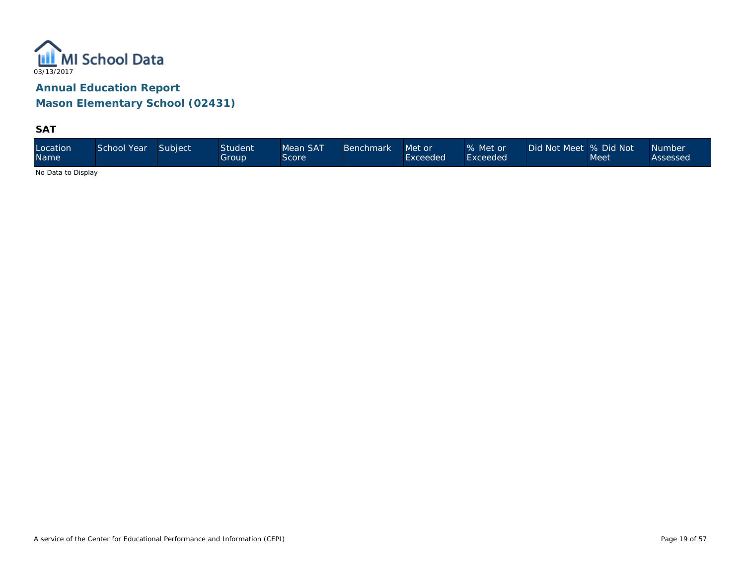# Annual Education Report

## Mason Elementary School (02431)

### SAT

| Location Name | School Year | Subject | Student Group | Mean SAT Score | Benchmark | Met or Exceeded | % Met or Exceeded | Did Not Meet | % Did Not Meet | Number Assessed |
|---|---|---|---|---|---|---|---|---|---|---|

No Data to Display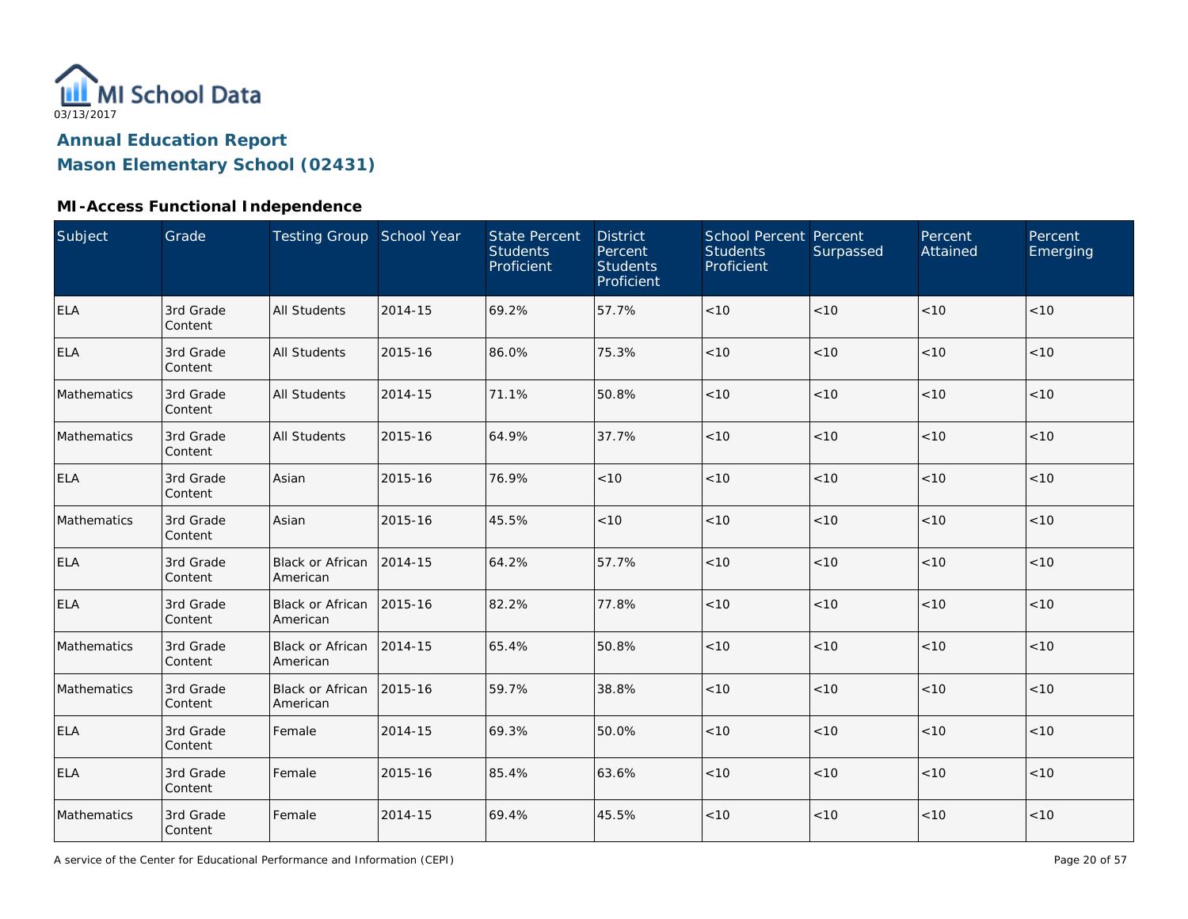MI School Data

03/13/2017

## Annual Education Report

## Mason Elementary School (02431)

### MI-Access Functional Independence

| Subject | Grade | Testing Group | School Year | State Percent Students Proficient | District Percent Students Proficient | School Percent Students Proficient | Percent Surpassed | Percent Attained | Percent Emerging |
|---|---|---|---|---|---|---|---|---|---|
| ELA | 3rd Grade Content | All Students | 2014-15 | 69.2% | 57.7% | <10 | <10 | <10 | <10 |
| ELA | 3rd Grade Content | All Students | 2015-16 | 86.0% | 75.3% | <10 | <10 | <10 | <10 |
| Mathematics | 3rd Grade Content | All Students | 2014-15 | 71.1% | 50.8% | <10 | <10 | <10 | <10 |
| Mathematics | 3rd Grade Content | All Students | 2015-16 | 64.9% | 37.7% | <10 | <10 | <10 | <10 |
| ELA | 3rd Grade Content | Asian | 2015-16 | 76.9% | <10 | <10 | <10 | <10 | <10 |
| Mathematics | 3rd Grade Content | Asian | 2015-16 | 45.5% | <10 | <10 | <10 | <10 | <10 |
| ELA | 3rd Grade Content | Black or African American | 2014-15 | 64.2% | 57.7% | <10 | <10 | <10 | <10 |
| ELA | 3rd Grade Content | Black or African American | 2015-16 | 82.2% | 77.8% | <10 | <10 | <10 | <10 |
| Mathematics | 3rd Grade Content | Black or African American | 2014-15 | 65.4% | 50.8% | <10 | <10 | <10 | <10 |
| Mathematics | 3rd Grade Content | Black or African American | 2015-16 | 59.7% | 38.8% | <10 | <10 | <10 | <10 |
| ELA | 3rd Grade Content | Female | 2014-15 | 69.3% | 50.0% | <10 | <10 | <10 | <10 |
| ELA | 3rd Grade Content | Female | 2015-16 | 85.4% | 63.6% | <10 | <10 | <10 | <10 |
| Mathematics | 3rd Grade Content | Female | 2014-15 | 69.4% | 45.5% | <10 | <10 | <10 | <10 |

A service of the Center for Educational Performance and Information (CEPI)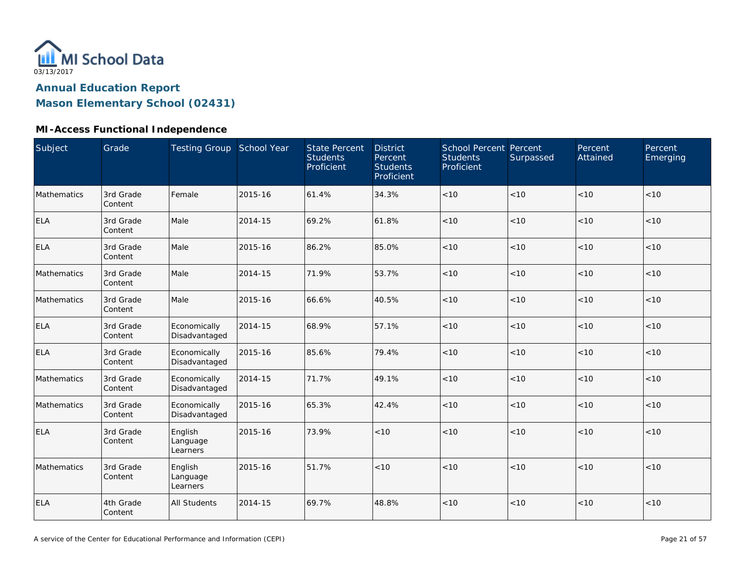MI School Data

03/13/2017

## Annual Education Report

## Mason Elementary School (02431)

### MI-Access Functional Independence

| Subject | Grade | Testing Group | School Year | State Percent Students Proficient | District Percent Students Proficient | School Percent Students Proficient | Percent Surpassed | Percent Attained | Percent Emerging |
|---|---|---|---|---|---|---|---|---|---|
| Mathematics | 3rd Grade Content | Female | 2015-16 | 61.4% | 34.3% | <10 | <10 | <10 | <10 |
| ELA | 3rd Grade Content | Male | 2014-15 | 69.2% | 61.8% | <10 | <10 | <10 | <10 |
| ELA | 3rd Grade Content | Male | 2015-16 | 86.2% | 85.0% | <10 | <10 | <10 | <10 |
| Mathematics | 3rd Grade Content | Male | 2014-15 | 71.9% | 53.7% | <10 | <10 | <10 | <10 |
| Mathematics | 3rd Grade Content | Male | 2015-16 | 66.6% | 40.5% | <10 | <10 | <10 | <10 |
| ELA | 3rd Grade Content | Economically Disadvantaged | 2014-15 | 68.9% | 57.1% | <10 | <10 | <10 | <10 |
| ELA | 3rd Grade Content | Economically Disadvantaged | 2015-16 | 85.6% | 79.4% | <10 | <10 | <10 | <10 |
| Mathematics | 3rd Grade Content | Economically Disadvantaged | 2014-15 | 71.7% | 49.1% | <10 | <10 | <10 | <10 |
| Mathematics | 3rd Grade Content | Economically Disadvantaged | 2015-16 | 65.3% | 42.4% | <10 | <10 | <10 | <10 |
| ELA | 3rd Grade Content | English Language Learners | 2015-16 | 73.9% | <10 | <10 | <10 | <10 | <10 |
| Mathematics | 3rd Grade Content | English Language Learners | 2015-16 | 51.7% | <10 | <10 | <10 | <10 | <10 |
| ELA | 4th Grade Content | All Students | 2014-15 | 69.7% | 48.8% | <10 | <10 | <10 | <10 |

A service of the Center for Educational Performance and Information (CEPI)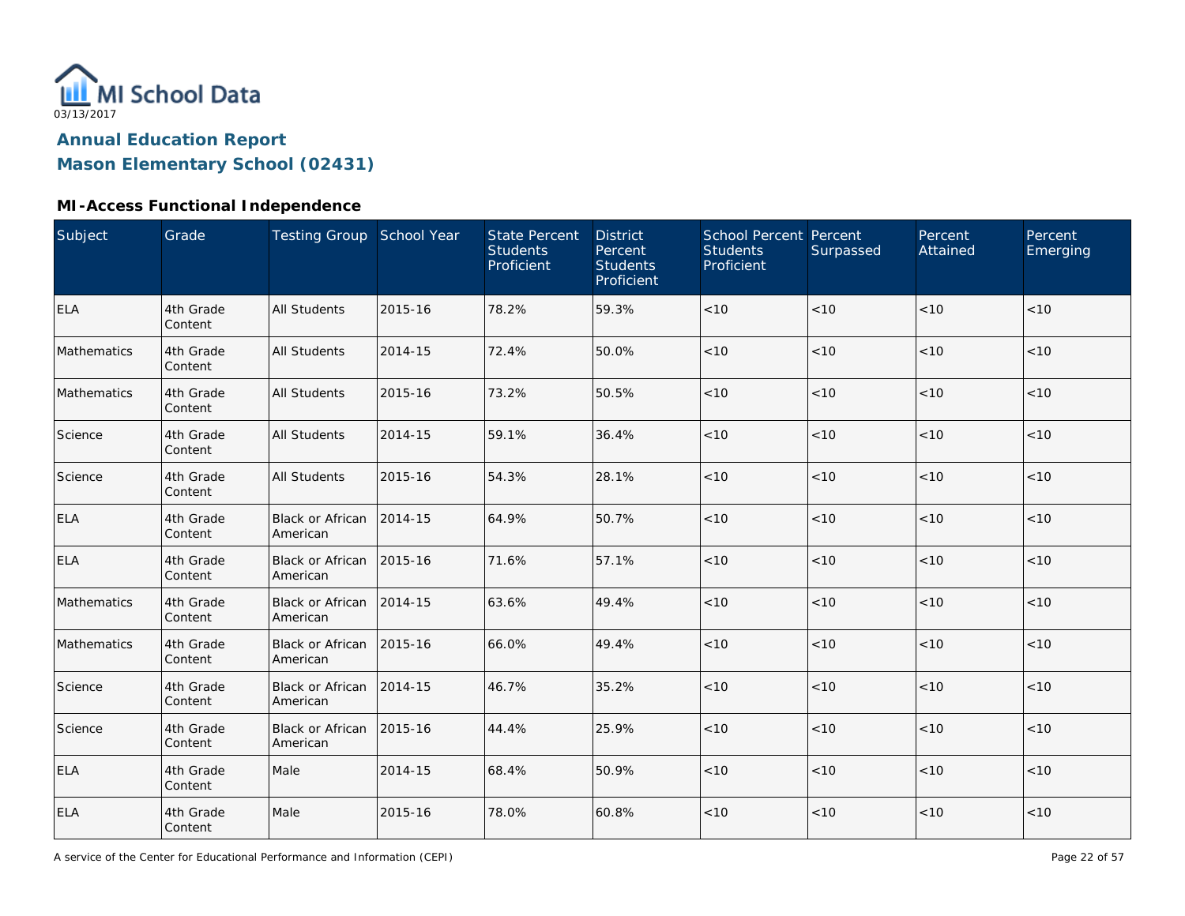MI School Data

03/13/2017

## Annual Education Report
## Mason Elementary School (02431)

### MI-Access Functional Independence

| Subject | Grade | Testing Group | School Year | State Percent Students Proficient | District Percent Students Proficient | School Percent Students Proficient | Percent Surpassed | Percent Attained | Percent Emerging |
|---|---|---|---|---|---|---|---|---|---|
| ELA | 4th Grade Content | All Students | 2015-16 | 78.2% | 59.3% | <10 | <10 | <10 | <10 |
| Mathematics | 4th Grade Content | All Students | 2014-15 | 72.4% | 50.0% | <10 | <10 | <10 | <10 |
| Mathematics | 4th Grade Content | All Students | 2015-16 | 73.2% | 50.5% | <10 | <10 | <10 | <10 |
| Science | 4th Grade Content | All Students | 2014-15 | 59.1% | 36.4% | <10 | <10 | <10 | <10 |
| Science | 4th Grade Content | All Students | 2015-16 | 54.3% | 28.1% | <10 | <10 | <10 | <10 |
| ELA | 4th Grade Content | Black or African American | 2014-15 | 64.9% | 50.7% | <10 | <10 | <10 | <10 |
| ELA | 4th Grade Content | Black or African American | 2015-16 | 71.6% | 57.1% | <10 | <10 | <10 | <10 |
| Mathematics | 4th Grade Content | Black or African American | 2014-15 | 63.6% | 49.4% | <10 | <10 | <10 | <10 |
| Mathematics | 4th Grade Content | Black or African American | 2015-16 | 66.0% | 49.4% | <10 | <10 | <10 | <10 |
| Science | 4th Grade Content | Black or African American | 2014-15 | 46.7% | 35.2% | <10 | <10 | <10 | <10 |
| Science | 4th Grade Content | Black or African American | 2015-16 | 44.4% | 25.9% | <10 | <10 | <10 | <10 |
| ELA | 4th Grade Content | Male | 2014-15 | 68.4% | 50.9% | <10 | <10 | <10 | <10 |
| ELA | 4th Grade Content | Male | 2015-16 | 78.0% | 60.8% | <10 | <10 | <10 | <10 |

A service of the Center for Educational Performance and Information (CEPI)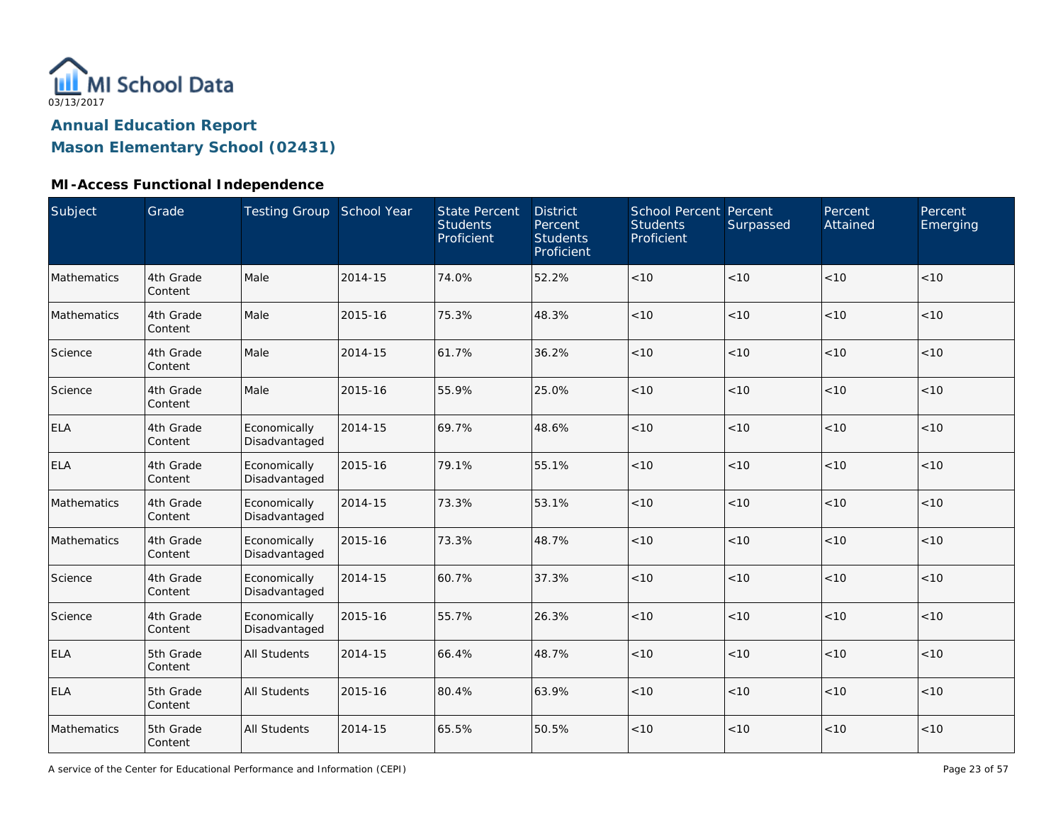MI School Data

03/13/2017

## Annual Education Report
## Mason Elementary School (02431)

### MI-Access Functional Independence

| Subject | Grade | Testing Group | School Year | State Percent Students Proficient | District Percent Students Proficient | School Percent Students Proficient | Percent Surpassed | Percent Attained | Percent Emerging |
|---|---|---|---|---|---|---|---|---|---|
| Mathematics | 4th Grade Content | Male | 2014-15 | 74.0% | 52.2% | <10 | <10 | <10 | <10 |
| Mathematics | 4th Grade Content | Male | 2015-16 | 75.3% | 48.3% | <10 | <10 | <10 | <10 |
| Science | 4th Grade Content | Male | 2014-15 | 61.7% | 36.2% | <10 | <10 | <10 | <10 |
| Science | 4th Grade Content | Male | 2015-16 | 55.9% | 25.0% | <10 | <10 | <10 | <10 |
| ELA | 4th Grade Content | Economically Disadvantaged | 2014-15 | 69.7% | 48.6% | <10 | <10 | <10 | <10 |
| ELA | 4th Grade Content | Economically Disadvantaged | 2015-16 | 79.1% | 55.1% | <10 | <10 | <10 | <10 |
| Mathematics | 4th Grade Content | Economically Disadvantaged | 2014-15 | 73.3% | 53.1% | <10 | <10 | <10 | <10 |
| Mathematics | 4th Grade Content | Economically Disadvantaged | 2015-16 | 73.3% | 48.7% | <10 | <10 | <10 | <10 |
| Science | 4th Grade Content | Economically Disadvantaged | 2014-15 | 60.7% | 37.3% | <10 | <10 | <10 | <10 |
| Science | 4th Grade Content | Economically Disadvantaged | 2015-16 | 55.7% | 26.3% | <10 | <10 | <10 | <10 |
| ELA | 5th Grade Content | All Students | 2014-15 | 66.4% | 48.7% | <10 | <10 | <10 | <10 |
| ELA | 5th Grade Content | All Students | 2015-16 | 80.4% | 63.9% | <10 | <10 | <10 | <10 |
| Mathematics | 5th Grade Content | All Students | 2014-15 | 65.5% | 50.5% | <10 | <10 | <10 | <10 |

A service of the Center for Educational Performance and Information (CEPI)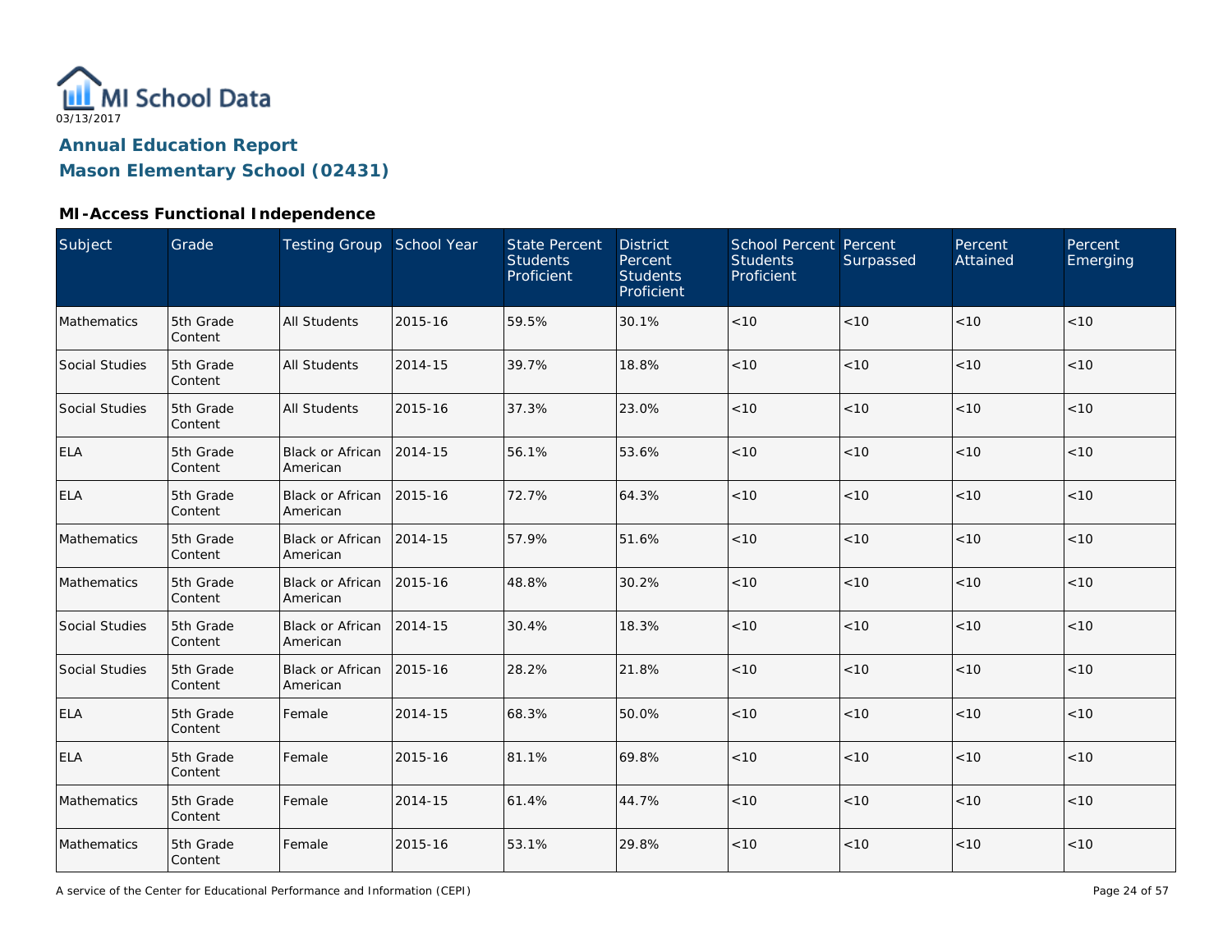MI School Data
03/13/2017

# Annual Education Report

## Mason Elementary School (02431)

### MI-Access Functional Independence

| Subject | Grade | Testing Group | School Year | State Percent Students Proficient | District Percent Students Proficient | School Percent Students Proficient | Percent Surpassed | Percent Attained | Percent Emerging |
|---|---|---|---|---|---|---|---|---|---|
| Mathematics | 5th Grade Content | All Students | 2015-16 | 59.5% | 30.1% | <10 | <10 | <10 | <10 |
| Social Studies | 5th Grade Content | All Students | 2014-15 | 39.7% | 18.8% | <10 | <10 | <10 | <10 |
| Social Studies | 5th Grade Content | All Students | 2015-16 | 37.3% | 23.0% | <10 | <10 | <10 | <10 |
| ELA | 5th Grade Content | Black or African American | 2014-15 | 56.1% | 53.6% | <10 | <10 | <10 | <10 |
| ELA | 5th Grade Content | Black or African American | 2015-16 | 72.7% | 64.3% | <10 | <10 | <10 | <10 |
| Mathematics | 5th Grade Content | Black or African American | 2014-15 | 57.9% | 51.6% | <10 | <10 | <10 | <10 |
| Mathematics | 5th Grade Content | Black or African American | 2015-16 | 48.8% | 30.2% | <10 | <10 | <10 | <10 |
| Social Studies | 5th Grade Content | Black or African American | 2014-15 | 30.4% | 18.3% | <10 | <10 | <10 | <10 |
| Social Studies | 5th Grade Content | Black or African American | 2015-16 | 28.2% | 21.8% | <10 | <10 | <10 | <10 |
| ELA | 5th Grade Content | Female | 2014-15 | 68.3% | 50.0% | <10 | <10 | <10 | <10 |
| ELA | 5th Grade Content | Female | 2015-16 | 81.1% | 69.8% | <10 | <10 | <10 | <10 |
| Mathematics | 5th Grade Content | Female | 2014-15 | 61.4% | 44.7% | <10 | <10 | <10 | <10 |
| Mathematics | 5th Grade Content | Female | 2015-16 | 53.1% | 29.8% | <10 | <10 | <10 | <10 |

A service of the Center for Educational Performance and Information (CEPI)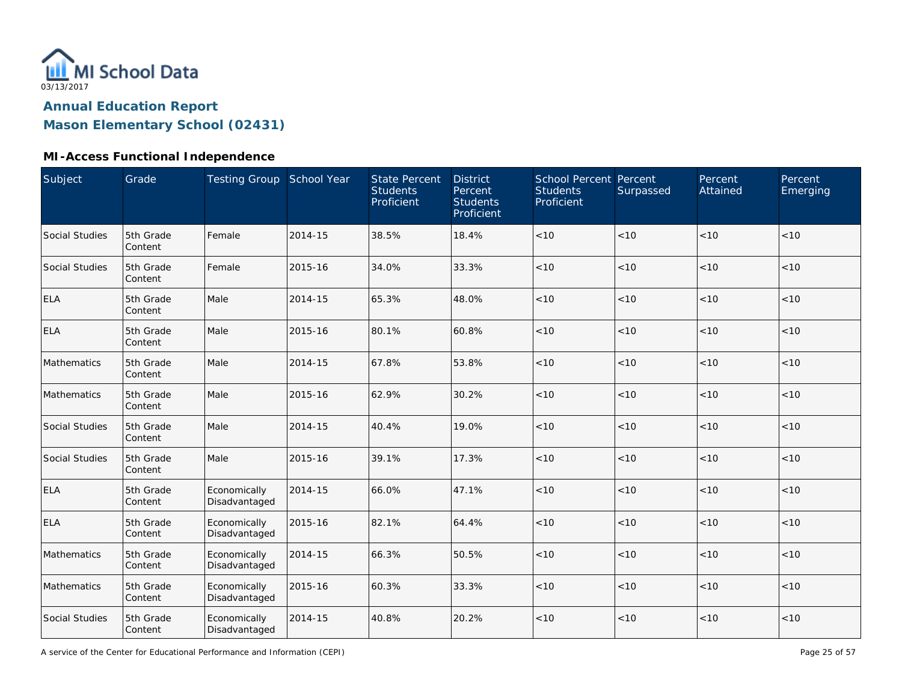03/13/2017

# Annual Education Report

## Mason Elementary School (02431)

### MI-Access Functional Independence

| Subject | Grade | Testing Group | School Year | State Percent Students Proficient | District Percent Students Proficient | School Percent Students Proficient | Percent Surpassed | Percent Attained | Percent Emerging |
|---|---|---|---|---|---|---|---|---|---|
| Social Studies | 5th Grade Content | Female | 2014-15 | 38.5% | 18.4% | <10 | <10 | <10 | <10 |
| Social Studies | 5th Grade Content | Female | 2015-16 | 34.0% | 33.3% | <10 | <10 | <10 | <10 |
| ELA | 5th Grade Content | Male | 2014-15 | 65.3% | 48.0% | <10 | <10 | <10 | <10 |
| ELA | 5th Grade Content | Male | 2015-16 | 80.1% | 60.8% | <10 | <10 | <10 | <10 |
| Mathematics | 5th Grade Content | Male | 2014-15 | 67.8% | 53.8% | <10 | <10 | <10 | <10 |
| Mathematics | 5th Grade Content | Male | 2015-16 | 62.9% | 30.2% | <10 | <10 | <10 | <10 |
| Social Studies | 5th Grade Content | Male | 2014-15 | 40.4% | 19.0% | <10 | <10 | <10 | <10 |
| Social Studies | 5th Grade Content | Male | 2015-16 | 39.1% | 17.3% | <10 | <10 | <10 | <10 |
| ELA | 5th Grade Content | Economically Disadvantaged | 2014-15 | 66.0% | 47.1% | <10 | <10 | <10 | <10 |
| ELA | 5th Grade Content | Economically Disadvantaged | 2015-16 | 82.1% | 64.4% | <10 | <10 | <10 | <10 |
| Mathematics | 5th Grade Content | Economically Disadvantaged | 2014-15 | 66.3% | 50.5% | <10 | <10 | <10 | <10 |
| Mathematics | 5th Grade Content | Economically Disadvantaged | 2015-16 | 60.3% | 33.3% | <10 | <10 | <10 | <10 |
| Social Studies | 5th Grade Content | Economically Disadvantaged | 2014-15 | 40.8% | 20.2% | <10 | <10 | <10 | <10 |

A service of the Center for Educational Performance and Information (CEPI)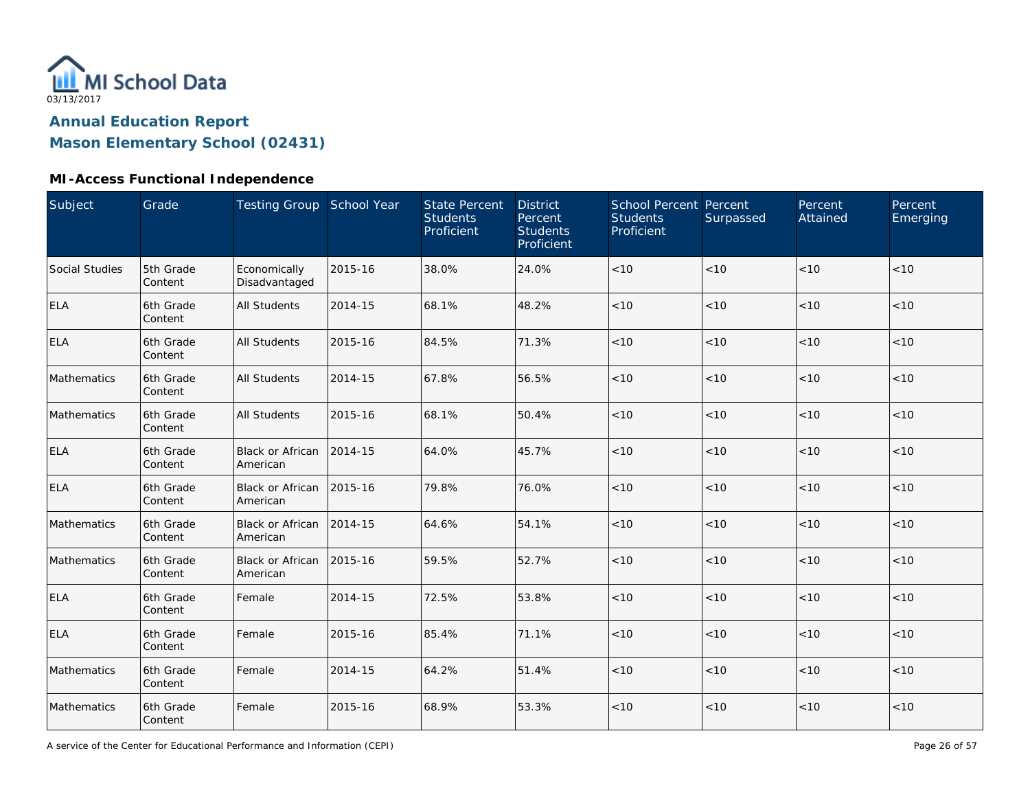MI School Data

03/13/2017

# Annual Education Report

# Mason Elementary School (02431)

## MI-Access Functional Independence

| Subject | Grade | Testing Group | School Year | State Percent Students Proficient | District Percent Students Proficient | School Percent Students Proficient | Percent Surpassed | Percent Attained | Percent Emerging |
|---|---|---|---|---|---|---|---|---|---|
| Social Studies | 5th Grade Content | Economically Disadvantaged | 2015-16 | 38.0% | 24.0% | <10 | <10 | <10 | <10 |
| ELA | 6th Grade Content | All Students | 2014-15 | 68.1% | 48.2% | <10 | <10 | <10 | <10 |
| ELA | 6th Grade Content | All Students | 2015-16 | 84.5% | 71.3% | <10 | <10 | <10 | <10 |
| Mathematics | 6th Grade Content | All Students | 2014-15 | 67.8% | 56.5% | <10 | <10 | <10 | <10 |
| Mathematics | 6th Grade Content | All Students | 2015-16 | 68.1% | 50.4% | <10 | <10 | <10 | <10 |
| ELA | 6th Grade Content | Black or African American | 2014-15 | 64.0% | 45.7% | <10 | <10 | <10 | <10 |
| ELA | 6th Grade Content | Black or African American | 2015-16 | 79.8% | 76.0% | <10 | <10 | <10 | <10 |
| Mathematics | 6th Grade Content | Black or African American | 2014-15 | 64.6% | 54.1% | <10 | <10 | <10 | <10 |
| Mathematics | 6th Grade Content | Black or African American | 2015-16 | 59.5% | 52.7% | <10 | <10 | <10 | <10 |
| ELA | 6th Grade Content | Female | 2014-15 | 72.5% | 53.8% | <10 | <10 | <10 | <10 |
| ELA | 6th Grade Content | Female | 2015-16 | 85.4% | 71.1% | <10 | <10 | <10 | <10 |
| Mathematics | 6th Grade Content | Female | 2014-15 | 64.2% | 51.4% | <10 | <10 | <10 | <10 |
| Mathematics | 6th Grade Content | Female | 2015-16 | 68.9% | 53.3% | <10 | <10 | <10 | <10 |

A service of the Center for Educational Performance and Information (CEPI)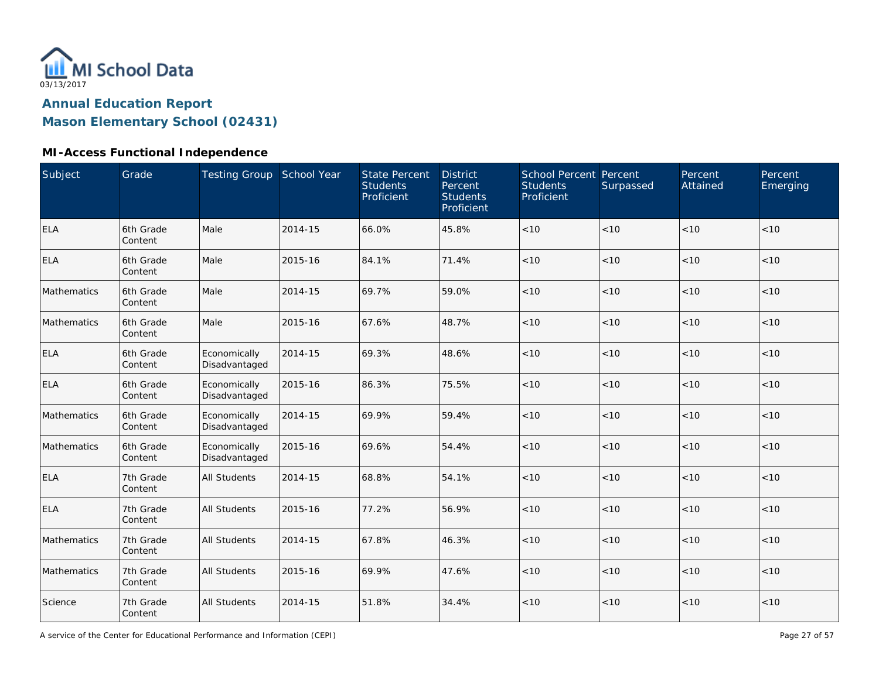MI School Data

03/13/2017

## Annual Education Report

## Mason Elementary School (02431)

### MI-Access Functional Independence

| Subject | Grade | Testing Group | School Year | State Percent Students Proficient | District Percent Students Proficient | School Percent Students Proficient | Percent Surpassed | Percent Attained | Percent Emerging |
|---|---|---|---|---|---|---|---|---|---|
| ELA | 6th Grade Content | Male | 2014-15 | 66.0% | 45.8% | <10 | <10 | <10 | <10 |
| ELA | 6th Grade Content | Male | 2015-16 | 84.1% | 71.4% | <10 | <10 | <10 | <10 |
| Mathematics | 6th Grade Content | Male | 2014-15 | 69.7% | 59.0% | <10 | <10 | <10 | <10 |
| Mathematics | 6th Grade Content | Male | 2015-16 | 67.6% | 48.7% | <10 | <10 | <10 | <10 |
| ELA | 6th Grade Content | Economically Disadvantaged | 2014-15 | 69.3% | 48.6% | <10 | <10 | <10 | <10 |
| ELA | 6th Grade Content | Economically Disadvantaged | 2015-16 | 86.3% | 75.5% | <10 | <10 | <10 | <10 |
| Mathematics | 6th Grade Content | Economically Disadvantaged | 2014-15 | 69.9% | 59.4% | <10 | <10 | <10 | <10 |
| Mathematics | 6th Grade Content | Economically Disadvantaged | 2015-16 | 69.6% | 54.4% | <10 | <10 | <10 | <10 |
| ELA | 7th Grade Content | All Students | 2014-15 | 68.8% | 54.1% | <10 | <10 | <10 | <10 |
| ELA | 7th Grade Content | All Students | 2015-16 | 77.2% | 56.9% | <10 | <10 | <10 | <10 |
| Mathematics | 7th Grade Content | All Students | 2014-15 | 67.8% | 46.3% | <10 | <10 | <10 | <10 |
| Mathematics | 7th Grade Content | All Students | 2015-16 | 69.9% | 47.6% | <10 | <10 | <10 | <10 |
| Science | 7th Grade Content | All Students | 2014-15 | 51.8% | 34.4% | <10 | <10 | <10 | <10 |

A service of the Center for Educational Performance and Information (CEPI)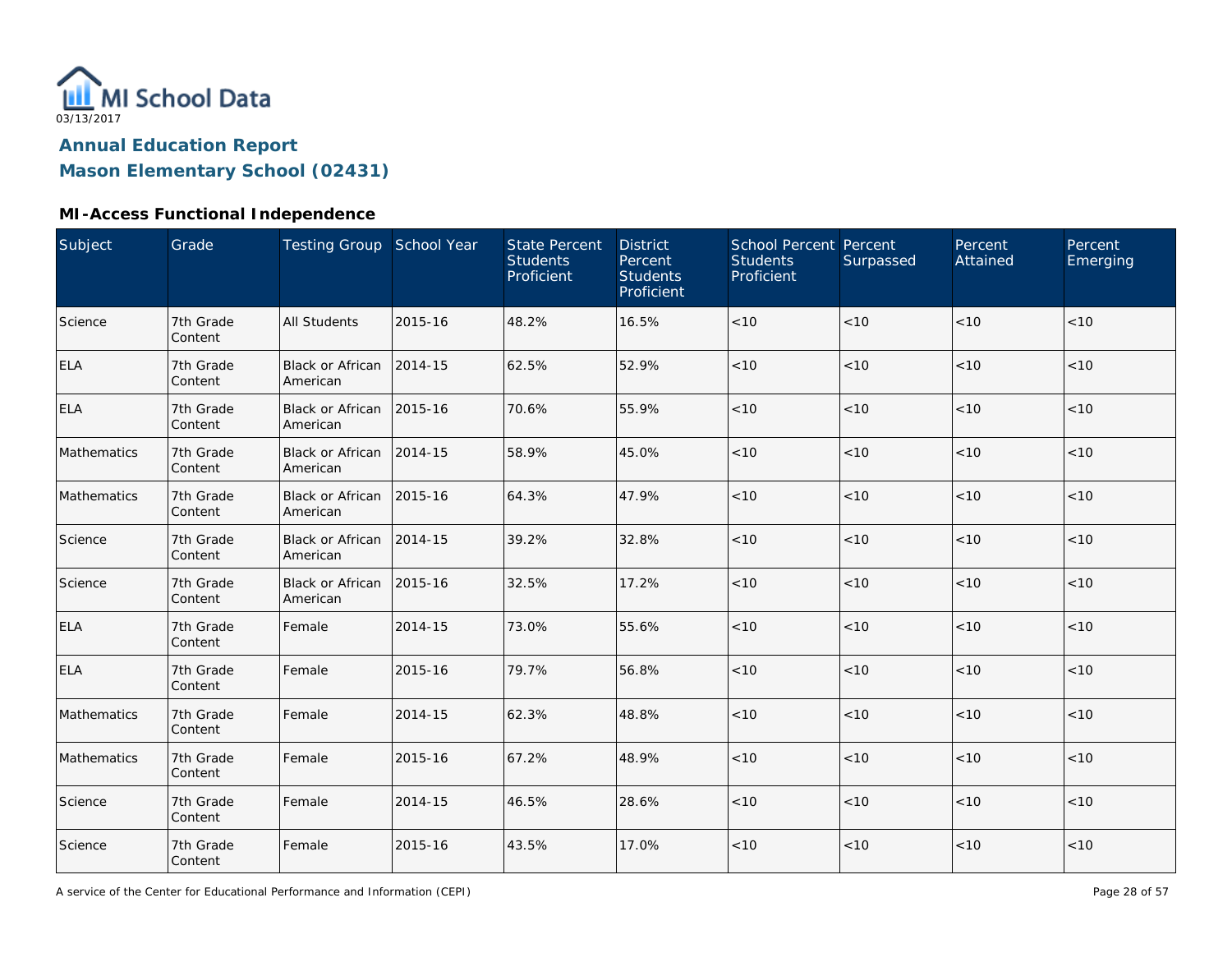MI School Data

03/13/2017

# Annual Education Report

## Mason Elementary School (02431)

### MI-Access Functional Independence

| Subject | Grade | Testing Group | School Year | State Percent Students Proficient | District Percent Students Proficient | School Percent Students Proficient | Percent Surpassed | Percent Attained | Percent Emerging |
|---|---|---|---|---|---|---|---|---|---|
| Science | 7th Grade Content | All Students | 2015-16 | 48.2% | 16.5% | <10 | <10 | <10 | <10 |
| ELA | 7th Grade Content | Black or African American | 2014-15 | 62.5% | 52.9% | <10 | <10 | <10 | <10 |
| ELA | 7th Grade Content | Black or African American | 2015-16 | 70.6% | 55.9% | <10 | <10 | <10 | <10 |
| Mathematics | 7th Grade Content | Black or African American | 2014-15 | 58.9% | 45.0% | <10 | <10 | <10 | <10 |
| Mathematics | 7th Grade Content | Black or African American | 2015-16 | 64.3% | 47.9% | <10 | <10 | <10 | <10 |
| Science | 7th Grade Content | Black or African American | 2014-15 | 39.2% | 32.8% | <10 | <10 | <10 | <10 |
| Science | 7th Grade Content | Black or African American | 2015-16 | 32.5% | 17.2% | <10 | <10 | <10 | <10 |
| ELA | 7th Grade Content | Female | 2014-15 | 73.0% | 55.6% | <10 | <10 | <10 | <10 |
| ELA | 7th Grade Content | Female | 2015-16 | 79.7% | 56.8% | <10 | <10 | <10 | <10 |
| Mathematics | 7th Grade Content | Female | 2014-15 | 62.3% | 48.8% | <10 | <10 | <10 | <10 |
| Mathematics | 7th Grade Content | Female | 2015-16 | 67.2% | 48.9% | <10 | <10 | <10 | <10 |
| Science | 7th Grade Content | Female | 2014-15 | 46.5% | 28.6% | <10 | <10 | <10 | <10 |
| Science | 7th Grade Content | Female | 2015-16 | 43.5% | 17.0% | <10 | <10 | <10 | <10 |

A service of the Center for Educational Performance and Information (CEPI)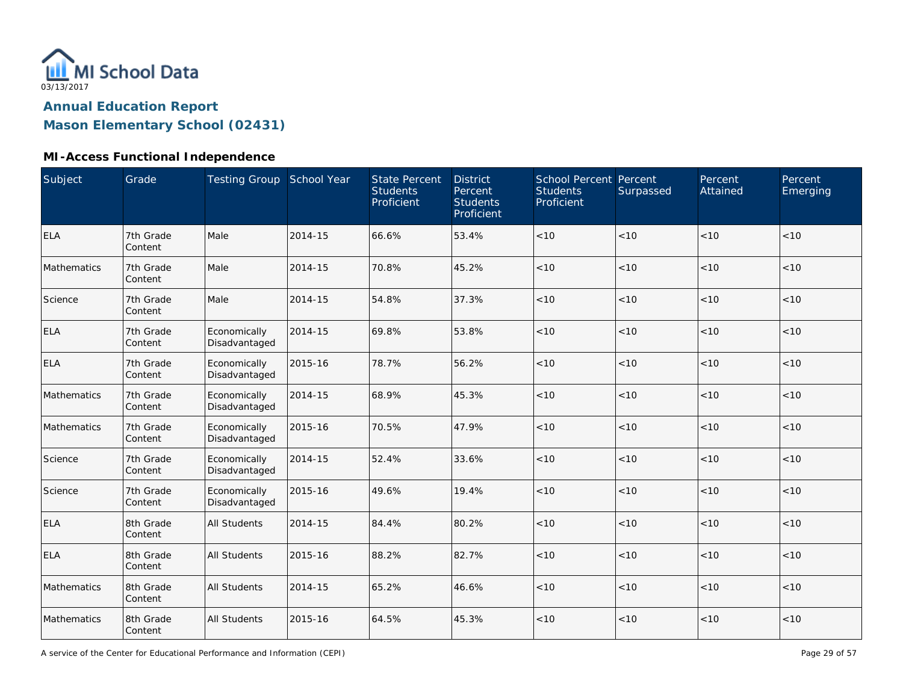MI School Data

03/13/2017

## Annual Education Report
## Mason Elementary School (02431)

### MI-Access Functional Independence

| Subject | Grade | Testing Group | School Year | State Percent Students Proficient | District Percent Students Proficient | School Percent Students Proficient | Percent Surpassed | Percent Attained | Percent Emerging |
|---|---|---|---|---|---|---|---|---|---|
| ELA | 7th Grade Content | Male | 2014-15 | 66.6% | 53.4% | <10 | <10 | <10 | <10 |
| Mathematics | 7th Grade Content | Male | 2014-15 | 70.8% | 45.2% | <10 | <10 | <10 | <10 |
| Science | 7th Grade Content | Male | 2014-15 | 54.8% | 37.3% | <10 | <10 | <10 | <10 |
| ELA | 7th Grade Content | Economically Disadvantaged | 2014-15 | 69.8% | 53.8% | <10 | <10 | <10 | <10 |
| ELA | 7th Grade Content | Economically Disadvantaged | 2015-16 | 78.7% | 56.2% | <10 | <10 | <10 | <10 |
| Mathematics | 7th Grade Content | Economically Disadvantaged | 2014-15 | 68.9% | 45.3% | <10 | <10 | <10 | <10 |
| Mathematics | 7th Grade Content | Economically Disadvantaged | 2015-16 | 70.5% | 47.9% | <10 | <10 | <10 | <10 |
| Science | 7th Grade Content | Economically Disadvantaged | 2014-15 | 52.4% | 33.6% | <10 | <10 | <10 | <10 |
| Science | 7th Grade Content | Economically Disadvantaged | 2015-16 | 49.6% | 19.4% | <10 | <10 | <10 | <10 |
| ELA | 8th Grade Content | All Students | 2014-15 | 84.4% | 80.2% | <10 | <10 | <10 | <10 |
| ELA | 8th Grade Content | All Students | 2015-16 | 88.2% | 82.7% | <10 | <10 | <10 | <10 |
| Mathematics | 8th Grade Content | All Students | 2014-15 | 65.2% | 46.6% | <10 | <10 | <10 | <10 |
| Mathematics | 8th Grade Content | All Students | 2015-16 | 64.5% | 45.3% | <10 | <10 | <10 | <10 |

A service of the Center for Educational Performance and Information (CEPI)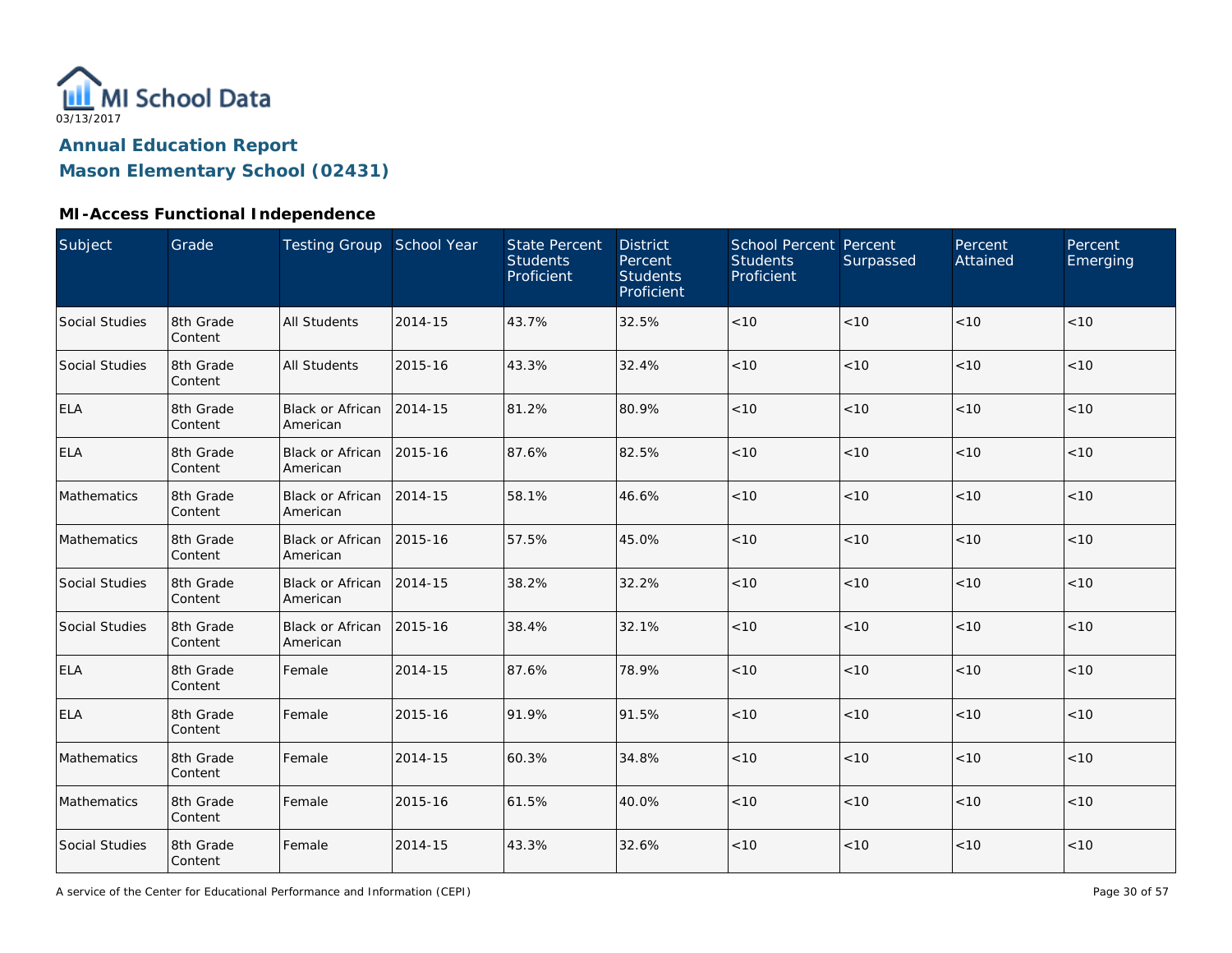MI School Data

03/13/2017

## Annual Education Report
## Mason Elementary School (02431)

### MI-Access Functional Independence

| Subject | Grade | Testing Group | School Year | State Percent Students Proficient | District Percent Students Proficient | School Percent Students Proficient | Percent Surpassed | Percent Attained | Percent Emerging |
|---|---|---|---|---|---|---|---|---|---|
| Social Studies | 8th Grade Content | All Students | 2014-15 | 43.7% | 32.5% | <10 | <10 | <10 | <10 |
| Social Studies | 8th Grade Content | All Students | 2015-16 | 43.3% | 32.4% | <10 | <10 | <10 | <10 |
| ELA | 8th Grade Content | Black or African American | 2014-15 | 81.2% | 80.9% | <10 | <10 | <10 | <10 |
| ELA | 8th Grade Content | Black or African American | 2015-16 | 87.6% | 82.5% | <10 | <10 | <10 | <10 |
| Mathematics | 8th Grade Content | Black or African American | 2014-15 | 58.1% | 46.6% | <10 | <10 | <10 | <10 |
| Mathematics | 8th Grade Content | Black or African American | 2015-16 | 57.5% | 45.0% | <10 | <10 | <10 | <10 |
| Social Studies | 8th Grade Content | Black or African American | 2014-15 | 38.2% | 32.2% | <10 | <10 | <10 | <10 |
| Social Studies | 8th Grade Content | Black or African American | 2015-16 | 38.4% | 32.1% | <10 | <10 | <10 | <10 |
| ELA | 8th Grade Content | Female | 2014-15 | 87.6% | 78.9% | <10 | <10 | <10 | <10 |
| ELA | 8th Grade Content | Female | 2015-16 | 91.9% | 91.5% | <10 | <10 | <10 | <10 |
| Mathematics | 8th Grade Content | Female | 2014-15 | 60.3% | 34.8% | <10 | <10 | <10 | <10 |
| Mathematics | 8th Grade Content | Female | 2015-16 | 61.5% | 40.0% | <10 | <10 | <10 | <10 |
| Social Studies | 8th Grade Content | Female | 2014-15 | 43.3% | 32.6% | <10 | <10 | <10 | <10 |

A service of the Center for Educational Performance and Information (CEPI)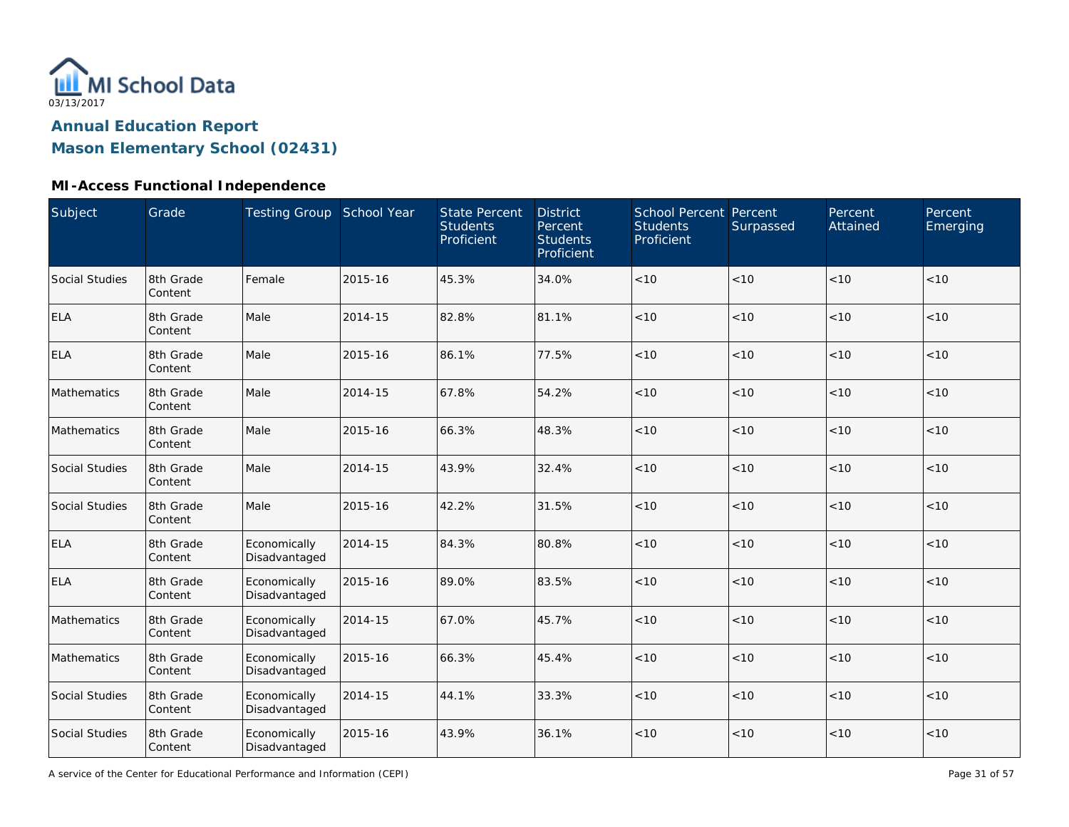MI School Data

03/13/2017

## Annual Education Report

## Mason Elementary School (02431)

### MI-Access Functional Independence

| Subject | Grade | Testing Group | School Year | State Percent Students Proficient | District Percent Students Proficient | School Percent Students Proficient | Percent Surpassed | Percent Attained | Percent Emerging |
|---|---|---|---|---|---|---|---|---|---|
| Social Studies | 8th Grade Content | Female | 2015-16 | 45.3% | 34.0% | <10 | <10 | <10 | <10 |
| ELA | 8th Grade Content | Male | 2014-15 | 82.8% | 81.1% | <10 | <10 | <10 | <10 |
| ELA | 8th Grade Content | Male | 2015-16 | 86.1% | 77.5% | <10 | <10 | <10 | <10 |
| Mathematics | 8th Grade Content | Male | 2014-15 | 67.8% | 54.2% | <10 | <10 | <10 | <10 |
| Mathematics | 8th Grade Content | Male | 2015-16 | 66.3% | 48.3% | <10 | <10 | <10 | <10 |
| Social Studies | 8th Grade Content | Male | 2014-15 | 43.9% | 32.4% | <10 | <10 | <10 | <10 |
| Social Studies | 8th Grade Content | Male | 2015-16 | 42.2% | 31.5% | <10 | <10 | <10 | <10 |
| ELA | 8th Grade Content | Economically Disadvantaged | 2014-15 | 84.3% | 80.8% | <10 | <10 | <10 | <10 |
| ELA | 8th Grade Content | Economically Disadvantaged | 2015-16 | 89.0% | 83.5% | <10 | <10 | <10 | <10 |
| Mathematics | 8th Grade Content | Economically Disadvantaged | 2014-15 | 67.0% | 45.7% | <10 | <10 | <10 | <10 |
| Mathematics | 8th Grade Content | Economically Disadvantaged | 2015-16 | 66.3% | 45.4% | <10 | <10 | <10 | <10 |
| Social Studies | 8th Grade Content | Economically Disadvantaged | 2014-15 | 44.1% | 33.3% | <10 | <10 | <10 | <10 |
| Social Studies | 8th Grade Content | Economically Disadvantaged | 2015-16 | 43.9% | 36.1% | <10 | <10 | <10 | <10 |

A service of the Center for Educational Performance and Information (CEPI)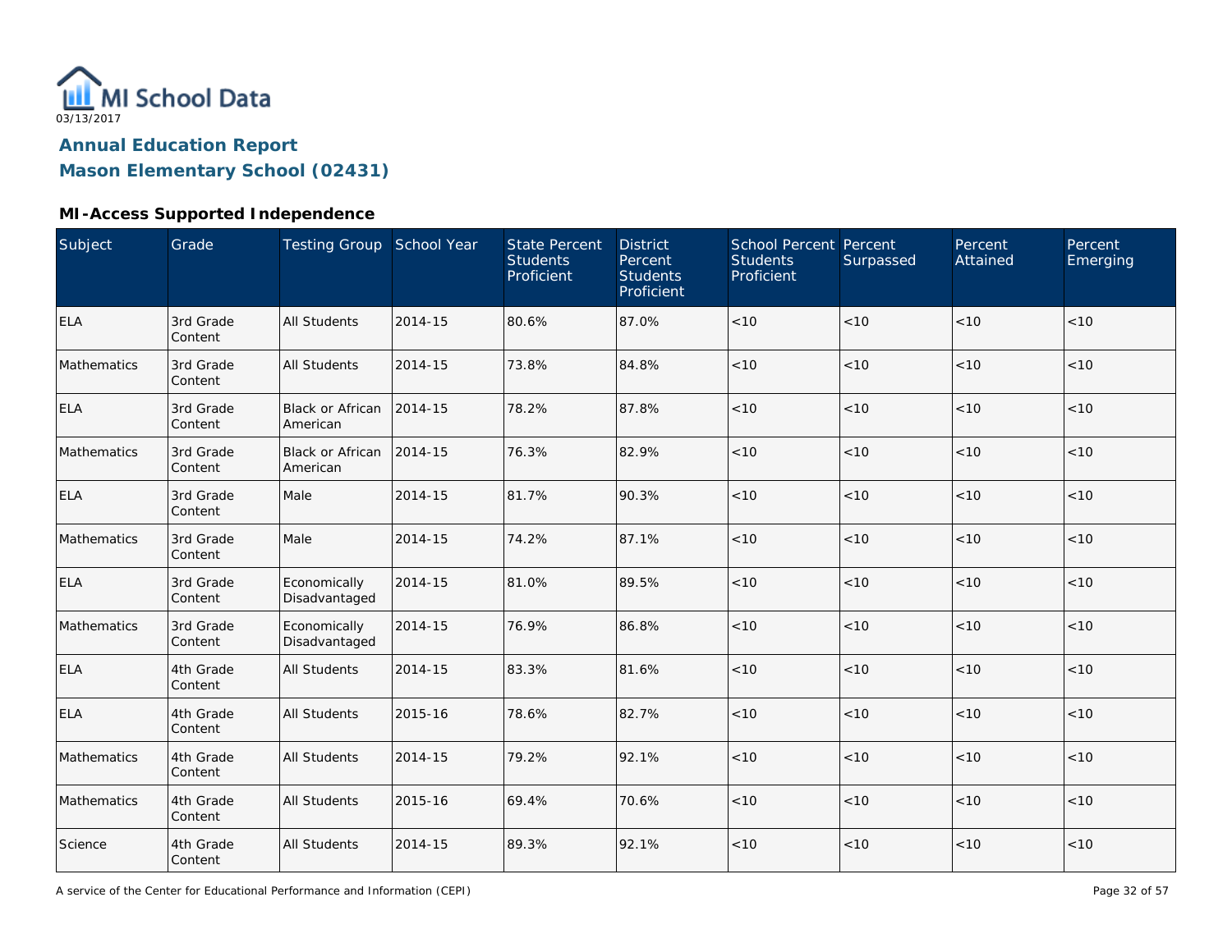MI School Data

03/13/2017

# Annual Education Report

## Mason Elementary School (02431)

### MI-Access Supported Independence

| Subject | Grade | Testing Group | School Year | State Percent Students Proficient | District Percent Students Proficient | School Percent Students Proficient | Percent Surpassed | Percent Attained | Percent Emerging |
|---|---|---|---|---|---|---|---|---|---|
| ELA | 3rd Grade Content | All Students | 2014-15 | 80.6% | 87.0% | <10 | <10 | <10 | <10 |
| Mathematics | 3rd Grade Content | All Students | 2014-15 | 73.8% | 84.8% | <10 | <10 | <10 | <10 |
| ELA | 3rd Grade Content | Black or African American | 2014-15 | 78.2% | 87.8% | <10 | <10 | <10 | <10 |
| Mathematics | 3rd Grade Content | Black or African American | 2014-15 | 76.3% | 82.9% | <10 | <10 | <10 | <10 |
| ELA | 3rd Grade Content | Male | 2014-15 | 81.7% | 90.3% | <10 | <10 | <10 | <10 |
| Mathematics | 3rd Grade Content | Male | 2014-15 | 74.2% | 87.1% | <10 | <10 | <10 | <10 |
| ELA | 3rd Grade Content | Economically Disadvantaged | 2014-15 | 81.0% | 89.5% | <10 | <10 | <10 | <10 |
| Mathematics | 3rd Grade Content | Economically Disadvantaged | 2014-15 | 76.9% | 86.8% | <10 | <10 | <10 | <10 |
| ELA | 4th Grade Content | All Students | 2014-15 | 83.3% | 81.6% | <10 | <10 | <10 | <10 |
| ELA | 4th Grade Content | All Students | 2015-16 | 78.6% | 82.7% | <10 | <10 | <10 | <10 |
| Mathematics | 4th Grade Content | All Students | 2014-15 | 79.2% | 92.1% | <10 | <10 | <10 | <10 |
| Mathematics | 4th Grade Content | All Students | 2015-16 | 69.4% | 70.6% | <10 | <10 | <10 | <10 |
| Science | 4th Grade Content | All Students | 2014-15 | 89.3% | 92.1% | <10 | <10 | <10 | <10 |

A service of the Center for Educational Performance and Information (CEPI)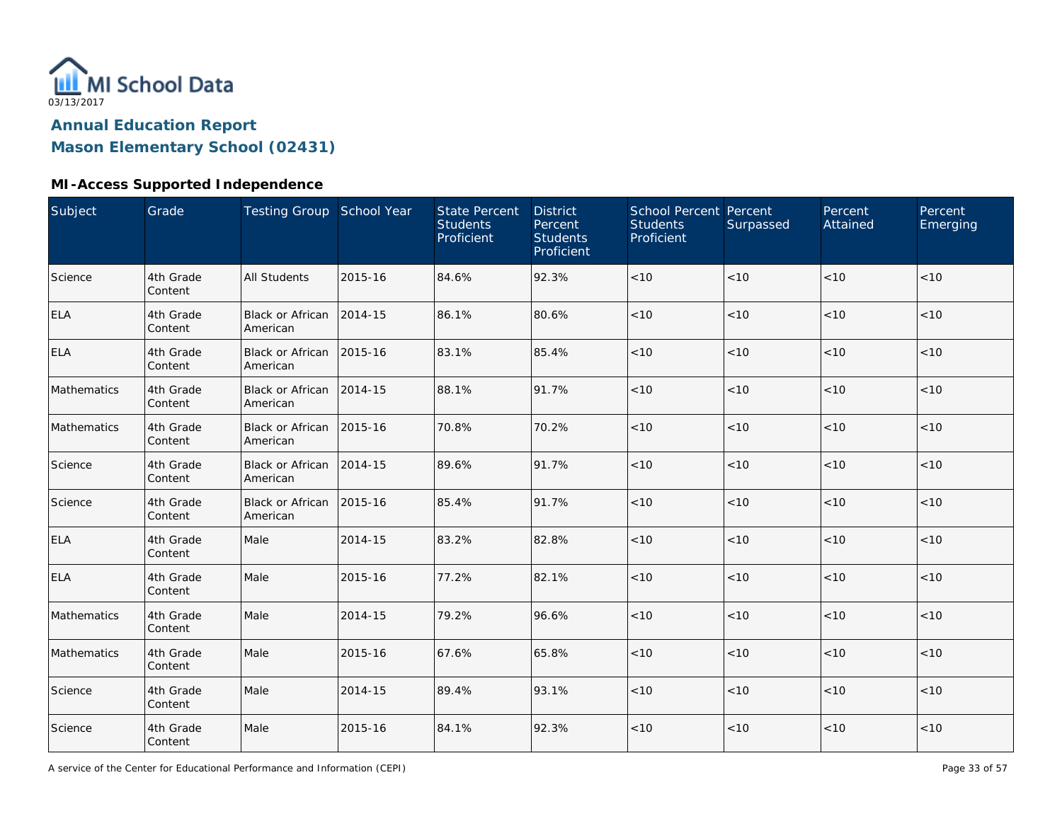03/13/2017

# Annual Education Report

## Mason Elementary School (02431)

### MI-Access Supported Independence

| Subject | Grade | Testing Group | School Year | State Percent Students Proficient | District Percent Students Proficient | School Percent Students Proficient | Percent Surpassed | Percent Attained | Percent Emerging |
|---|---|---|---|---|---|---|---|---|---|
| Science | 4th Grade Content | All Students | 2015-16 | 84.6% | 92.3% | <10 | <10 | <10 | <10 |
| ELA | 4th Grade Content | Black or African American | 2014-15 | 86.1% | 80.6% | <10 | <10 | <10 | <10 |
| ELA | 4th Grade Content | Black or African American | 2015-16 | 83.1% | 85.4% | <10 | <10 | <10 | <10 |
| Mathematics | 4th Grade Content | Black or African American | 2014-15 | 88.1% | 91.7% | <10 | <10 | <10 | <10 |
| Mathematics | 4th Grade Content | Black or African American | 2015-16 | 70.8% | 70.2% | <10 | <10 | <10 | <10 |
| Science | 4th Grade Content | Black or African American | 2014-15 | 89.6% | 91.7% | <10 | <10 | <10 | <10 |
| Science | 4th Grade Content | Black or African American | 2015-16 | 85.4% | 91.7% | <10 | <10 | <10 | <10 |
| ELA | 4th Grade Content | Male | 2014-15 | 83.2% | 82.8% | <10 | <10 | <10 | <10 |
| ELA | 4th Grade Content | Male | 2015-16 | 77.2% | 82.1% | <10 | <10 | <10 | <10 |
| Mathematics | 4th Grade Content | Male | 2014-15 | 79.2% | 96.6% | <10 | <10 | <10 | <10 |
| Mathematics | 4th Grade Content | Male | 2015-16 | 67.6% | 65.8% | <10 | <10 | <10 | <10 |
| Science | 4th Grade Content | Male | 2014-15 | 89.4% | 93.1% | <10 | <10 | <10 | <10 |
| Science | 4th Grade Content | Male | 2015-16 | 84.1% | 92.3% | <10 | <10 | <10 | <10 |

A service of the Center for Educational Performance and Information (CEPI)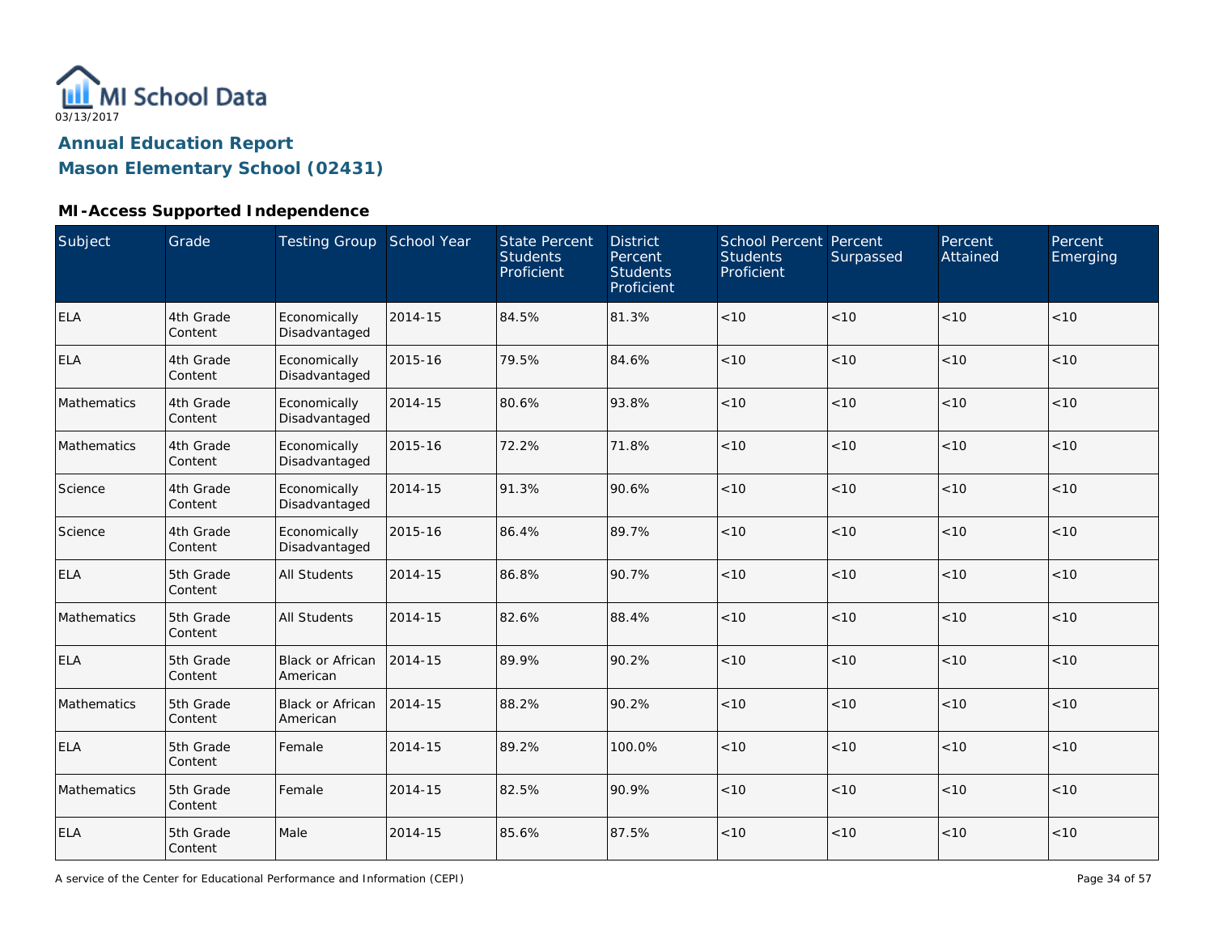MI School Data
03/13/2017

## Annual Education Report
## Mason Elementary School (02431)

### MI-Access Supported Independence

| Subject | Grade | Testing Group | School Year | State Percent Students Proficient | District Percent Students Proficient | School Percent Students Proficient | Percent Surpassed | Percent Attained | Percent Emerging |
|---|---|---|---|---|---|---|---|---|---|
| ELA | 4th Grade Content | Economically Disadvantaged | 2014-15 | 84.5% | 81.3% | <10 | <10 | <10 | <10 |
| ELA | 4th Grade Content | Economically Disadvantaged | 2015-16 | 79.5% | 84.6% | <10 | <10 | <10 | <10 |
| Mathematics | 4th Grade Content | Economically Disadvantaged | 2014-15 | 80.6% | 93.8% | <10 | <10 | <10 | <10 |
| Mathematics | 4th Grade Content | Economically Disadvantaged | 2015-16 | 72.2% | 71.8% | <10 | <10 | <10 | <10 |
| Science | 4th Grade Content | Economically Disadvantaged | 2014-15 | 91.3% | 90.6% | <10 | <10 | <10 | <10 |
| Science | 4th Grade Content | Economically Disadvantaged | 2015-16 | 86.4% | 89.7% | <10 | <10 | <10 | <10 |
| ELA | 5th Grade Content | All Students | 2014-15 | 86.8% | 90.7% | <10 | <10 | <10 | <10 |
| Mathematics | 5th Grade Content | All Students | 2014-15 | 82.6% | 88.4% | <10 | <10 | <10 | <10 |
| ELA | 5th Grade Content | Black or African American | 2014-15 | 89.9% | 90.2% | <10 | <10 | <10 | <10 |
| Mathematics | 5th Grade Content | Black or African American | 2014-15 | 88.2% | 90.2% | <10 | <10 | <10 | <10 |
| ELA | 5th Grade Content | Female | 2014-15 | 89.2% | 100.0% | <10 | <10 | <10 | <10 |
| Mathematics | 5th Grade Content | Female | 2014-15 | 82.5% | 90.9% | <10 | <10 | <10 | <10 |
| ELA | 5th Grade Content | Male | 2014-15 | 85.6% | 87.5% | <10 | <10 | <10 | <10 |

A service of the Center for Educational Performance and Information (CEPI)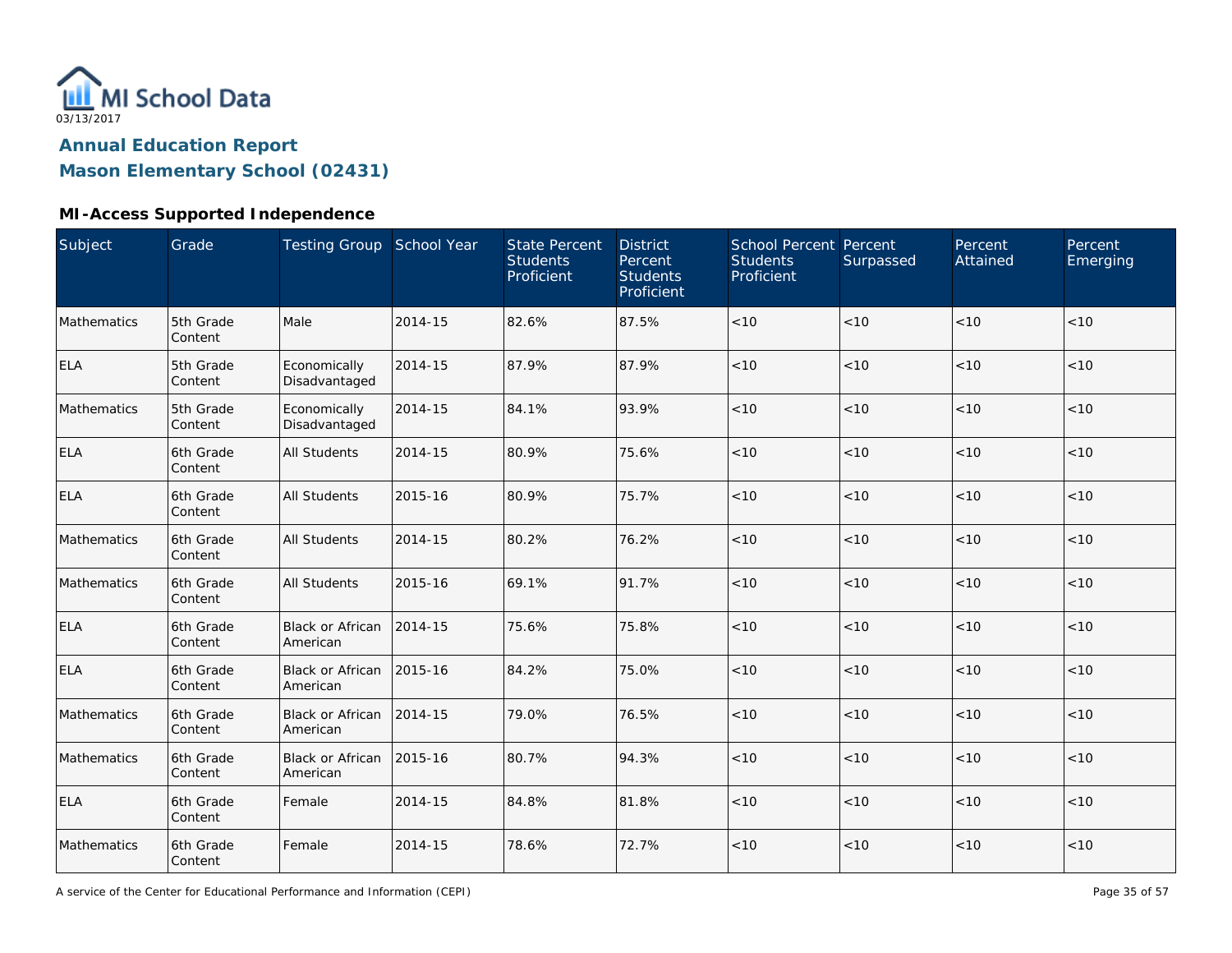MI School Data

03/13/2017

## Annual Education Report

## Mason Elementary School (02431)

### MI-Access Supported Independence

| Subject | Grade | Testing Group | School Year | State Percent Students Proficient | District Percent Students Proficient | School Percent Students Proficient | Percent Surpassed | Percent Attained | Percent Emerging |
|---|---|---|---|---|---|---|---|---|---|
| Mathematics | 5th Grade Content | Male | 2014-15 | 82.6% | 87.5% | <10 | <10 | <10 | <10 |
| ELA | 5th Grade Content | Economically Disadvantaged | 2014-15 | 87.9% | 87.9% | <10 | <10 | <10 | <10 |
| Mathematics | 5th Grade Content | Economically Disadvantaged | 2014-15 | 84.1% | 93.9% | <10 | <10 | <10 | <10 |
| ELA | 6th Grade Content | All Students | 2014-15 | 80.9% | 75.6% | <10 | <10 | <10 | <10 |
| ELA | 6th Grade Content | All Students | 2015-16 | 80.9% | 75.7% | <10 | <10 | <10 | <10 |
| Mathematics | 6th Grade Content | All Students | 2014-15 | 80.2% | 76.2% | <10 | <10 | <10 | <10 |
| Mathematics | 6th Grade Content | All Students | 2015-16 | 69.1% | 91.7% | <10 | <10 | <10 | <10 |
| ELA | 6th Grade Content | Black or African American | 2014-15 | 75.6% | 75.8% | <10 | <10 | <10 | <10 |
| ELA | 6th Grade Content | Black or African American | 2015-16 | 84.2% | 75.0% | <10 | <10 | <10 | <10 |
| Mathematics | 6th Grade Content | Black or African American | 2014-15 | 79.0% | 76.5% | <10 | <10 | <10 | <10 |
| Mathematics | 6th Grade Content | Black or African American | 2015-16 | 80.7% | 94.3% | <10 | <10 | <10 | <10 |
| ELA | 6th Grade Content | Female | 2014-15 | 84.8% | 81.8% | <10 | <10 | <10 | <10 |
| Mathematics | 6th Grade Content | Female | 2014-15 | 78.6% | 72.7% | <10 | <10 | <10 | <10 |

A service of the Center for Educational Performance and Information (CEPI)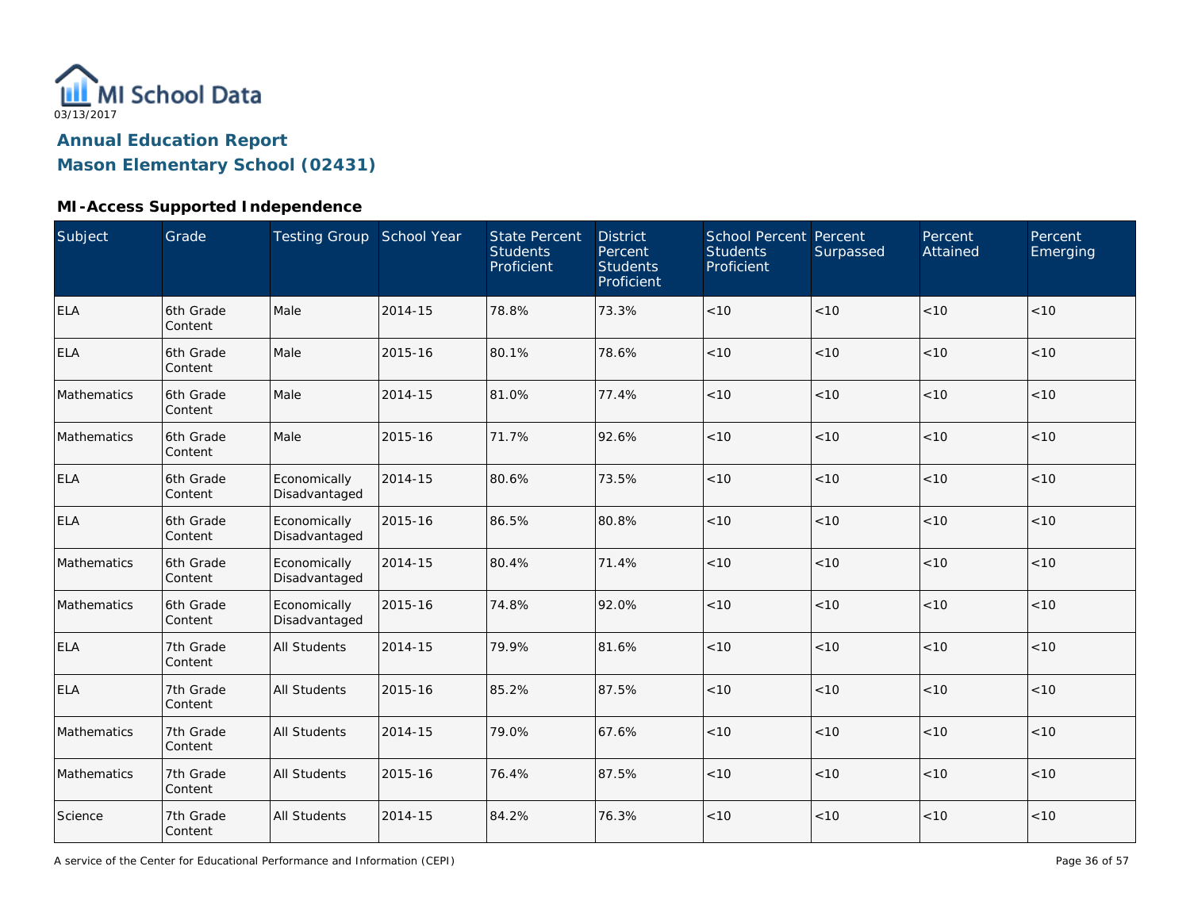MI School Data

03/13/2017

## Annual Education Report

## Mason Elementary School (02431)

### MI-Access Supported Independence

| Subject | Grade | Testing Group | School Year | State Percent Students Proficient | District Percent Students Proficient | School Percent Students Proficient | Percent Surpassed | Percent Attained | Percent Emerging |
|---|---|---|---|---|---|---|---|---|---|
| ELA | 6th Grade Content | Male | 2014-15 | 78.8% | 73.3% | <10 | <10 | <10 | <10 |
| ELA | 6th Grade Content | Male | 2015-16 | 80.1% | 78.6% | <10 | <10 | <10 | <10 |
| Mathematics | 6th Grade Content | Male | 2014-15 | 81.0% | 77.4% | <10 | <10 | <10 | <10 |
| Mathematics | 6th Grade Content | Male | 2015-16 | 71.7% | 92.6% | <10 | <10 | <10 | <10 |
| ELA | 6th Grade Content | Economically Disadvantaged | 2014-15 | 80.6% | 73.5% | <10 | <10 | <10 | <10 |
| ELA | 6th Grade Content | Economically Disadvantaged | 2015-16 | 86.5% | 80.8% | <10 | <10 | <10 | <10 |
| Mathematics | 6th Grade Content | Economically Disadvantaged | 2014-15 | 80.4% | 71.4% | <10 | <10 | <10 | <10 |
| Mathematics | 6th Grade Content | Economically Disadvantaged | 2015-16 | 74.8% | 92.0% | <10 | <10 | <10 | <10 |
| ELA | 7th Grade Content | All Students | 2014-15 | 79.9% | 81.6% | <10 | <10 | <10 | <10 |
| ELA | 7th Grade Content | All Students | 2015-16 | 85.2% | 87.5% | <10 | <10 | <10 | <10 |
| Mathematics | 7th Grade Content | All Students | 2014-15 | 79.0% | 67.6% | <10 | <10 | <10 | <10 |
| Mathematics | 7th Grade Content | All Students | 2015-16 | 76.4% | 87.5% | <10 | <10 | <10 | <10 |
| Science | 7th Grade Content | All Students | 2014-15 | 84.2% | 76.3% | <10 | <10 | <10 | <10 |

A service of the Center for Educational Performance and Information (CEPI)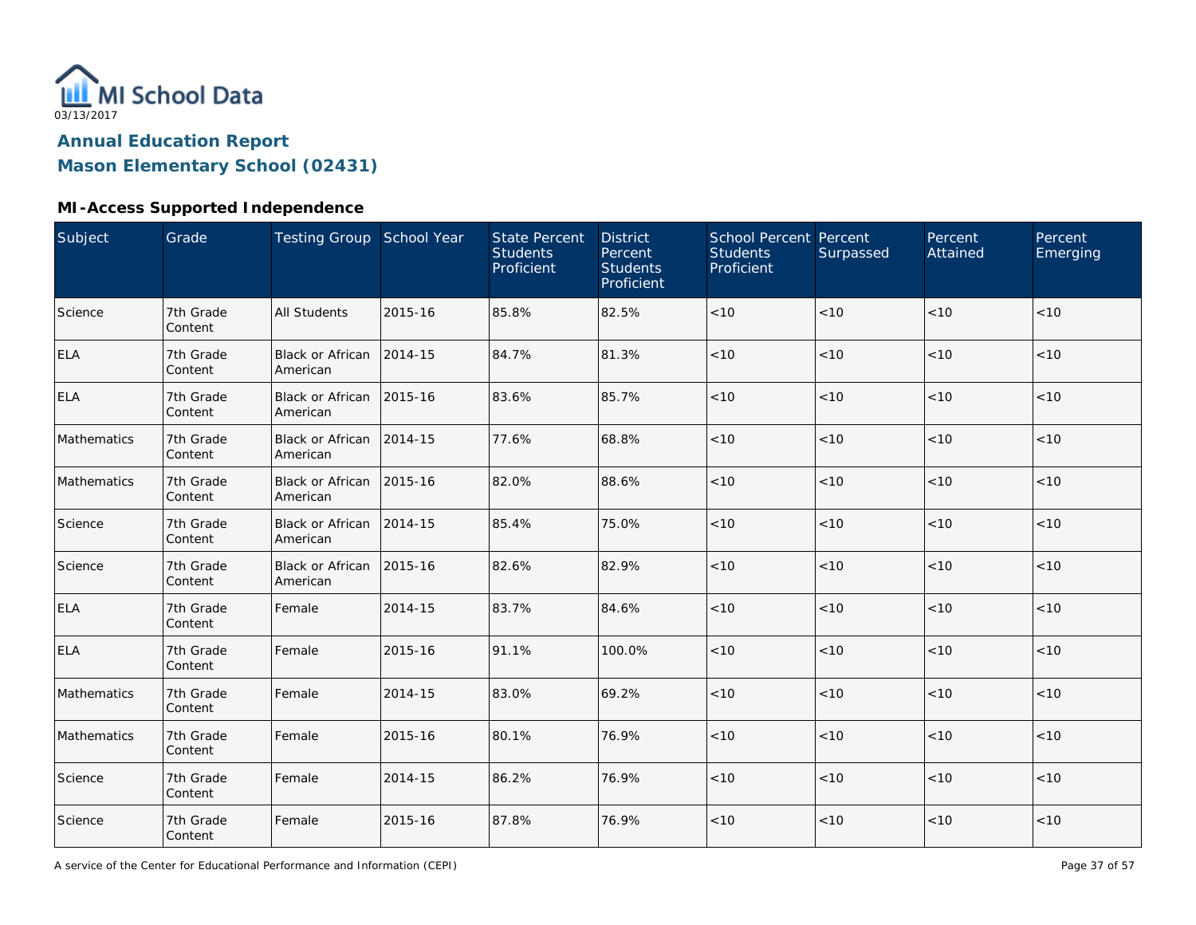MI School Data
03/13/2017

# Annual Education Report
# Mason Elementary School (02431)

### MI-Access Supported Independence

| Subject | Grade | Testing Group | School Year | State Percent Students Proficient | District Percent Students Proficient | School Percent Students Proficient | Percent Surpassed | Percent Attained | Percent Emerging |
|---|---|---|---|---|---|---|---|---|---|
| Science | 7th Grade Content | All Students | 2015-16 | 85.8% | 82.5% | <10 | <10 | <10 | <10 |
| ELA | 7th Grade Content | Black or African American | 2014-15 | 84.7% | 81.3% | <10 | <10 | <10 | <10 |
| ELA | 7th Grade Content | Black or African American | 2015-16 | 83.6% | 85.7% | <10 | <10 | <10 | <10 |
| Mathematics | 7th Grade Content | Black or African American | 2014-15 | 77.6% | 68.8% | <10 | <10 | <10 | <10 |
| Mathematics | 7th Grade Content | Black or African American | 2015-16 | 82.0% | 88.6% | <10 | <10 | <10 | <10 |
| Science | 7th Grade Content | Black or African American | 2014-15 | 85.4% | 75.0% | <10 | <10 | <10 | <10 |
| Science | 7th Grade Content | Black or African American | 2015-16 | 82.6% | 82.9% | <10 | <10 | <10 | <10 |
| ELA | 7th Grade Content | Female | 2014-15 | 83.7% | 84.6% | <10 | <10 | <10 | <10 |
| ELA | 7th Grade Content | Female | 2015-16 | 91.1% | 100.0% | <10 | <10 | <10 | <10 |
| Mathematics | 7th Grade Content | Female | 2014-15 | 83.0% | 69.2% | <10 | <10 | <10 | <10 |
| Mathematics | 7th Grade Content | Female | 2015-16 | 80.1% | 76.9% | <10 | <10 | <10 | <10 |
| Science | 7th Grade Content | Female | 2014-15 | 86.2% | 76.9% | <10 | <10 | <10 | <10 |
| Science | 7th Grade Content | Female | 2015-16 | 87.8% | 76.9% | <10 | <10 | <10 | <10 |

A service of the Center for Educational Performance and Information (CEPI)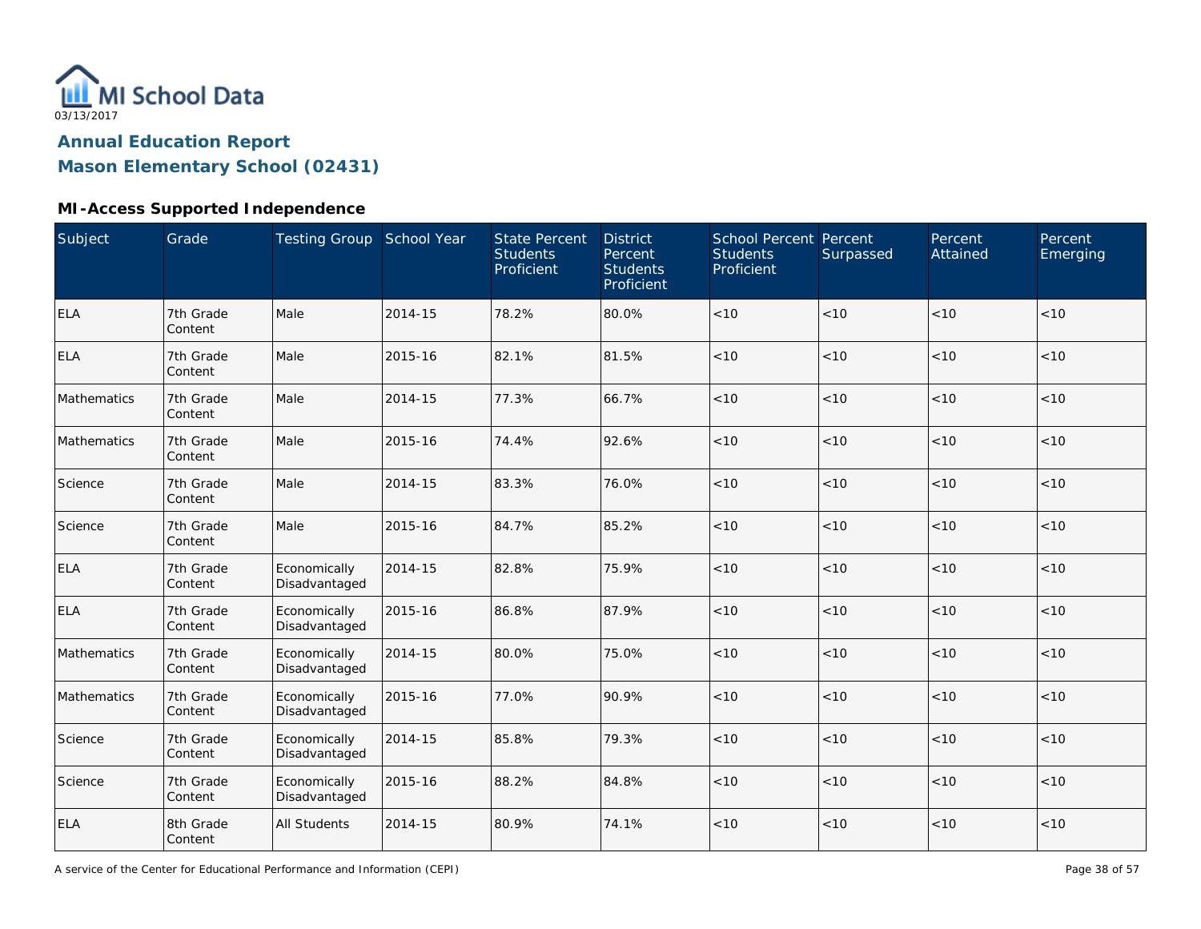MI School Data

03/13/2017

## Annual Education Report

## Mason Elementary School (02431)

### MI-Access Supported Independence

| Subject | Grade | Testing Group | School Year | State Percent Students Proficient | District Percent Students Proficient | School Percent Students Proficient | Percent Surpassed | Percent Attained | Percent Emerging |
|---|---|---|---|---|---|---|---|---|---|
| ELA | 7th Grade Content | Male | 2014-15 | 78.2% | 80.0% | <10 | <10 | <10 | <10 |
| ELA | 7th Grade Content | Male | 2015-16 | 82.1% | 81.5% | <10 | <10 | <10 | <10 |
| Mathematics | 7th Grade Content | Male | 2014-15 | 77.3% | 66.7% | <10 | <10 | <10 | <10 |
| Mathematics | 7th Grade Content | Male | 2015-16 | 74.4% | 92.6% | <10 | <10 | <10 | <10 |
| Science | 7th Grade Content | Male | 2014-15 | 83.3% | 76.0% | <10 | <10 | <10 | <10 |
| Science | 7th Grade Content | Male | 2015-16 | 84.7% | 85.2% | <10 | <10 | <10 | <10 |
| ELA | 7th Grade Content | Economically Disadvantaged | 2014-15 | 82.8% | 75.9% | <10 | <10 | <10 | <10 |
| ELA | 7th Grade Content | Economically Disadvantaged | 2015-16 | 86.8% | 87.9% | <10 | <10 | <10 | <10 |
| Mathematics | 7th Grade Content | Economically Disadvantaged | 2014-15 | 80.0% | 75.0% | <10 | <10 | <10 | <10 |
| Mathematics | 7th Grade Content | Economically Disadvantaged | 2015-16 | 77.0% | 90.9% | <10 | <10 | <10 | <10 |
| Science | 7th Grade Content | Economically Disadvantaged | 2014-15 | 85.8% | 79.3% | <10 | <10 | <10 | <10 |
| Science | 7th Grade Content | Economically Disadvantaged | 2015-16 | 88.2% | 84.8% | <10 | <10 | <10 | <10 |
| ELA | 8th Grade Content | All Students | 2014-15 | 80.9% | 74.1% | <10 | <10 | <10 | <10 |

A service of the Center for Educational Performance and Information (CEPI)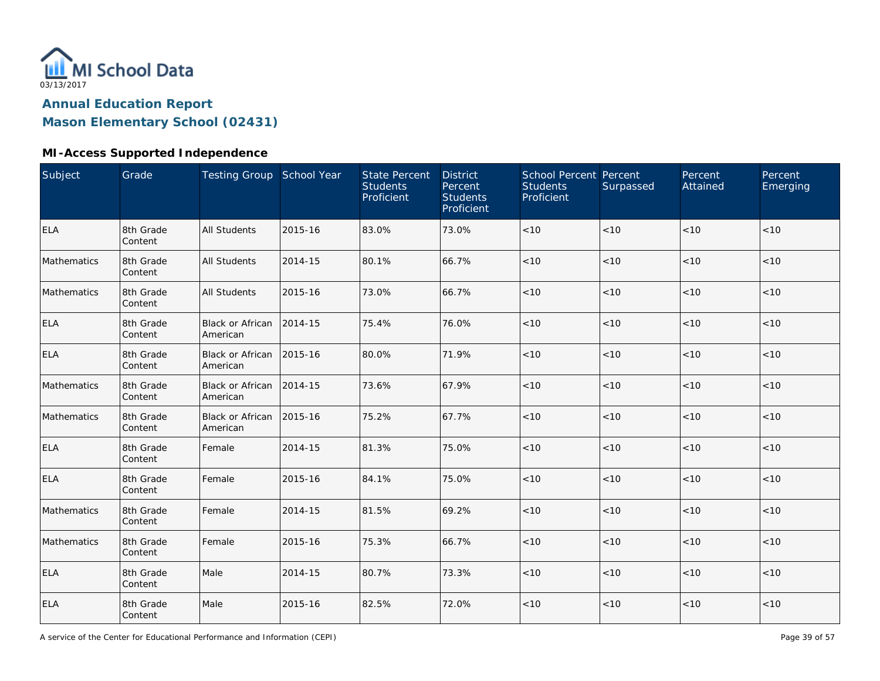MI School Data
03/13/2017

# Annual Education Report

## Mason Elementary School (02431)

### MI-Access Supported Independence

| Subject | Grade | Testing Group | School Year | State Percent Students Proficient | District Percent Students Proficient | School Percent Students Proficient | Percent Surpassed | Percent Attained | Percent Emerging |
|---|---|---|---|---|---|---|---|---|---|
| ELA | 8th Grade Content | All Students | 2015-16 | 83.0% | 73.0% | <10 | <10 | <10 | <10 |
| Mathematics | 8th Grade Content | All Students | 2014-15 | 80.1% | 66.7% | <10 | <10 | <10 | <10 |
| Mathematics | 8th Grade Content | All Students | 2015-16 | 73.0% | 66.7% | <10 | <10 | <10 | <10 |
| ELA | 8th Grade Content | Black or African American | 2014-15 | 75.4% | 76.0% | <10 | <10 | <10 | <10 |
| ELA | 8th Grade Content | Black or African American | 2015-16 | 80.0% | 71.9% | <10 | <10 | <10 | <10 |
| Mathematics | 8th Grade Content | Black or African American | 2014-15 | 73.6% | 67.9% | <10 | <10 | <10 | <10 |
| Mathematics | 8th Grade Content | Black or African American | 2015-16 | 75.2% | 67.7% | <10 | <10 | <10 | <10 |
| ELA | 8th Grade Content | Female | 2014-15 | 81.3% | 75.0% | <10 | <10 | <10 | <10 |
| ELA | 8th Grade Content | Female | 2015-16 | 84.1% | 75.0% | <10 | <10 | <10 | <10 |
| Mathematics | 8th Grade Content | Female | 2014-15 | 81.5% | 69.2% | <10 | <10 | <10 | <10 |
| Mathematics | 8th Grade Content | Female | 2015-16 | 75.3% | 66.7% | <10 | <10 | <10 | <10 |
| ELA | 8th Grade Content | Male | 2014-15 | 80.7% | 73.3% | <10 | <10 | <10 | <10 |
| ELA | 8th Grade Content | Male | 2015-16 | 82.5% | 72.0% | <10 | <10 | <10 | <10 |

A service of the Center for Educational Performance and Information (CEPI)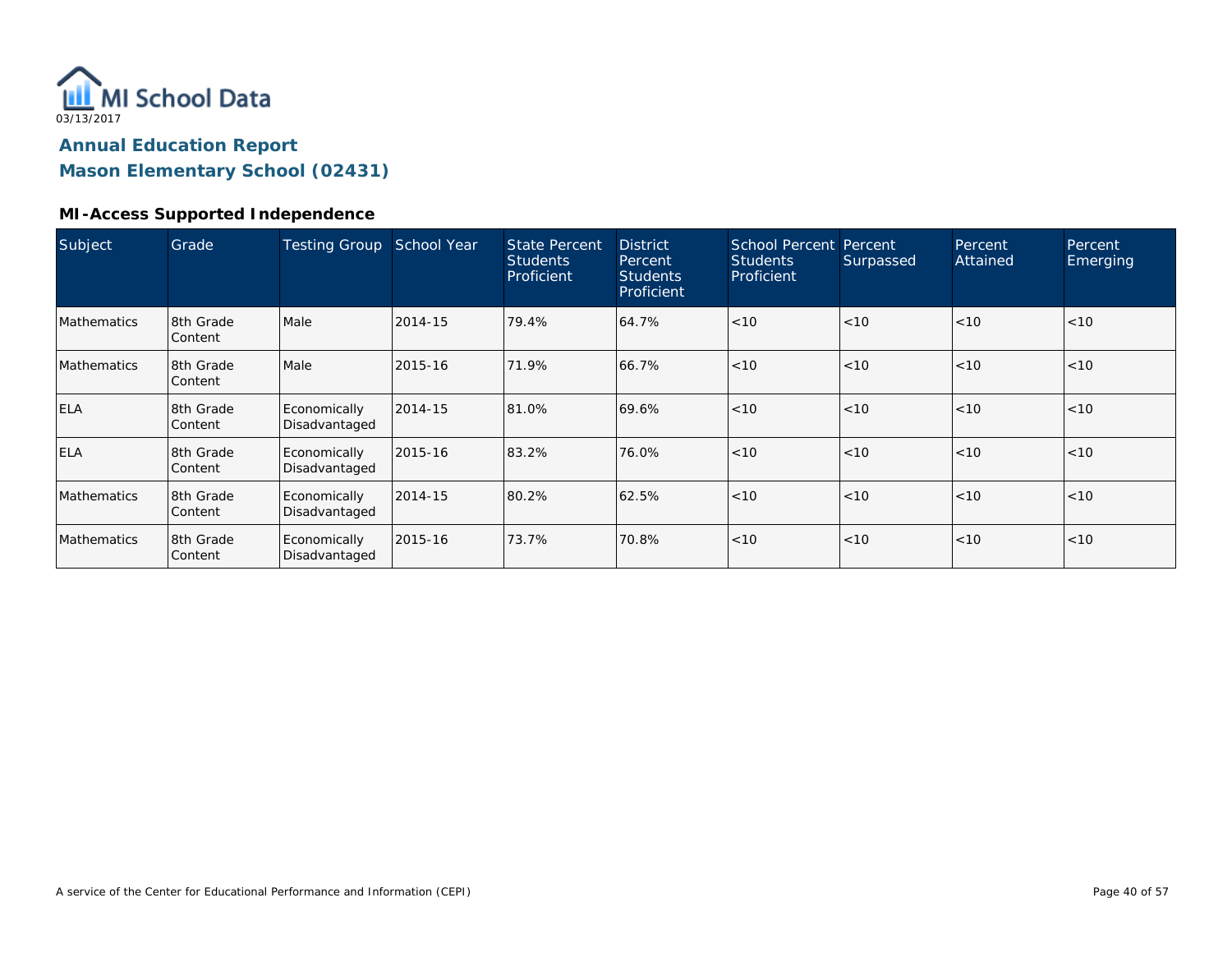MI School Data
03/13/2017

# Annual Education Report
## Mason Elementary School (02431)

### MI-Access Supported Independence

| Subject | Grade | Testing Group | School Year | State Percent Students Proficient | District Percent Students Proficient | School Percent Students Proficient | Percent Surpassed | Percent Attained | Percent Emerging |
|---|---|---|---|---|---|---|---|---|---|
| Mathematics | 8th Grade Content | Male | 2014-15 | 79.4% | 64.7% | <10 | <10 | <10 | <10 |
| Mathematics | 8th Grade Content | Male | 2015-16 | 71.9% | 66.7% | <10 | <10 | <10 | <10 |
| ELA | 8th Grade Content | Economically Disadvantaged | 2014-15 | 81.0% | 69.6% | <10 | <10 | <10 | <10 |
| ELA | 8th Grade Content | Economically Disadvantaged | 2015-16 | 83.2% | 76.0% | <10 | <10 | <10 | <10 |
| Mathematics | 8th Grade Content | Economically Disadvantaged | 2014-15 | 80.2% | 62.5% | <10 | <10 | <10 | <10 |
| Mathematics | 8th Grade Content | Economically Disadvantaged | 2015-16 | 73.7% | 70.8% | <10 | <10 | <10 | <10 |

A service of the Center for Educational Performance and Information (CEPI)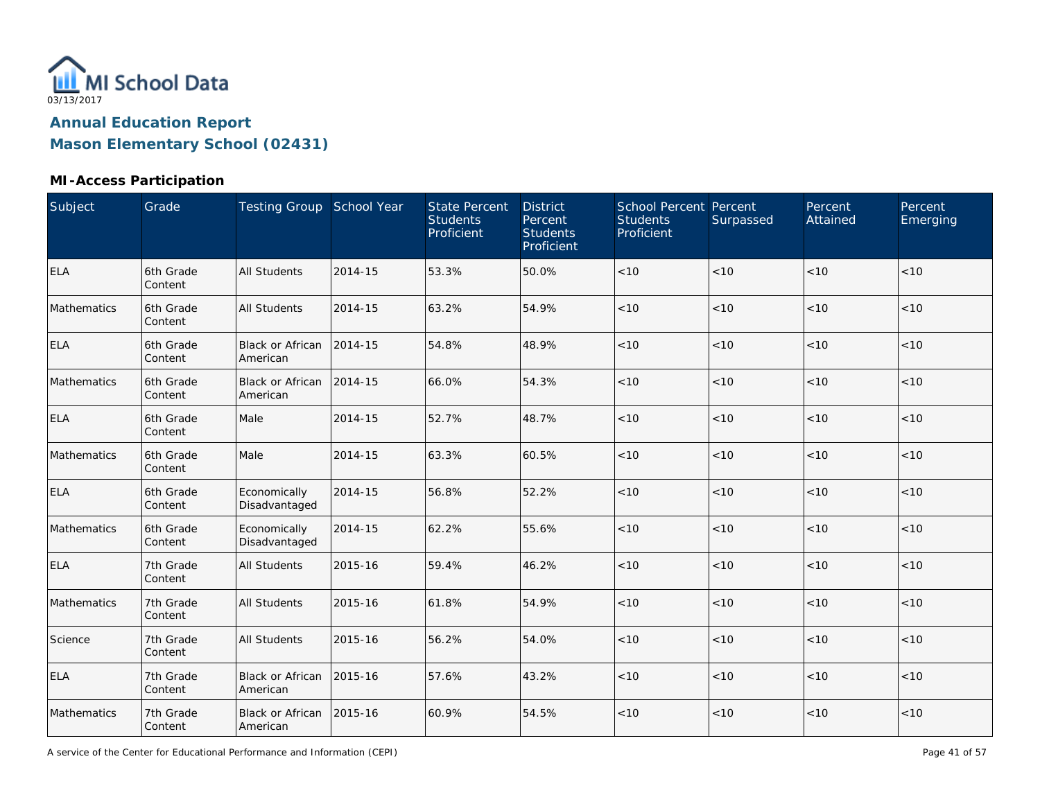03/13/2017

# Annual Education Report
## Mason Elementary School (02431)

### MI-Access Participation

| Subject | Grade | Testing Group | School Year | State Percent Students Proficient | District Percent Students Proficient | School Percent Students Proficient | Percent Surpassed | Percent Attained | Percent Emerging |
|---|---|---|---|---|---|---|---|---|---|
| ELA | 6th Grade Content | All Students | 2014-15 | 53.3% | 50.0% | <10 | <10 | <10 | <10 |
| Mathematics | 6th Grade Content | All Students | 2014-15 | 63.2% | 54.9% | <10 | <10 | <10 | <10 |
| ELA | 6th Grade Content | Black or African American | 2014-15 | 54.8% | 48.9% | <10 | <10 | <10 | <10 |
| Mathematics | 6th Grade Content | Black or African American | 2014-15 | 66.0% | 54.3% | <10 | <10 | <10 | <10 |
| ELA | 6th Grade Content | Male | 2014-15 | 52.7% | 48.7% | <10 | <10 | <10 | <10 |
| Mathematics | 6th Grade Content | Male | 2014-15 | 63.3% | 60.5% | <10 | <10 | <10 | <10 |
| ELA | 6th Grade Content | Economically Disadvantaged | 2014-15 | 56.8% | 52.2% | <10 | <10 | <10 | <10 |
| Mathematics | 6th Grade Content | Economically Disadvantaged | 2014-15 | 62.2% | 55.6% | <10 | <10 | <10 | <10 |
| ELA | 7th Grade Content | All Students | 2015-16 | 59.4% | 46.2% | <10 | <10 | <10 | <10 |
| Mathematics | 7th Grade Content | All Students | 2015-16 | 61.8% | 54.9% | <10 | <10 | <10 | <10 |
| Science | 7th Grade Content | All Students | 2015-16 | 56.2% | 54.0% | <10 | <10 | <10 | <10 |
| ELA | 7th Grade Content | Black or African American | 2015-16 | 57.6% | 43.2% | <10 | <10 | <10 | <10 |
| Mathematics | 7th Grade Content | Black or African American | 2015-16 | 60.9% | 54.5% | <10 | <10 | <10 | <10 |

A service of the Center for Educational Performance and Information (CEPI)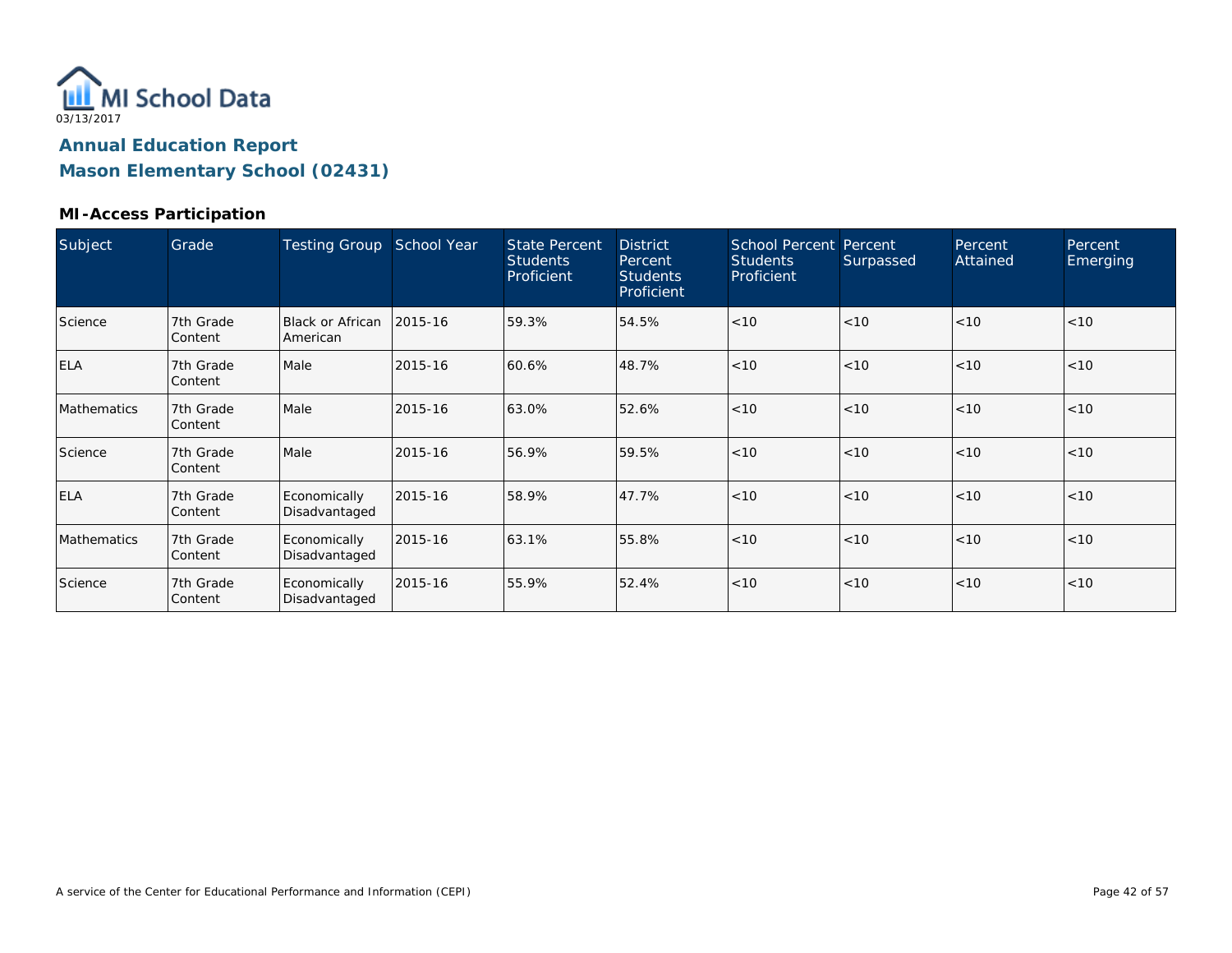MI School Data

03/13/2017

## Annual Education Report

## Mason Elementary School (02431)

### MI-Access Participation

| Subject | Grade | Testing Group | School Year | State Percent Students Proficient | District Percent Students Proficient | School Percent Students Proficient | Percent Surpassed | Percent Attained | Percent Emerging |
|---|---|---|---|---|---|---|---|---|---|
| Science | 7th Grade Content | Black or African American | 2015-16 | 59.3% | 54.5% | <10 | <10 | <10 | <10 |
| ELA | 7th Grade Content | Male | 2015-16 | 60.6% | 48.7% | <10 | <10 | <10 | <10 |
| Mathematics | 7th Grade Content | Male | 2015-16 | 63.0% | 52.6% | <10 | <10 | <10 | <10 |
| Science | 7th Grade Content | Male | 2015-16 | 56.9% | 59.5% | <10 | <10 | <10 | <10 |
| ELA | 7th Grade Content | Economically Disadvantaged | 2015-16 | 58.9% | 47.7% | <10 | <10 | <10 | <10 |
| Mathematics | 7th Grade Content | Economically Disadvantaged | 2015-16 | 63.1% | 55.8% | <10 | <10 | <10 | <10 |
| Science | 7th Grade Content | Economically Disadvantaged | 2015-16 | 55.9% | 52.4% | <10 | <10 | <10 | <10 |

A service of the Center for Educational Performance and Information (CEPI)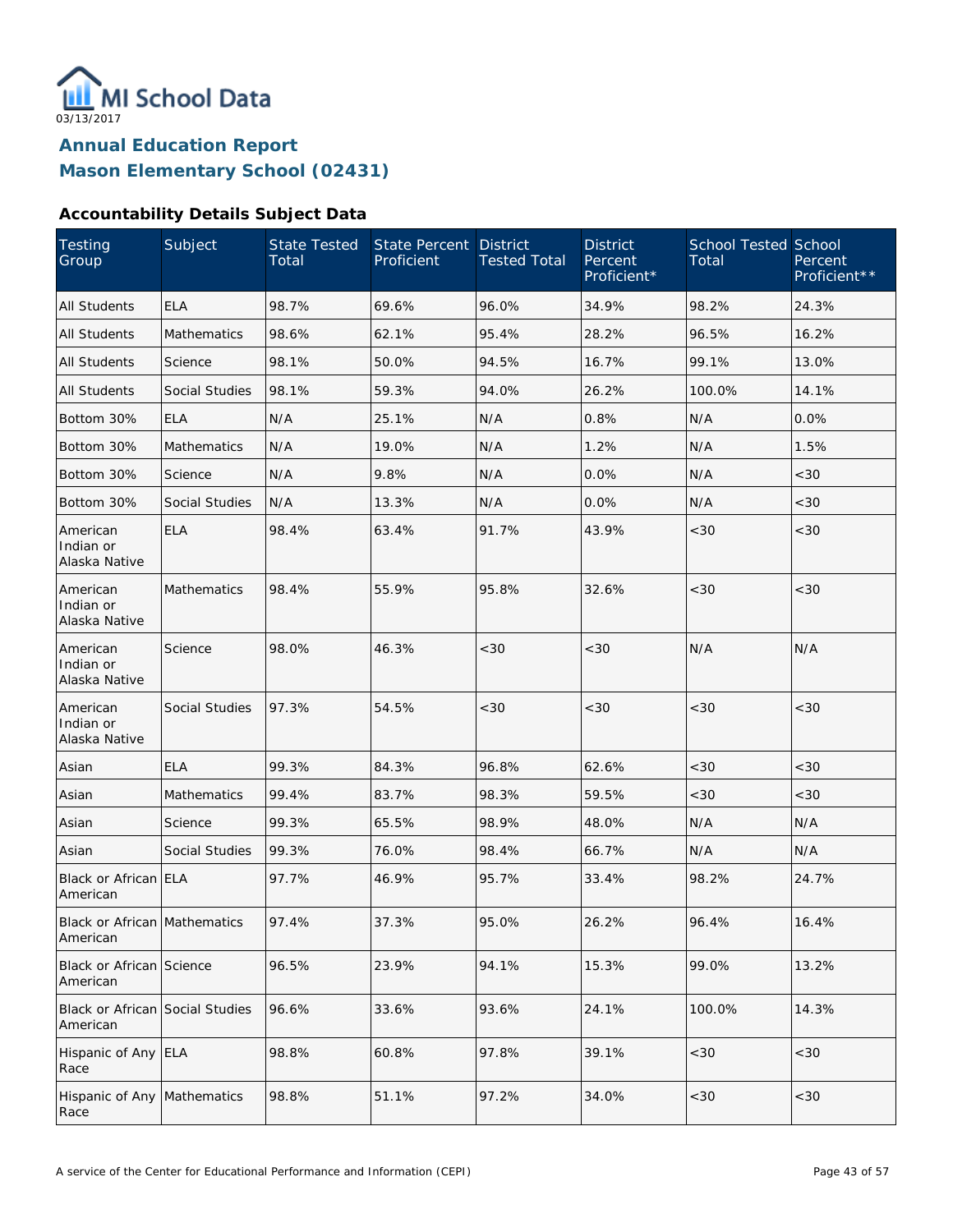MI School Data

03/13/2017

# Annual Education Report

# Mason Elementary School (02431)

### Accountability Details Subject Data

| Testing Group | Subject | State Tested Total | State Percent Proficient | District Tested Total | District Percent Proficient* | School Tested Total | School Percent Proficient** |
|---|---|---|---|---|---|---|---|
| All Students | ELA | 98.7% | 69.6% | 96.0% | 34.9% | 98.2% | 24.3% |
| All Students | Mathematics | 98.6% | 62.1% | 95.4% | 28.2% | 96.5% | 16.2% |
| All Students | Science | 98.1% | 50.0% | 94.5% | 16.7% | 99.1% | 13.0% |
| All Students | Social Studies | 98.1% | 59.3% | 94.0% | 26.2% | 100.0% | 14.1% |
| Bottom 30% | ELA | N/A | 25.1% | N/A | 0.8% | N/A | 0.0% |
| Bottom 30% | Mathematics | N/A | 19.0% | N/A | 1.2% | N/A | 1.5% |
| Bottom 30% | Science | N/A | 9.8% | N/A | 0.0% | N/A | <30 |
| Bottom 30% | Social Studies | N/A | 13.3% | N/A | 0.0% | N/A | <30 |
| American Indian or Alaska Native | ELA | 98.4% | 63.4% | 91.7% | 43.9% | <30 | <30 |
| American Indian or Alaska Native | Mathematics | 98.4% | 55.9% | 95.8% | 32.6% | <30 | <30 |
| American Indian or Alaska Native | Science | 98.0% | 46.3% | <30 | <30 | N/A | N/A |
| American Indian or Alaska Native | Social Studies | 97.3% | 54.5% | <30 | <30 | <30 | <30 |
| Asian | ELA | 99.3% | 84.3% | 96.8% | 62.6% | <30 | <30 |
| Asian | Mathematics | 99.4% | 83.7% | 98.3% | 59.5% | <30 | <30 |
| Asian | Science | 99.3% | 65.5% | 98.9% | 48.0% | N/A | N/A |
| Asian | Social Studies | 99.3% | 76.0% | 98.4% | 66.7% | N/A | N/A |
| Black or African American | ELA | 97.7% | 46.9% | 95.7% | 33.4% | 98.2% | 24.7% |
| Black or African American | Mathematics | 97.4% | 37.3% | 95.0% | 26.2% | 96.4% | 16.4% |
| Black or African American | Science | 96.5% | 23.9% | 94.1% | 15.3% | 99.0% | 13.2% |
| Black or African American | Social Studies | 96.6% | 33.6% | 93.6% | 24.1% | 100.0% | 14.3% |
| Hispanic of Any Race | ELA | 98.8% | 60.8% | 97.8% | 39.1% | <30 | <30 |
| Hispanic of Any Race | Mathematics | 98.8% | 51.1% | 97.2% | 34.0% | <30 | <30 |

A service of the Center for Educational Performance and Information (CEPI)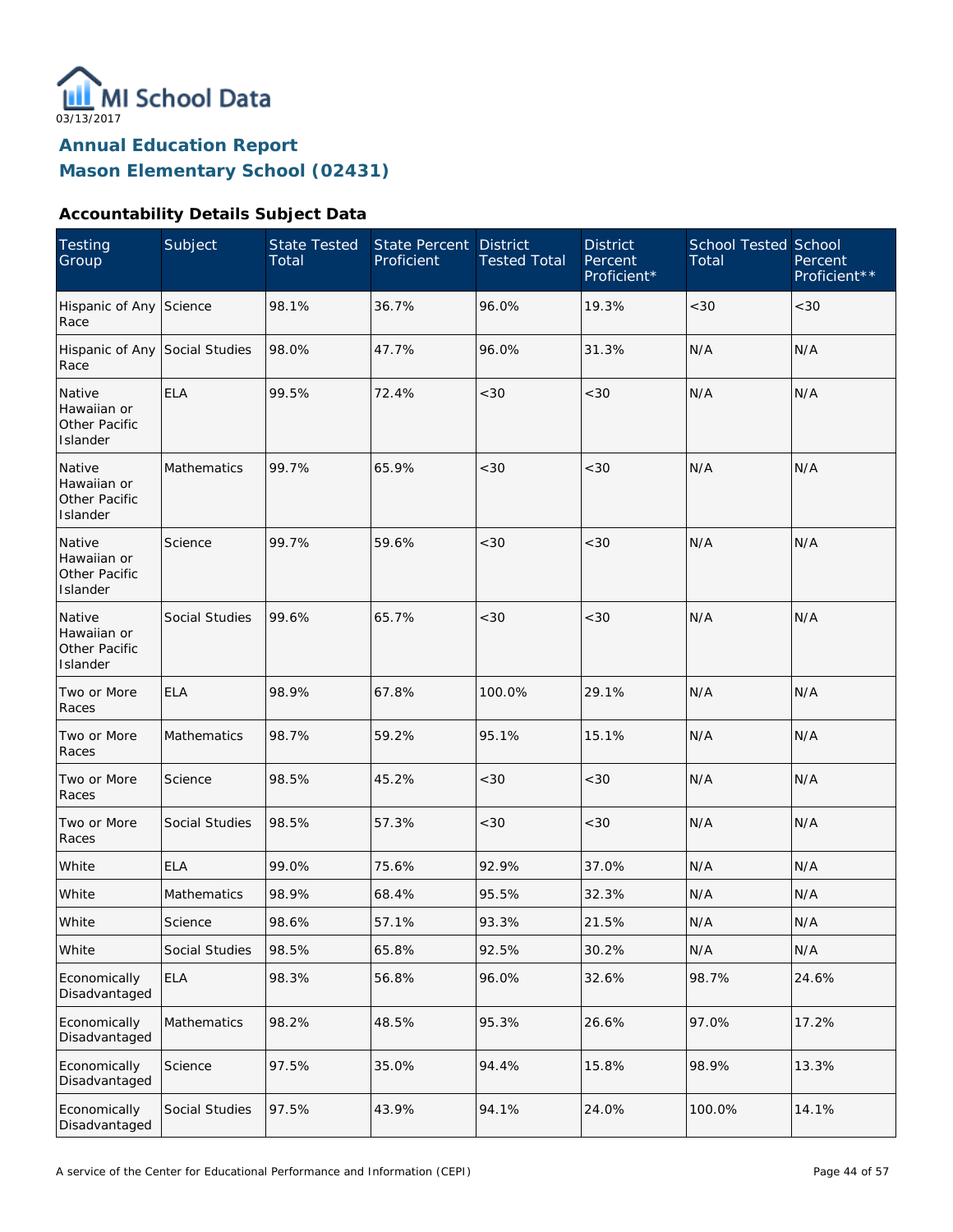MI School Data

03/13/2017

## Annual Education Report
## Mason Elementary School (02431)

### Accountability Details Subject Data

| Testing Group | Subject | State Tested Total | State Percent Proficient | District Tested Total | District Percent Proficient* | School Tested Total | School Percent Proficient** |
|---|---|---|---|---|---|---|---|
| Hispanic of Any Race | Science | 98.1% | 36.7% | 96.0% | 19.3% | <30 | <30 |
| Hispanic of Any Race | Social Studies | 98.0% | 47.7% | 96.0% | 31.3% | N/A | N/A |
| Native Hawaiian or Other Pacific Islander | ELA | 99.5% | 72.4% | <30 | <30 | N/A | N/A |
| Native Hawaiian or Other Pacific Islander | Mathematics | 99.7% | 65.9% | <30 | <30 | N/A | N/A |
| Native Hawaiian or Other Pacific Islander | Science | 99.7% | 59.6% | <30 | <30 | N/A | N/A |
| Native Hawaiian or Other Pacific Islander | Social Studies | 99.6% | 65.7% | <30 | <30 | N/A | N/A |
| Two or More Races | ELA | 98.9% | 67.8% | 100.0% | 29.1% | N/A | N/A |
| Two or More Races | Mathematics | 98.7% | 59.2% | 95.1% | 15.1% | N/A | N/A |
| Two or More Races | Science | 98.5% | 45.2% | <30 | <30 | N/A | N/A |
| Two or More Races | Social Studies | 98.5% | 57.3% | <30 | <30 | N/A | N/A |
| White | ELA | 99.0% | 75.6% | 92.9% | 37.0% | N/A | N/A |
| White | Mathematics | 98.9% | 68.4% | 95.5% | 32.3% | N/A | N/A |
| White | Science | 98.6% | 57.1% | 93.3% | 21.5% | N/A | N/A |
| White | Social Studies | 98.5% | 65.8% | 92.5% | 30.2% | N/A | N/A |
| Economically Disadvantaged | ELA | 98.3% | 56.8% | 96.0% | 32.6% | 98.7% | 24.6% |
| Economically Disadvantaged | Mathematics | 98.2% | 48.5% | 95.3% | 26.6% | 97.0% | 17.2% |
| Economically Disadvantaged | Science | 97.5% | 35.0% | 94.4% | 15.8% | 98.9% | 13.3% |
| Economically Disadvantaged | Social Studies | 97.5% | 43.9% | 94.1% | 24.0% | 100.0% | 14.1% |

A service of the Center for Educational Performance and Information (CEPI)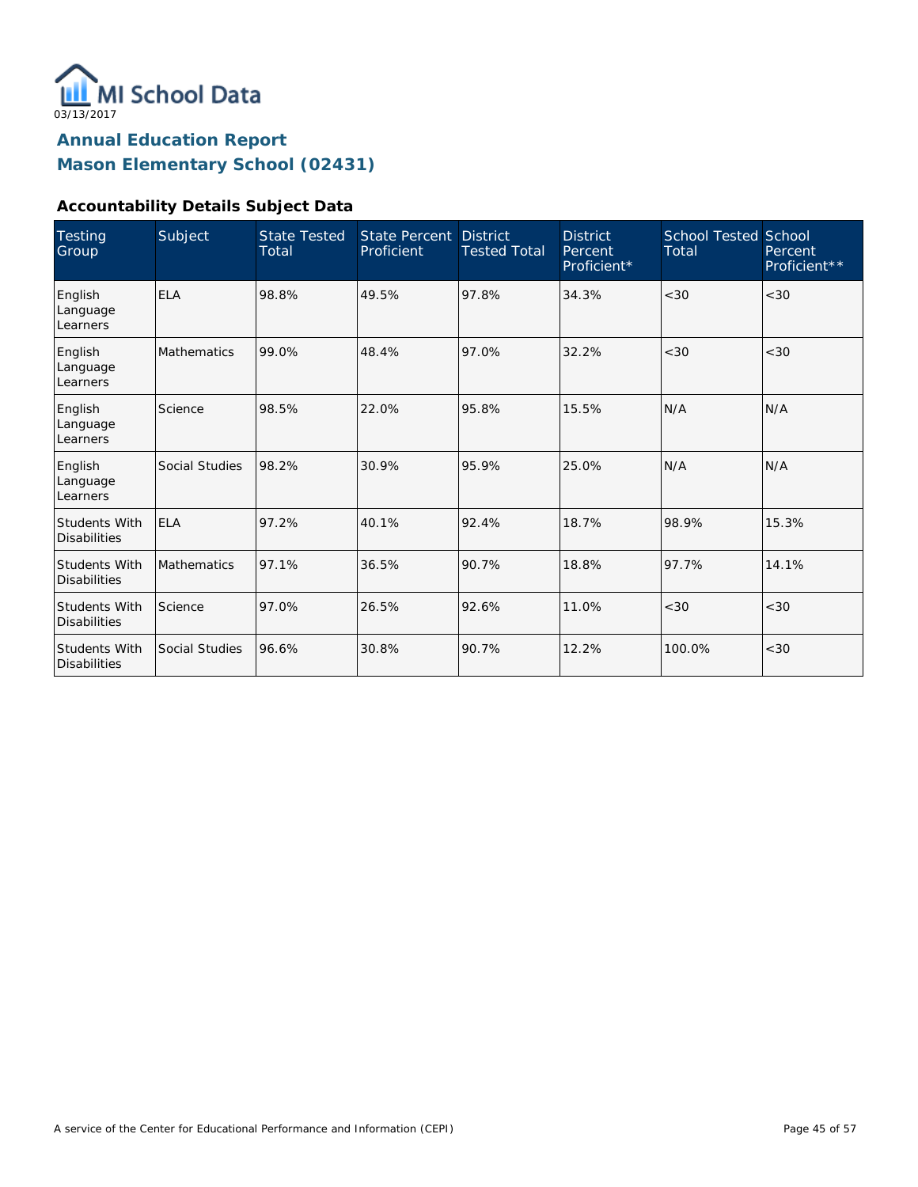MI School Data
03/13/2017

# Annual Education Report
# Mason Elementary School (02431)

### Accountability Details Subject Data

| Testing Group | Subject | State Tested Total | State Percent Proficient | District Tested Total | District Percent Proficient* | School Tested Total | School Percent Proficient** |
|---|---|---|---|---|---|---|---|
| English Language Learners | ELA | 98.8% | 49.5% | 97.8% | 34.3% | <30 | <30 |
| English Language Learners | Mathematics | 99.0% | 48.4% | 97.0% | 32.2% | <30 | <30 |
| English Language Learners | Science | 98.5% | 22.0% | 95.8% | 15.5% | N/A | N/A |
| English Language Learners | Social Studies | 98.2% | 30.9% | 95.9% | 25.0% | N/A | N/A |
| Students With Disabilities | ELA | 97.2% | 40.1% | 92.4% | 18.7% | 98.9% | 15.3% |
| Students With Disabilities | Mathematics | 97.1% | 36.5% | 90.7% | 18.8% | 97.7% | 14.1% |
| Students With Disabilities | Science | 97.0% | 26.5% | 92.6% | 11.0% | <30 | <30 |
| Students With Disabilities | Social Studies | 96.6% | 30.8% | 90.7% | 12.2% | 100.0% | <30 |

A service of the Center for Educational Performance and Information (CEPI)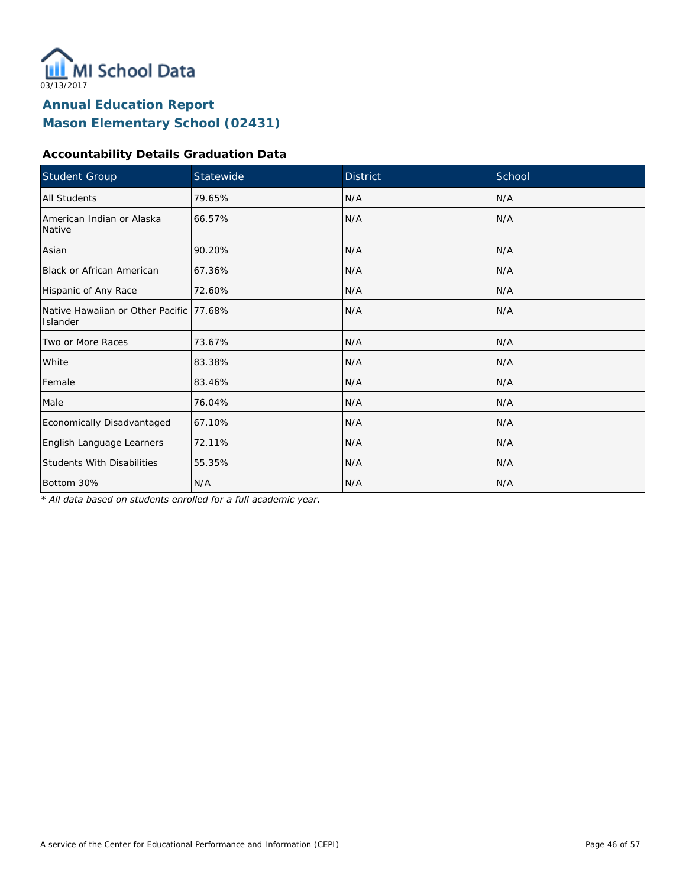# Annual Education Report

## Mason Elementary School (02431)

### Accountability Details Graduation Data

| Student Group | Statewide | District | School |
|---|---|---|---|
| All Students | 79.65% | N/A | N/A |
| American Indian or Alaska Native | 66.57% | N/A | N/A |
| Asian | 90.20% | N/A | N/A |
| Black or African American | 67.36% | N/A | N/A |
| Hispanic of Any Race | 72.60% | N/A | N/A |
| Native Hawaiian or Other Pacific Islander | 77.68% | N/A | N/A |
| Two or More Races | 73.67% | N/A | N/A |
| White | 83.38% | N/A | N/A |
| Female | 83.46% | N/A | N/A |
| Male | 76.04% | N/A | N/A |
| Economically Disadvantaged | 67.10% | N/A | N/A |
| English Language Learners | 72.11% | N/A | N/A |
| Students With Disabilities | 55.35% | N/A | N/A |
| Bottom 30% | N/A | N/A | N/A |

*\* All data based on students enrolled for a full academic year.*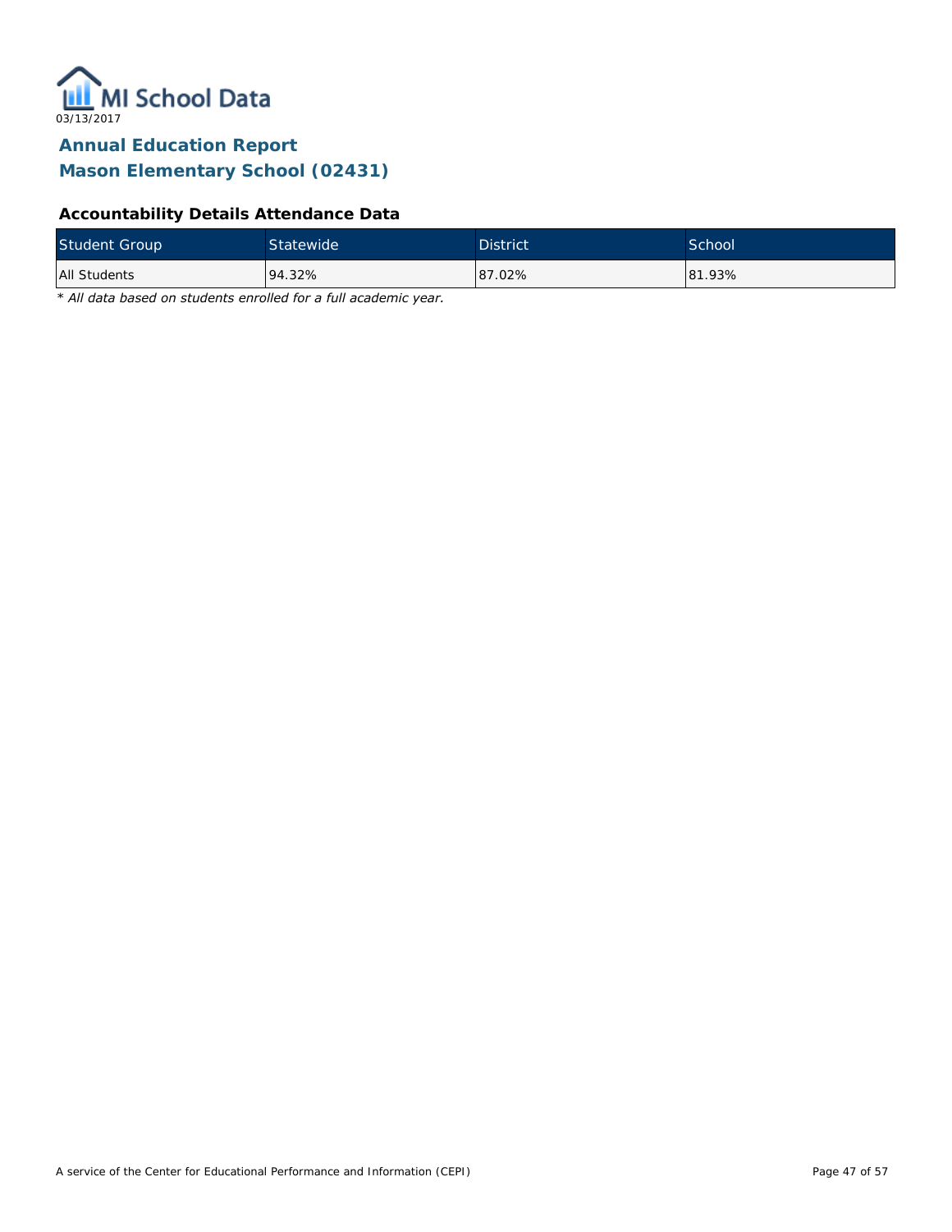# Annual Education Report
## Mason Elementary School (02431)

### Accountability Details Attendance Data

| Student Group | Statewide | District | School |
|---|---|---|---|
| All Students | 94.32% | 87.02% | 81.93% |

*\* All data based on students enrolled for a full academic year.*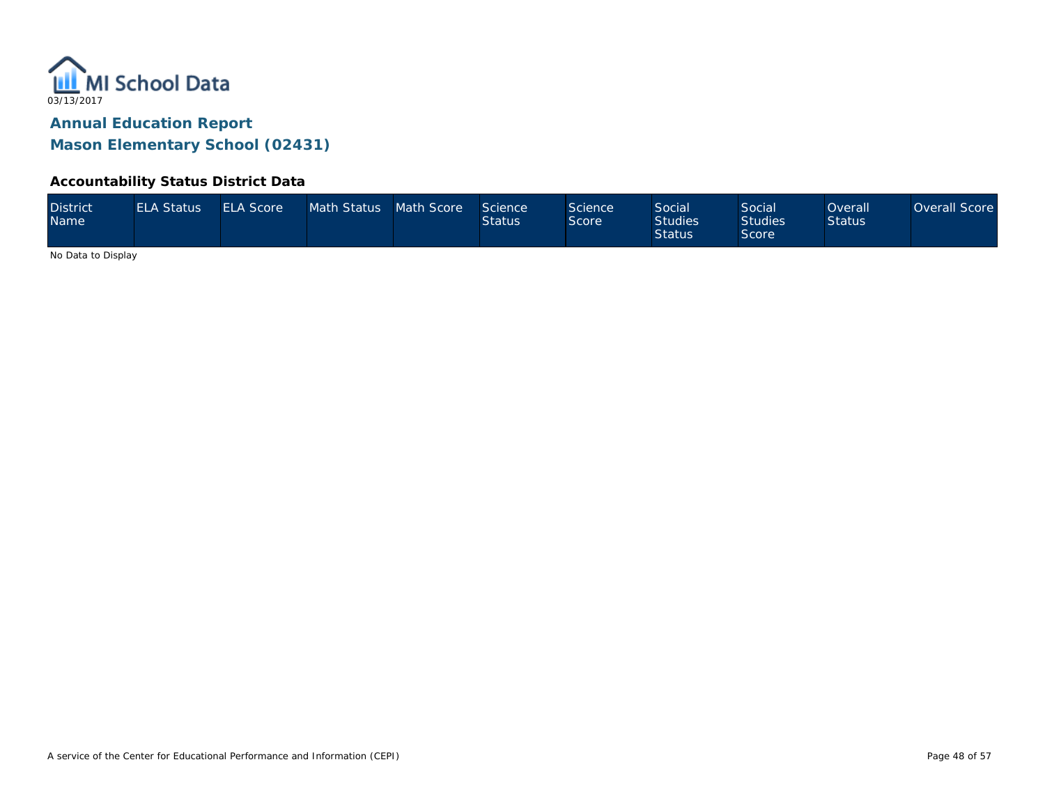MI School Data
03/13/2017

# Annual Education Report

## Mason Elementary School (02431)

### Accountability Status District Data

| District Name | ELA Status | ELA Score | Math Status | Math Score | Science Status | Science Score | Social Studies Status | Social Studies Score | Overall Status | Overall Score |
|---|---|---|---|---|---|---|---|---|---|---|

No Data to Display

A service of the Center for Educational Performance and Information (CEPI)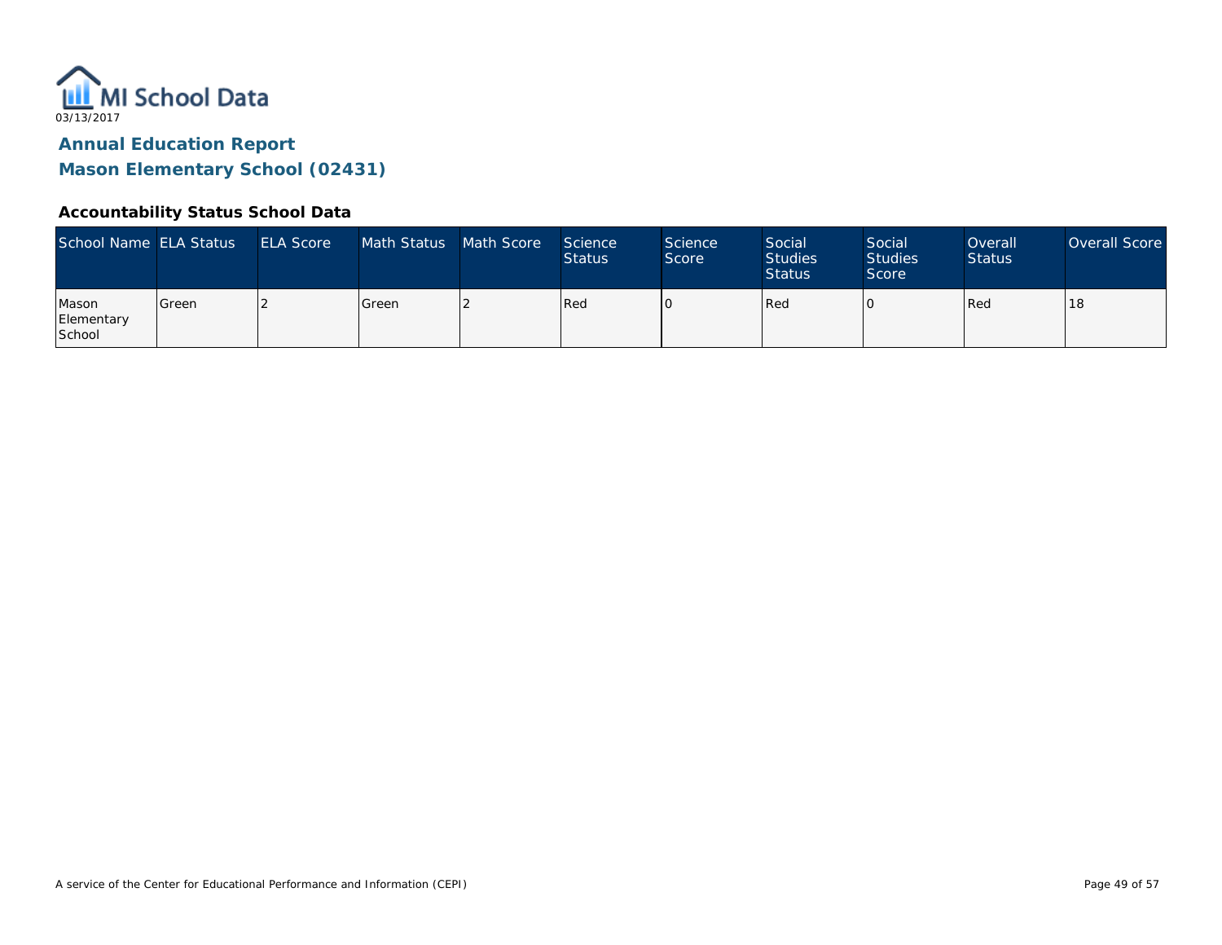MI School Data

03/13/2017

## Annual Education Report

## Mason Elementary School (02431)

### Accountability Status School Data

| School Name | ELA Status | ELA Score | Math Status | Math Score | Science Status | Science Score | Social Studies Status | Social Studies Score | Overall Status | Overall Score |
|---|---|---|---|---|---|---|---|---|---|---|
| Mason Elementary School | Green | 2 | Green | 2 | Red | 0 | Red | 0 | Red | 18 |

A service of the Center for Educational Performance and Information (CEPI)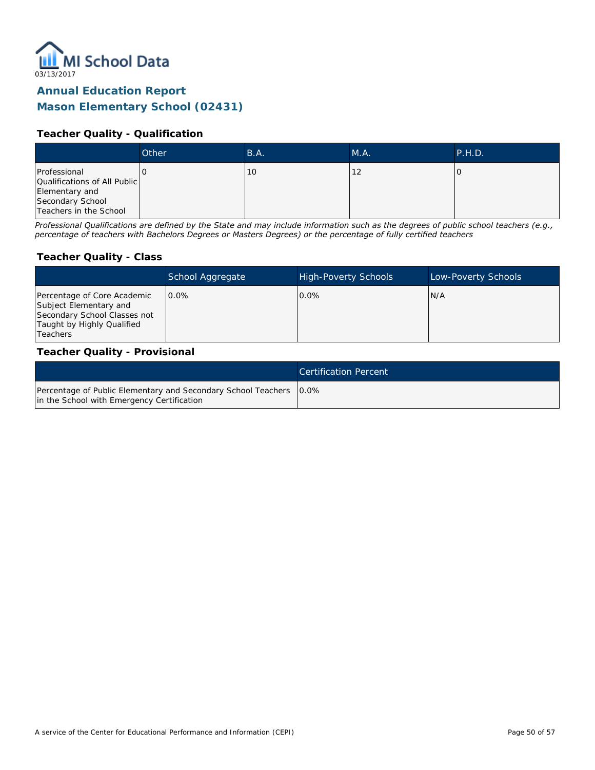03/13/2017

# Annual Education Report
# Mason Elementary School (02431)

### Teacher Quality - Qualification

| | Other | B.A. | M.A. | P.H.D. |
|---|---|---|---|---|
| Professional Qualifications of All Public Elementary and Secondary School Teachers in the School | 0 | 10 | 12 | 0 |

*Professional Qualifications are defined by the State and may include information such as the degrees of public school teachers (e.g., percentage of teachers with Bachelors Degrees or Masters Degrees) or the percentage of fully certified teachers*

### Teacher Quality - Class

| | School Aggregate | High-Poverty Schools | Low-Poverty Schools |
|---|---|---|---|
| Percentage of Core Academic Subject Elementary and Secondary School Classes not Taught by Highly Qualified Teachers | 0.0% | 0.0% | N/A |

### Teacher Quality - Provisional

| | Certification Percent |
|---|---|
| Percentage of Public Elementary and Secondary School Teachers in the School with Emergency Certification | 0.0% |

A service of the Center for Educational Performance and Information (CEPI)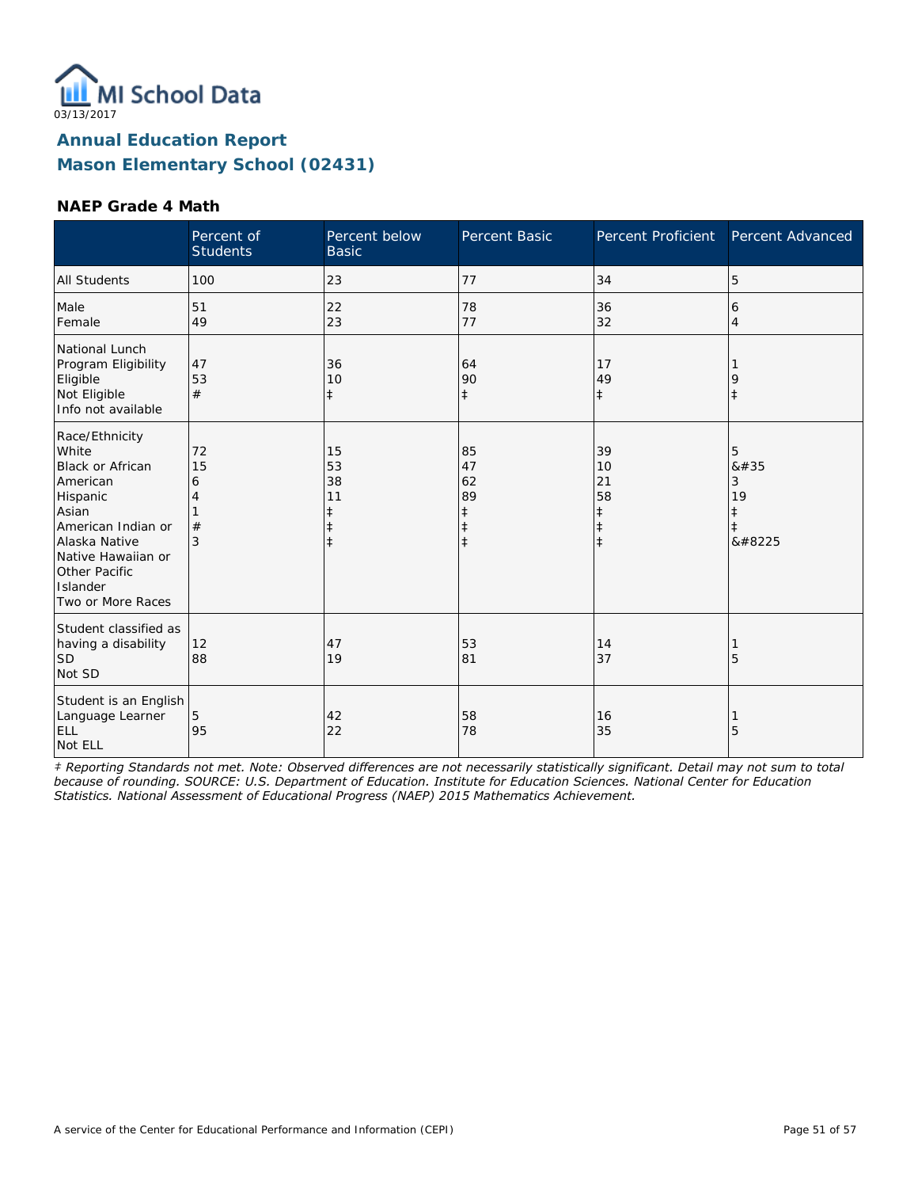03/13/2017

# Annual Education Report
# Mason Elementary School (02431)

### NAEP Grade 4 Math

| | Percent of Students | Percent below Basic | Percent Basic | Percent Proficient | Percent Advanced |
|---|---|---|---|---|---|
| All Students | 100 | 23 | 77 | 34 | 5 |
| Male<br>Female | 51<br>49 | 22<br>23 | 78<br>77 | 36<br>32 | 6<br>4 |
| National Lunch Program Eligibility<br>Eligible<br>Not Eligible<br>Info not available | 47<br>53<br># | 36<br>10<br>‡ | 64<br>90<br>‡ | 17<br>49<br>‡ | 1<br>9<br>‡ |
| Race/Ethnicity<br>White<br>Black or African American<br>Hispanic<br>Asian<br>American Indian or Alaska Native<br>Native Hawaiian or Other Pacific Islander<br>Two or More Races | 72<br>15<br>6<br>4<br>1<br>#<br>3 | 15<br>53<br>38<br>11<br>‡<br>‡<br>‡ | 85<br>47<br>62<br>89<br>‡<br>‡<br>‡ | 39<br>10<br>21<br>58<br>‡<br>‡<br>‡ | 5<br>&#35<br>3<br>19<br>‡<br>‡<br>&#8225 |
| Student classified as having a disability<br>SD<br>Not SD | 12<br>88 | 47<br>19 | 53<br>81 | 14<br>37 | 1<br>5 |
| Student is an English Language Learner<br>ELL<br>Not ELL | 5<br>95 | 42<br>22 | 58<br>78 | 16<br>35 | 1<br>5 |

*‡ Reporting Standards not met. Note: Observed differences are not necessarily statistically significant. Detail may not sum to total because of rounding. SOURCE: U.S. Department of Education. Institute for Education Sciences. National Center for Education Statistics. National Assessment of Educational Progress (NAEP) 2015 Mathematics Achievement.*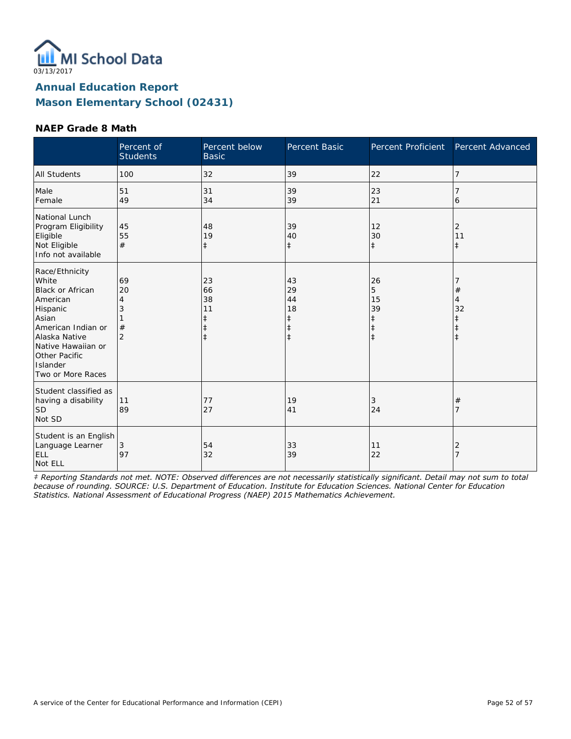03/13/2017

# Annual Education Report
# Mason Elementary School (02431)

### NAEP Grade 8 Math

| | Percent of Students | Percent below Basic | Percent Basic | Percent Proficient | Percent Advanced |
|---|---|---|---|---|---|
| All Students | 100 | 32 | 39 | 22 | 7 |
| Male | 51 | 31 | 39 | 23 | 7 |
| Female | 49 | 34 | 39 | 21 | 6 |
| National Lunch Program Eligibility | | | | | |
| Eligible | 45 | 48 | 39 | 12 | 2 |
| Not Eligible | 55 | 19 | 40 | 30 | 11 |
| Info not available | # | ‡ | ‡ | ‡ | ‡ |
| Race/Ethnicity | | | | | |
| White | 69 | 23 | 43 | 26 | 7 |
| Black or African American | 20 | 66 | 29 | 5 | # |
| Hispanic | 4 | 38 | 44 | 15 | 4 |
| Asian | 3 | 11 | 18 | 39 | 32 |
| American Indian or Alaska Native | 1 | ‡ | ‡ | ‡ | ‡ |
| Native Hawaiian or Other Pacific Islander | # | ‡ | ‡ | ‡ | ‡ |
| Two or More Races | 2 | ‡ | ‡ | ‡ | ‡ |
| Student classified as having a disability | | | | | |
| SD | 11 | 77 | 19 | 3 | # |
| Not SD | 89 | 27 | 41 | 24 | 7 |
| Student is an English Language Learner | | | | | |
| ELL | 3 | 54 | 33 | 11 | 2 |
| Not ELL | 97 | 32 | 39 | 22 | 7 |

*‡ Reporting Standards not met. NOTE: Observed differences are not necessarily statistically significant. Detail may not sum to total because of rounding. SOURCE: U.S. Department of Education. Institute for Education Sciences. National Center for Education Statistics. National Assessment of Educational Progress (NAEP) 2015 Mathematics Achievement.*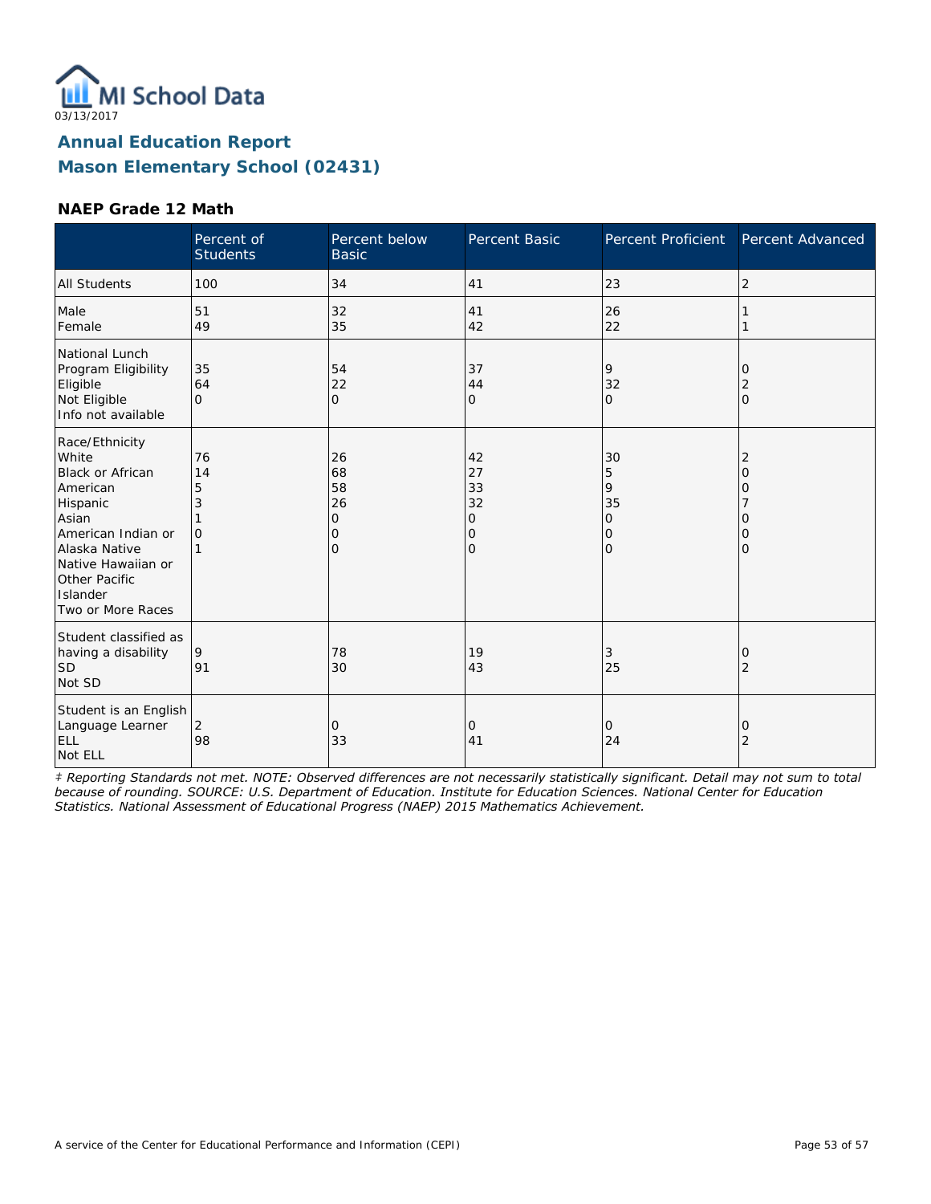03/13/2017

# Annual Education Report
## Mason Elementary School (02431)

### NAEP Grade 12 Math

| | Percent of Students | Percent below Basic | Percent Basic | Percent Proficient | Percent Advanced |
|---|---|---|---|---|---|
| All Students | 100 | 34 | 41 | 23 | 2 |
| Male | 51 | 32 | 41 | 26 | 1 |
| Female | 49 | 35 | 42 | 22 | 1 |
| National Lunch Program Eligibility | | | | | |
| Eligible | 35 | 54 | 37 | 9 | 0 |
| Not Eligible | 64 | 22 | 44 | 32 | 2 |
| Info not available | 0 | 0 | 0 | 0 | 0 |
| Race/Ethnicity | | | | | |
| White | 76 | 26 | 42 | 30 | 2 |
| Black or African American | 14 | 68 | 27 | 5 | 0 |
| Hispanic | 5 | 58 | 33 | 9 | 0 |
| Asian | 3 | 26 | 32 | 35 | 7 |
| American Indian or Alaska Native | 1 | 0 | 0 | 0 | 0 |
| Native Hawaiian or Other Pacific Islander | 0 | 0 | 0 | 0 | 0 |
| Two or More Races | 1 | 0 | 0 | 0 | 0 |
| Student classified as having a disability | | | | | |
| SD | 9 | 78 | 19 | 3 | 0 |
| Not SD | 91 | 30 | 43 | 25 | 2 |
| Student is an English Language Learner | | | | | |
| ELL | 2 | 0 | 0 | 0 | 0 |
| Not ELL | 98 | 33 | 41 | 24 | 2 |

*‡ Reporting Standards not met. NOTE: Observed differences are not necessarily statistically significant. Detail may not sum to total because of rounding. SOURCE: U.S. Department of Education. Institute for Education Sciences. National Center for Education Statistics. National Assessment of Educational Progress (NAEP) 2015 Mathematics Achievement.*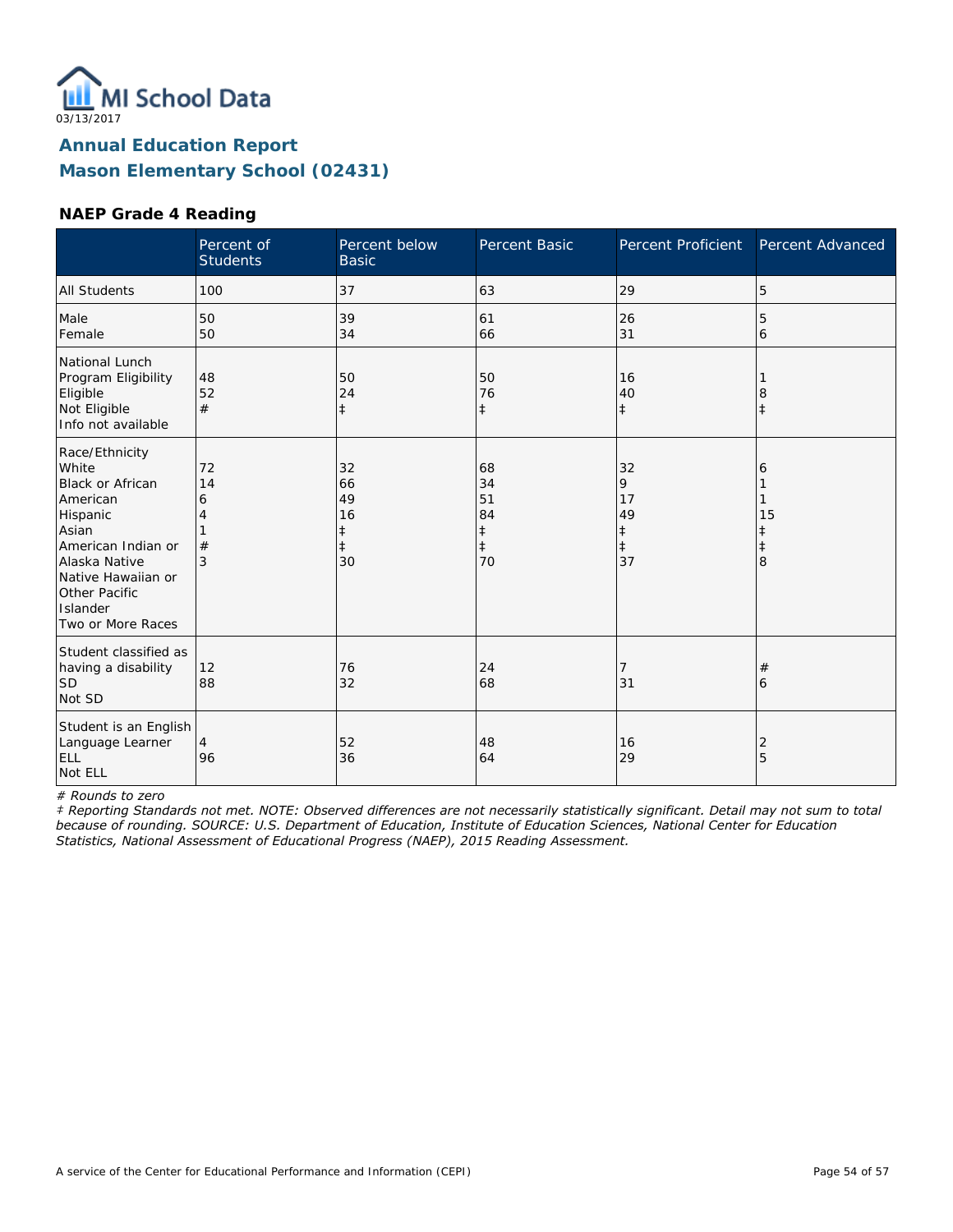03/13/2017

# Annual Education Report
# Mason Elementary School (02431)

### NAEP Grade 4 Reading

| | Percent of Students | Percent below Basic | Percent Basic | Percent Proficient | Percent Advanced |
|---|---|---|---|---|---|
| All Students | 100 | 37 | 63 | 29 | 5 |
| Male | 50 | 39 | 61 | 26 | 5 |
| Female | 50 | 34 | 66 | 31 | 6 |
| National Lunch Program Eligibility | | | | | |
| Eligible | 48 | 50 | 50 | 16 | 1 |
| Not Eligible | 52 | 24 | 76 | 40 | 8 |
| Info not available | # | ‡ | ‡ | ‡ | ‡ |
| Race/Ethnicity | | | | | |
| White | 72 | 32 | 68 | 32 | 6 |
| Black or African American | 14 | 66 | 34 | 9 | 1 |
| Hispanic | 6 | 49 | 51 | 17 | 1 |
| Asian | 4 | 16 | 84 | 49 | 15 |
| American Indian or Alaska Native | 1 | ‡ | ‡ | ‡ | ‡ |
| Native Hawaiian or Other Pacific Islander | # | ‡ | ‡ | ‡ | ‡ |
| Two or More Races | 3 | 30 | 70 | 37 | 8 |
| Student classified as having a disability | | | | | |
| SD | 12 | 76 | 24 | 7 | # |
| Not SD | 88 | 32 | 68 | 31 | 6 |
| Student is an English Language Learner | | | | | |
| ELL | 4 | 52 | 48 | 16 | 2 |
| Not ELL | 96 | 36 | 64 | 29 | 5 |

*# Rounds to zero*

*‡ Reporting Standards not met. NOTE: Observed differences are not necessarily statistically significant. Detail may not sum to total because of rounding. SOURCE: U.S. Department of Education, Institute of Education Sciences, National Center for Education Statistics, National Assessment of Educational Progress (NAEP), 2015 Reading Assessment.*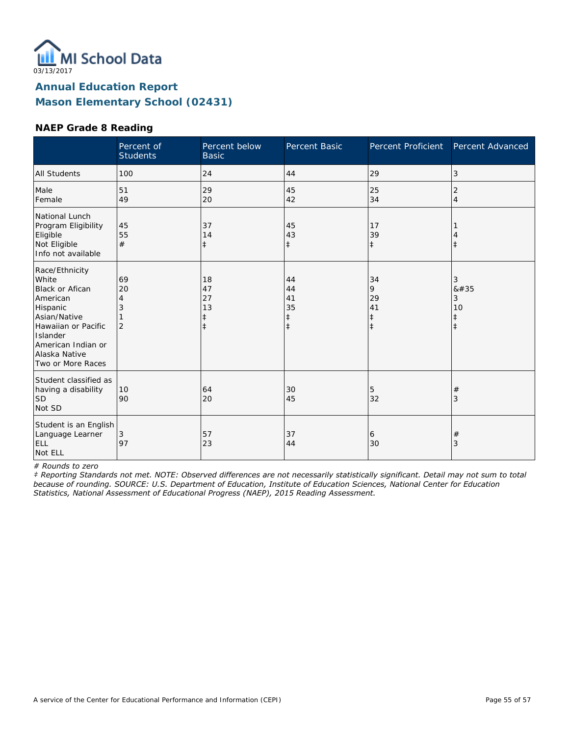MI School Data
03/13/2017

## Annual Education Report
## Mason Elementary School (02431)

### NAEP Grade 8 Reading

| | Percent of Students | Percent below Basic | Percent Basic | Percent Proficient | Percent Advanced |
|---|---|---|---|---|---|
| All Students | 100 | 24 | 44 | 29 | 3 |
| Male | 51 | 29 | 45 | 25 | 2 |
| Female | 49 | 20 | 42 | 34 | 4 |
| National Lunch Program Eligibility | | | | | |
| Eligible | 45 | 37 | 45 | 17 | 1 |
| Not Eligible | 55 | 14 | 43 | 39 | 4 |
| Info not available | # | ‡ | ‡ | ‡ | ‡ |
| Race/Ethnicity | | | | | |
| White | 69 | 18 | 44 | 34 | 3 |
| Black or Afican American | 20 | 47 | 44 | 9 | &#35 |
| Hispanic | 4 | 27 | 41 | 29 | 3 |
| Asian/Native Hawaiian or Pacific Islander | 3 | 13 | 35 | 41 | 10 |
| American Indian or Alaska Native | 1 | ‡ | ‡ | ‡ | ‡ |
| Two or More Races | 2 | ‡ | ‡ | ‡ | ‡ |
| Student classified as having a disability | | | | | |
| SD | 10 | 64 | 30 | 5 | # |
| Not SD | 90 | 20 | 45 | 32 | 3 |
| Student is an English Language Learner | | | | | |
| ELL | 3 | 57 | 37 | 6 | # |
| Not ELL | 97 | 23 | 44 | 30 | 3 |

*# Rounds to zero*

*‡ Reporting Standards not met. NOTE: Observed differences are not necessarily statistically significant. Detail may not sum to total because of rounding. SOURCE: U.S. Department of Education, Institute of Education Sciences, National Center for Education Statistics, National Assessment of Educational Progress (NAEP), 2015 Reading Assessment.*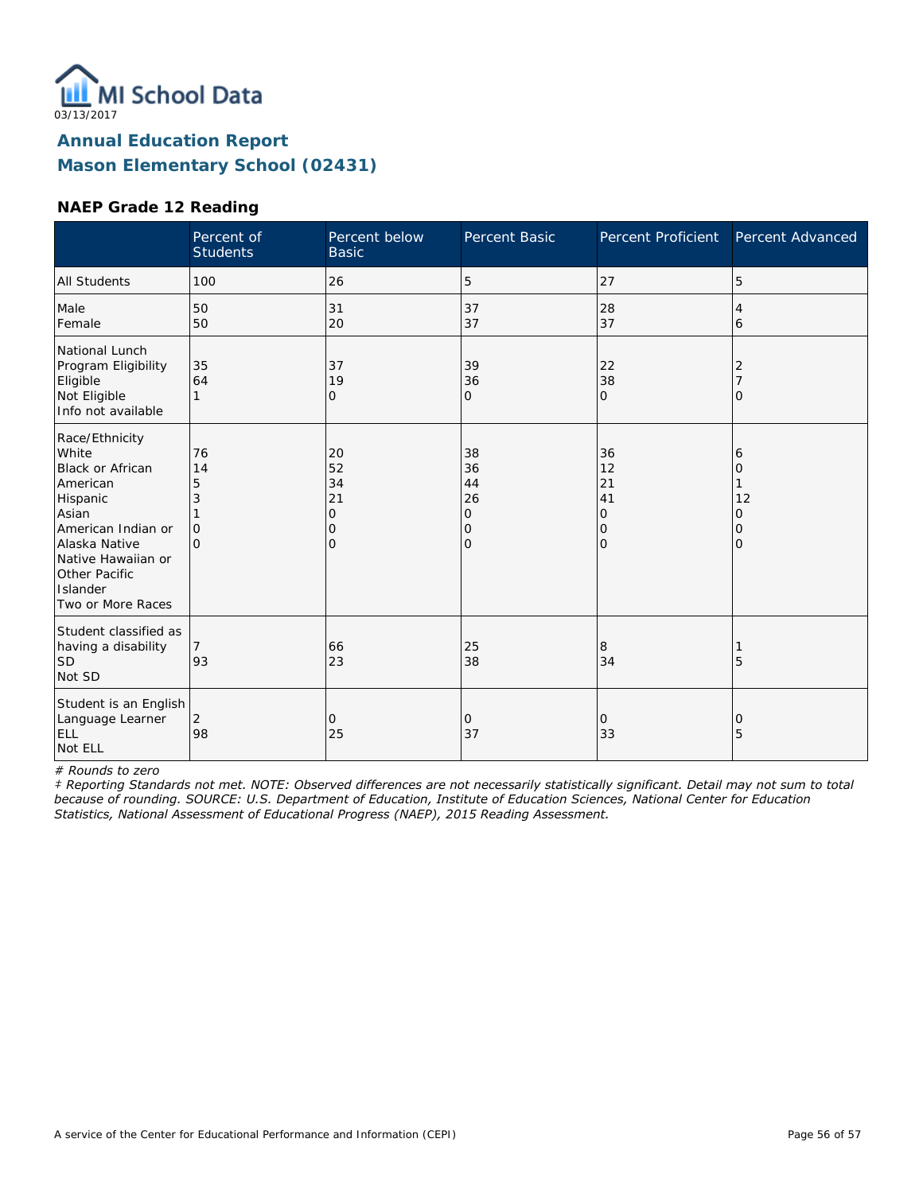03/13/2017

# Annual Education Report
# Mason Elementary School (02431)

### NAEP Grade 12 Reading

| | Percent of Students | Percent below Basic | Percent Basic | Percent Proficient | Percent Advanced |
|---|---|---|---|---|---|
| All Students | 100 | 26 | 5 | 27 | 5 |
| Male | 50 | 31 | 37 | 28 | 4 |
| Female | 50 | 20 | 37 | 37 | 6 |
| National Lunch Program Eligibility | | | | | |
| Eligible | 35 | 37 | 39 | 22 | 2 |
| Not Eligible | 64 | 19 | 36 | 38 | 7 |
| Info not available | 1 | 0 | 0 | 0 | 0 |
| Race/Ethnicity | | | | | |
| White | 76 | 20 | 38 | 36 | 6 |
| Black or African American | 14 | 52 | 36 | 12 | 0 |
| Hispanic | 5 | 34 | 44 | 21 | 1 |
| Asian | 3 | 21 | 26 | 41 | 12 |
| American Indian or Alaska Native | 1 | 0 | 0 | 0 | 0 |
| Native Hawaiian or Other Pacific Islander | 0 | 0 | 0 | 0 | 0 |
| Two or More Races | 0 | 0 | 0 | 0 | 0 |
| Student classified as having a disability | | | | | |
| SD | 7 | 66 | 25 | 8 | 1 |
| Not SD | 93 | 23 | 38 | 34 | 5 |
| Student is an English Language Learner | | | | | |
| ELL | 2 | 0 | 0 | 0 | 0 |
| Not ELL | 98 | 25 | 37 | 33 | 5 |

*# Rounds to zero*

*‡ Reporting Standards not met. NOTE: Observed differences are not necessarily statistically significant. Detail may not sum to total because of rounding. SOURCE: U.S. Department of Education, Institute of Education Sciences, National Center for Education Statistics, National Assessment of Educational Progress (NAEP), 2015 Reading Assessment.*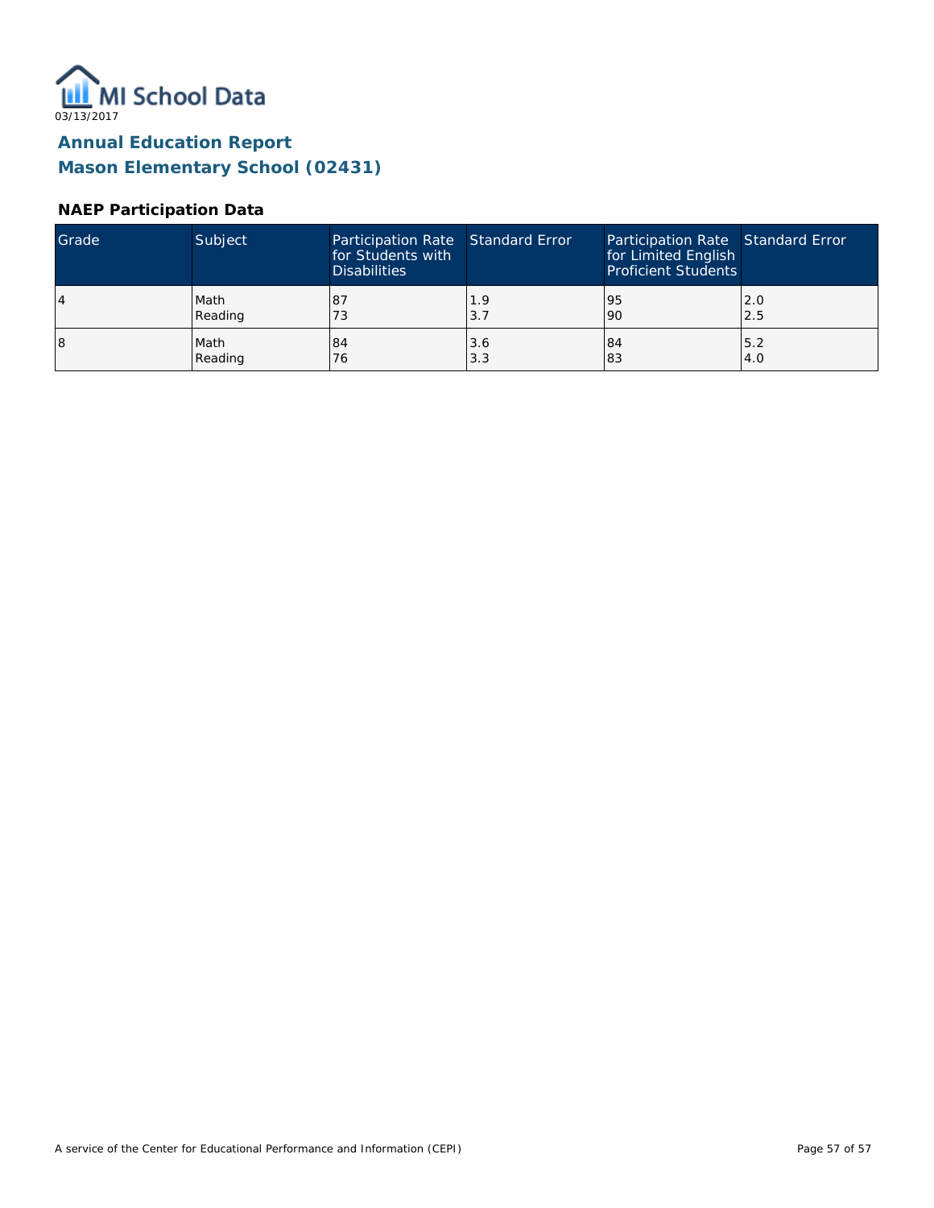MI School Data

03/13/2017

## Annual Education Report
## Mason Elementary School (02431)

### NAEP Participation Data

| Grade | Subject | Participation Rate for Students with Disabilities | Standard Error | Participation Rate for Limited English Proficient Students | Standard Error |
|---|---|---|---|---|---|
| 4 | Math<br>Reading | 87<br>73 | 1.9<br>3.7 | 95<br>90 | 2.0<br>2.5 |
| 8 | Math<br>Reading | 84<br>76 | 3.6<br>3.3 | 84<br>83 | 5.2<br>4.0 |

A service of the Center for Educational Performance and Information (CEPI)